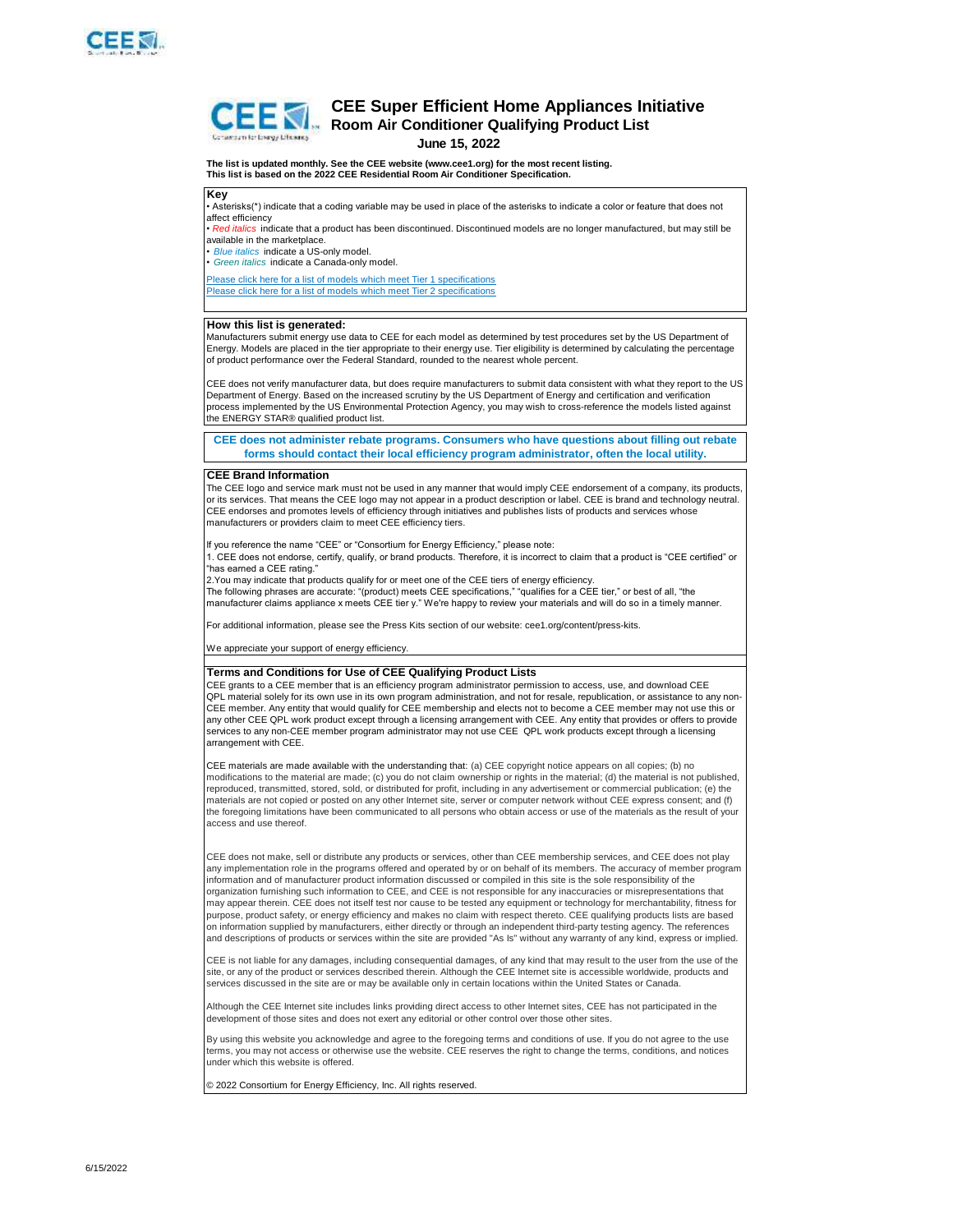# CEE Super Efficient Home Appliances Initiative

## Room Air Conditioner Qualifying Product List

**June 15, 2022**

**The list is updated monthly. See the CEE website (www.cee1.org) for the most recent listing.**
**This list is based on the 2022 CEE Residential Room Air Conditioner Specification.**

### Key

- Asterisks(*) indicate that a coding variable may be used in place of the asterisks to indicate a color or feature that does not affect efficiency
- *Red italics* indicate that a product has been discontinued. Discontinued models are no longer manufactured, but may still be available in the marketplace.
- *Blue italics* indicate a US-only model.
- *Green italics* indicate a Canada-only model.

Please click here for a list of models which meet Tier 1 specifications
Please click here for a list of models which meet Tier 2 specifications

### How this list is generated:

Manufacturers submit energy use data to CEE for each model as determined by test procedures set by the US Department of Energy. Models are placed in the tier appropriate to their energy use. Tier eligibility is determined by calculating the percentage of product performance over the Federal Standard, rounded to the nearest whole percent.

CEE does not verify manufacturer data, but does require manufacturers to submit data consistent with what they report to the US Department of Energy. Based on the increased scrutiny by the US Department of Energy and certification and verification process implemented by the US Environmental Protection Agency, you may wish to cross-reference the models listed against the ENERGY STAR® qualified product list.

**CEE does not administer rebate programs. Consumers who have questions about filling out rebate forms should contact their local efficiency program administrator, often the local utility.**

### CEE Brand Information

The CEE logo and service mark must not be used in any manner that would imply CEE endorsement of a company, its products, or its services. That means the CEE logo may not appear in a product description or label. CEE is brand and technology neutral. CEE endorses and promotes levels of efficiency through initiatives and publishes lists of products and services whose manufacturers or providers claim to meet CEE efficiency tiers.

If you reference the name "CEE" or "Consortium for Energy Efficiency," please note:
1. CEE does not endorse, certify, qualify, or brand products. Therefore, it is incorrect to claim that a product is "CEE certified" or "has earned a CEE rating."
2.You may indicate that products qualify for or meet one of the CEE tiers of energy efficiency.
The following phrases are accurate: "(product) meets CEE specifications," "qualifies for a CEE tier," or best of all, "the manufacturer claims appliance x meets CEE tier y." We're happy to review your materials and will do so in a timely manner.

For additional information, please see the Press Kits section of our website: cee1.org/content/press-kits.

We appreciate your support of energy efficiency.

### Terms and Conditions for Use of CEE Qualifying Product Lists

CEE grants to a CEE member that is an efficiency program administrator permission to access, use, and download CEE QPL material solely for its own use in its own program administration, and not for resale, republication, or assistance to any non-CEE member. Any entity that would qualify for CEE membership and elects not to become a CEE member may not use this or any other CEE QPL work product except through a licensing arrangement with CEE. Any entity that provides or offers to provide services to any non-CEE member program administrator may not use CEE QPL work products except through a licensing arrangement with CEE.

CEE materials are made available with the understanding that: (a) CEE copyright notice appears on all copies; (b) no modifications to the material are made; (c) you do not claim ownership or rights in the material; (d) the material is not published, reproduced, transmitted, stored, sold, or distributed for profit, including in any advertisement or commercial publication; (e) the materials are not copied or posted on any other Internet site, server or computer network without CEE express consent; and (f) the foregoing limitations have been communicated to all persons who obtain access or use of the materials as the result of your access and use thereof.

CEE does not make, sell or distribute any products or services, other than CEE membership services, and CEE does not play any implementation role in the programs offered and operated by or on behalf of its members. The accuracy of member program information and of manufacturer product information discussed or compiled in this site is the sole responsibility of the organization furnishing such information to CEE, and CEE is not responsible for any inaccuracies or misrepresentations that may appear therein. CEE does not itself test nor cause to be tested any equipment or technology for merchantability, fitness for purpose, product safety, or energy efficiency and makes no claim with respect thereto. CEE qualifying products lists are based on information supplied by manufacturers, either directly or through an independent third-party testing agency. The references and descriptions of products or services within the site are provided "As Is" without any warranty of any kind, express or implied.

CEE is not liable for any damages, including consequential damages, of any kind that may result to the user from the use of the site, or any of the product or services described therein. Although the CEE Internet site is accessible worldwide, products and services discussed in the site are or may be available only in certain locations within the United States or Canada.

Although the CEE Internet site includes links providing direct access to other Internet sites, CEE has not participated in the development of those sites and does not exert any editorial or other control over those other sites.

By using this website you acknowledge and agree to the foregoing terms and conditions of use. If you do not agree to the use terms, you may not access or otherwise use the website. CEE reserves the right to change the terms, conditions, and notices under which this website is offered.

© 2022 Consortium for Energy Efficiency, Inc. All rights reserved.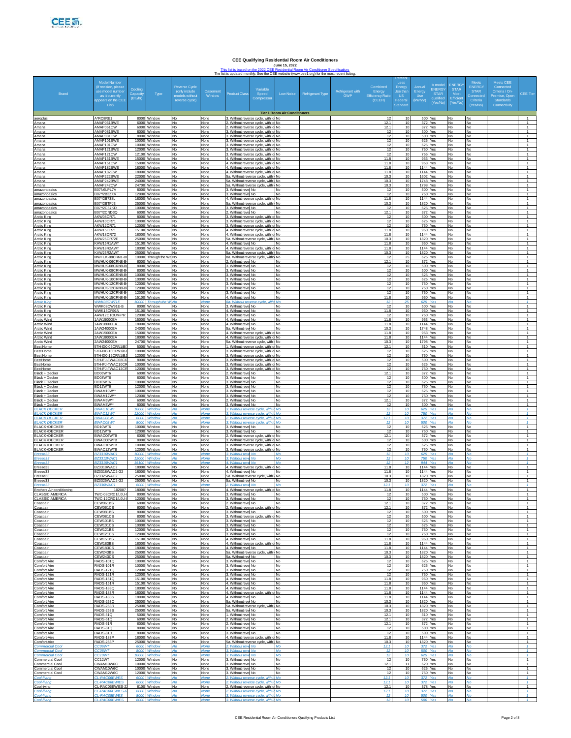# CEE Qualifying Residential Room Air Conditioners

**June 15, 2022**

This list is based on the 2022 CEE Residential Room Air Conditioner Specification.
The list is updated monthly. See the CEE website (www.cee1.org) for the most recent listing.

| Brand | Model Number (if revision, please use model number as it currently appears on the CEE List) | Cooling Capacity (Btu/hr) | Type | Reverse Cycle (only include models without reverse cycle) | Casement Window | Product Class | Variable Speed Compressor | Low Noise | Refrigerant Type | Refrigerant with GWP | Combined Energy Efficiency Ratio (CEER) | Percent Less Energy Use than US Federal Standard | Annual Energy Use (kWh/yr) | Is model ENERGY STAR qualified (Yes/No) | ENERGY STAR Most Efficient (Yes/No) | Meets ENERGY STAR Connected Criteria (Yes/No) | Meets CEE Connected Criteria / On-Premise, Open Standards Connectivity | CEE Tier |
|---|---|---|---|---|---|---|---|---|---|---|---|---|---|---|---|---|---|---|
| **Tier 1 Room Air Conditioners** | | | | | | | | | | | | | | | | | | |
| aeroplus | A*RC8RE1 | 8000 | Window | No | None | 3. Without reverse cycle, with lo | No | | | | 12 | 10 | 500 | Yes | No | No | | 1 |
| Amana | AMAP061BWE | 6000 | Window | No | None | 2. Without reverse cycle, with lo | No | | | | 12.1 | 10 | 372 | Yes | No | No | | 1 |
| Amana | AMAP061CW | 6000 | Window | No | None | 2. Without reverse cycle, with lo | No | | | | 12.1 | 10 | 372 | Yes | No | No | | 1 |
| Amana | AMAP081BWE | 8000 | Window | No | None | 3. Without reverse cycle, with lo | No | | | | 12 | 10 | 500 | Yes | No | No | | 1 |
| Amana | AMAP081CW | 8000 | Window | No | None | 3. Without reverse cycle, with lo | No | | | | 12 | 10 | 500 | Yes | No | No | | 1 |
| Amana | AMAP101BWE | 10000 | Window | No | None | 3. Without reverse cycle, with lo | No | | | | 12 | 10 | 625 | Yes | No | No | | 1 |
| Amana | AMAP101CW | 10000 | Window | No | None | 3. Without reverse cycle, with lo | No | | | | 12 | 10 | 625 | Yes | No | No | | 1 |
| Amana | AMAP121BWE | 12000 | Window | No | None | 3. Without reverse cycle, with lo | No | | | | 12 | 10 | 750 | Yes | No | No | | 1 |
| Amana | AMAP121CW | 12100 | Window | No | None | 3. Without reverse cycle, with lo | No | | | | 12 | 10 | 756 | Yes | No | No | | 1 |
| Amana | AMAP151BWE | 15000 | Window | No | None | 4. Without reverse cycle, with lo | No | | | | 11.8 | 10 | 953 | Yes | No | No | | 1 |
| Amana | AMAP151CW | 15000 | Window | No | None | 4. Without reverse cycle, with lo | No | | | | 11.8 | 10 | 953 | Yes | No | No | | 1 |
| Amana | AMAP182BWE | 18000 | Window | No | None | 4. Without reverse cycle, with lo | No | | | | 11.8 | 10 | 1144 | Yes | No | No | | 1 |
| Amana | AMAP182CW | 18000 | Window | No | None | 4. Without reverse cycle, with lo | No | | | | 11.8 | 10 | 1144 | Yes | No | No | | 1 |
| Amana | AMAP222BWE | 22000 | Window | No | None | 5a. Without reverse cycle, with l | No | | | | 10.3 | 10 | 1602 | Yes | No | No | | 1 |
| Amana | AMAP242BWE | 24000 | Window | No | None | 5a. Without reverse cycle, with l | No | | | | 10.3 | 10 | 1748 | Yes | No | No | | 1 |
| Amana | AMAP242CW | 24700 | Window | No | None | 5a. Without reverse cycle, with l | No | | | | 10.3 | 10 | 1798 | Yes | No | No | | 1 |
| amazonbasics | B07N6LPL7V | 8000 | Window | No | None | 3. Without reve | No | No | | | 12 | 10 | 500 | Yes | No | No | | 1 |
| amazonbasics | B07Y2B3ZXV | 12000 | Window | No | None | 3. Without reve | No | No | | | 12 | 10 | 750 | Yes | No | No | | 1 |
| amazonbasics | B07Y2B738L | 18000 | Window | No | None | 4. Without reverse cycle, with lo | No | | | | 11.8 | 10 | 1144 | Yes | No | No | | 1 |
| amazonbasics | B07Y2BTPJ3 | 25000 | Window | No | None | 5a. Without reverse cycle, with l | No | | | | 10.3 | 10 | 1820 | Yes | No | No | | 1 |
| amazonbasics | B07Y2C57KD | 10000 | Window | No | None | 3. Without reve | No | No | | | 12 | 10 | 625 | Yes | No | No | | 1 |
| amazonbasics | B07Y2CND3Q | 6000 | Window | No | None | 2. Without reve | No | No | | | 12.1 | 10 | 372 | Yes | No | No | | 1 |
| Arctic King | AKW08CR71 | 8000 | Window | No | None | 3. Without reverse cycle, with lo | No | | | | 12 | 10 | 500 | Yes | No | No | | 1 |
| Arctic King | AKW10CR71 | 10000 | Window | No | None | 3. Without reverse cycle, with lo | No | | | | 12 | 10 | 625 | Yes | No | No | | 1 |
| Arctic King | AKW12CR71 | 12000 | Window | No | None | 3. Without reverse cycle, with lo | No | | | | 12 | 10 | 750 | Yes | No | No | | 1 |
| Arctic King | AKW15CR71 | 15100 | Window | No | None | 4. Without reverse cycle, with lo | No | | | | 11.8 | 10 | 960 | Yes | No | No | | 1 |
| Arctic King | AKW18CR72 | 18000 | Window | No | None | 4. Without reverse cycle, with lo | No | | | | 11.8 | 10 | 1144 | Yes | No | No | | 1 |
| Arctic King | AKW25CR72E | 25000 | Window | No | None | 5a. Without reverse cycle, with l | No | | | | 10.3 | 10 | 1820 | Yes | No | No | | 1 |
| Arctic King | KAW15R1AWT | 15100 | Window | No | None | 4. Without reve | No | No | | | 11.8 | 10 | 960 | Yes | No | No | | 1 |
| Arctic King | KAW18R2AWT | 18000 | Window | No | None | 4. Without reverse cycle, with lo | No | | | | 11.8 | 10 | 1144 | Yes | No | No | | 1 |
| Arctic King | KAW25R2AWT | 25000 | Window | No | None | 5a. Without reverse cycle, with l | No | | | | 10.3 | 10 | 1820 | Yes | No | No | | 1 |
| Arctic King | MWFUK-08CRN1-B | 10000 | Through the Wa | No | None | 8a. Without reverse cycle, witho | No | | | | 12 | 25 | 625 | Yes | No | No | | 1 |
| Arctic King | MWHUK-06CRN8-B | 6000 | Window | No | None | 2. Without reve | No | No | | | 12.1 | 10 | 372 | Yes | No | No | | 1 |
| Arctic King | MWHUK-08CRN8-B | 8000 | Window | No | None | 3. Without reve | No | No | | | 12 | 10 | 500 | Yes | No | No | | 1 |
| Arctic King | MWHUK-08CRN8-B | 8000 | Window | No | None | 3. Without reve | No | No | | | 12 | 10 | 500 | Yes | No | No | | 1 |
| Arctic King | MWHUK-10CRN8-B | 10000 | Window | No | None | 3. Without reve | No | No | | | 12 | 10 | 625 | Yes | No | No | | 1 |
| Arctic King | MWHUK-10CRN8-B | 10000 | Window | No | None | 3. Without reve | No | No | | | 12 | 10 | 625 | Yes | No | No | | 1 |
| Arctic King | MWHUK-12CRN8-B | 12000 | Window | No | None | 3. Without reve | No | No | | | 12 | 10 | 750 | Yes | No | No | | 1 |
| Arctic King | MWHUK-12CRN8-B | 12000 | Window | No | None | 3. Without reve | No | No | | | 12 | 10 | 750 | Yes | No | No | | 1 |
| Arctic King | MWHUK-12CRN8-B | 12000 | Window | No | None | 3. Without reve | No | No | | | 12 | 10 | 750 | Yes | No | No | | 1 |
| Arctic King | MWHUK-15CRN8-B | 15100 | Window | No | None | 4. Without reve | No | No | | | 11.8 | 10 | 960 | Yes | No | No | | 1 |
| *Arctic King* | *WWK08CW71E* | *10000* | *Through the W* | *No* | *None* | *8a. Without reverse cycle, witho* | *No* | | | | *12* | *25* | *625* | *Yes* | *No* | *No* | | *1* |
| Arctic King | WWK08CW91E-B | 8000 | Window | No | None | 3. Without reve | No | No | | | 12 | 10 | 500 | Yes | No | No | | 1 |
| Arctic King | WWK15CR91N | 15100 | Window | No | None | 4. Without reve | No | No | | | 11.8 | 10 | 960 | Yes | No | No | | 1 |
| Arctic King | AAW12C1OUM-PR | 12000 | Window | No | None | 3. Without reve | No | No | | | 12 | 10 | 750 | Yes | No | No | | 1 |
| Arctic Wind | 1AW15000EA | 15000 | Window | No | None | 4. Without reve | No | No | | | 11.8 | 10 | 953 | Yes | No | No | | 1 |
| Arctic Wind | 1AW18000EA | 18000 | Window | No | None | 4. Without reve | No | No | | | 11.8 | 10 | 1144 | Yes | No | No | | 1 |
| Arctic Wind | 1AW24000EA | 24000 | Window | No | None | 5a. Without rev | No | No | | | 10.3 | 10 | 1748 | Yes | No | No | | 1 |
| Arctic Wind | 2AW15000EA | 15000 | Window | No | None | 4. Without reverse cycle, with lo | No | | | | 11.8 | 10 | 953 | Yes | No | No | | 1 |
| Arctic Wind | 2AW18000EA | 18000 | Window | No | None | 4. Without reverse cycle, with lo | No | | | | 11.8 | 10 | 1144 | Yes | No | No | | 1 |
| Arctic Wind | 2AW24000EA | 24700 | Window | No | None | 5a. Without reverse cycle, with l | No | | | | 10.3 | 10 | 1798 | Yes | No | No | | 1 |
| Best Home | 57H-ID0-05CRN1/B | 5000 | Window | No | None | 1. Without reverse cycle, with lo | No | | | | 12.1 | 10 | 310 | Yes | No | No | | 1 |
| Best Home | 57H-ID0-10CRN1/B | 10000 | Window | No | None | 3. Without reverse cycle, with lo | No | | | | 12 | 10 | 625 | Yes | No | No | | 1 |
| Best Home | 57H-ID0-12CRN1/B | 12000 | Window | No | None | 3. Without reverse cycle, with lo | No | | | | 12 | 10 | 750 | Yes | No | No | | 1 |
| BestHome | 57H-IFJ-TWAC08CR | 8000 | Window | No | None | 3. Without reverse cycle, with lo | No | | | | 12 | 10 | 500 | Yes | No | No | | 1 |
| BestHome | 57H-IFJ-TWAC10CR | 10000 | Window | No | None | 3. Without reverse cycle, with lo | No | | | | 12 | 10 | 625 | Yes | No | No | | 1 |
| BestHome | 57H-IFJ-TWAC12CR | 12000 | Window | No | None | 3. Without reverse cycle, with lo | No | | | | 12 | 10 | 750 | Yes | No | No | | 1 |
| Black + Decker | BD06WT6 | 6000 | Window | No | None | 2. Without reve | No | No | | | 12.1 | 10 | 372 | Yes | No | No | | 1 |
| Black + Decker | BD08WT6 | 8000 | Window | No | None | 3. Without reve | No | No | | | 12 | 10 | 500 | Yes | No | No | | 1 |
| Black + Decker | BD10WT6 | 10000 | Window | No | None | 3. Without reve | No | No | | | 12 | 10 | 625 | Yes | No | No | | 1 |
| Black + Decker | BD12WT6 | 12000 | Window | No | None | 3. Without reve | No | No | | | 12 | 10 | 750 | Yes | No | No | | 1 |
| Black + Decker | BWAM10W** | 10000 | Window | No | None | 3. Without reve | No | No | | | 12 | 10 | 625 | Yes | No | No | | 1 |
| Black + Decker | BWAM12W** | 12000 | Window | No | None | 3. Without reve | No | No | | | 12 | 10 | 750 | Yes | No | No | | 1 |
| Black + Decker | BWAM6W** | 6000 | Window | No | None | 2. Without reve | No | No | | | 12.1 | 10 | 372 | Yes | No | No | | 1 |
| Black + Decker | BWAM8W** | 8000 | Window | No | None | 3. Without reve | No | No | | | 12 | 10 | 500 | Yes | No | No | | 1 |
| *BLACK DECKER* | *BWAC10WT* | *10000* | *Window* | *No* | *None* | *3. Without reverse cycle, with l* | *No* | | | | *12* | *10* | *625* | *Yes* | *No* | *No* | | *1* |
| *BLACK DECKER* | *BWAC12WT* | *12000* | *Window* | *No* | *None* | *3. Without reverse cycle, with l* | *No* | | | | *12* | *10* | *750* | *Yes* | *No* | *No* | | *1* |
| *BLACK DECKER* | *BWAC06WT* | *6000* | *Window* | *No* | *None* | *2. Without reverse cycle, with l* | *No* | | | | *12.1* | *10* | *372* | *Yes* | *No* | *No* | | *1* |
| *BLACK DECKER* | *BWAC08WT* | *8000* | *Window* | *No* | *None* | *3. Without reverse cycle, with l* | *No* | | | | *12* | *10* | *500* | *Yes* | *No* | *No* | | *1* |
| BLACK+DECKER | BD10WT6 | 10000 | Window | No | None | 3. Without reve | No | No | | | 12 | 10 | 625 | Yes | No | No | | 1 |
| BLACK+DECKER | BD12WT6 | 12000 | Window | No | None | 3. Without reve | No | No | | | 12 | 10 | 750 | Yes | No | No | | 1 |
| BLACK+DECKER | BWAC06WTB | 6000 | Window | No | None | 2. Without reverse cycle, with lo | No | | | | 12.1 | 10 | 372 | Yes | No | No | | 1 |
| BLACK+DECKER | BWAC08WTB | 8000 | Window | No | None | 3. Without reverse cycle, with lo | No | | | | 12 | 10 | 500 | Yes | No | No | | 1 |
| BLACK+DECKER | BWAC10WTB | 10000 | Window | No | None | 3. Without reverse cycle, with lo | No | | | | 12 | 10 | 625 | Yes | No | No | | 1 |
| BLACK+DECKER | BWAC12WTB | 12000 | Window | No | None | 3. Without reverse cycle, with lo | No | | | | 12 | 10 | 750 | Yes | No | No | | 1 |
| *Breeze33* | *BZ3310WAC1* | *10000* | *Window* | *No* | *None* | *3. Without reve* | *No* | *No* | | | *12* | *10* | *625* | *Yes* | *No* | *No* | | *1* |
| *Breeze33* | *BZ3312WAC1* | *12000* | *Window* | *No* | *None* | *3. Without reve* | *No* | *No* | | | *12* | *10* | *750* | *Yes* | *No* | *No* | | *1* |
| *Breeze33* | *BZ3315WAC1* | *15100* | *Window* | *No* | *None* | *4. Without reve* | *No* | *No* | | | *12* | *12* | *944* | *Yes* | *No* | *No* | | *1* |
| Breeze33 | BZ3318WAC2 | 18000 | Window | No | None | 4. Without reverse cycle, with lo | No | | | | 11.8 | 10 | 1144 | Yes | No | No | | 1 |
| Breeze33 | BZ3318WAC2-G2 | 18000 | Window | No | None | 4. Without reve | No | No | | | 11.8 | 10 | 1144 | Yes | No | No | | 1 |
| Breeze33 | BZ3325WAC2 | 25000 | Window | No | None | 5a. Without reverse cycle, with l | No | | | | 10.3 | 10 | 1820 | Yes | No | No | | 1 |
| Breeze33 | BZ3325WAC2-G2 | 25000 | Window | No | None | 5a. Without rev | No | No | | | 10.3 | 10 | 1820 | Yes | No | No | | 1 |
| *Breeze33* | *BZ336WAC1* | *6000* | *Window* | *No* | *None* | *2. Without reve* | *No* | *No* | | | *12.1* | *10* | *372* | *Yes* | *No* | *No* | | *1* |
| Brothers Air conditioning | 102087 | 18000 | Window | No | None | 4. Without reverse cycle, with lo | No | | | | 11.8 | 10 | 1144 | Yes | No | No | | 1 |
| CLASSIC AMERICA | TWC-08CRD1/L0U | 8000 | Window | No | None | 3. Without reve | No | No | | | 12 | 10 | 500 | Yes | No | No | | 1 |
| CLASSIC AMERICA | TWC-12CRD1/L0U | 12000 | Window | No | None | 3. Without reve | No | No | | | 12 | 10 | 750 | Yes | No | No | | 1 |
| Coast air | CEW061BS | 6000 | Window | No | None | 2. Without reve | No | No | | | 12.1 | 10 | 372 | Yes | No | No | | 1 |
| Coast air | CEW061CS | 6000 | Window | No | None | 2. Without reverse cycle, with lo | No | | | | 12.1 | 10 | 372 | Yes | No | No | | 1 |
| Coast air | CEW081BS | 8000 | Window | No | None | 3. Without reve | No | No | | | 12 | 10 | 500 | Yes | No | No | | 1 |
| Coast air | CEW081CS | 8000 | Window | No | None | 3. Without reverse cycle, with lo | No | | | | 12 | 10 | 500 | Yes | No | No | | 1 |
| Coast air | CEW101BS | 10000 | Window | No | None | 3. Without reve | No | No | | | 12 | 10 | 625 | Yes | No | No | | 1 |
| Coast air | CEW101CS | 10000 | Window | No | None | 3. Without reve | No | No | | | 12 | 10 | 625 | Yes | No | No | | 1 |
| Coast air | CEW121BS | 12000 | Window | No | None | 3. Without reve | No | No | | | 12 | 10 | 750 | Yes | No | No | | 1 |
| Coast air | CEW121CS | 12000 | Window | No | None | 3. Without reve | No | No | | | 12 | 10 | 750 | Yes | No | No | | 1 |
| Coast air | CEW151BS | 15100 | Window | No | None | 4. Without reve | No | No | | | 11.8 | 10 | 960 | Yes | No | No | | 1 |
| Coast air | CEW183BS | 18000 | Window | No | None | 4. Without reverse cycle, with lo | No | | | | 11.8 | 10 | 1144 | Yes | No | No | | 1 |
| Coast air | CEW183CS | 18000 | Window | No | None | 4. Without reve | No | No | | | 11.8 | 10 | 1144 | Yes | No | No | | 1 |
| Coast air | CEW243BS | 25000 | Window | No | None | 5a. Without reverse cycle, with l | No | | | | 10.3 | 10 | 1820 | Yes | No | No | | 1 |
| Coast air | CEW243CS | 25000 | Window | No | None | 5a. Without rev | No | No | | | 10.3 | 10 | 1820 | Yes | No | No | | 1 |
| Comfort Aire | RADS-101Q | 10000 | Window | No | None | 3. Without reve | No | No | | | 12 | 10 | 625 | Yes | No | No | | 1 |
| Comfort Aire | RADS-101R | 10000 | Window | No | None | 3. Without reve | No | No | | | 12 | 10 | 625 | Yes | No | No | | 1 |
| Comfort Aire | RADS-121Q | 12000 | Window | No | None | 3. Without reve | No | No | | | 12 | 10 | 750 | Yes | No | No | | 1 |
| Comfort Aire | RADS-121R | 12000 | Window | No | None | 3. Without reve | No | No | | | 12 | 10 | 750 | Yes | No | No | | 1 |
| Comfort Aire | RADS-151Q | 15100 | Window | No | None | 4. Without reve | No | No | | | 11.8 | 10 | 960 | Yes | No | No | | 1 |
| Comfort Aire | RADS-151R | 15100 | Window | No | None | 4. Without reve | No | No | | | 11.8 | 10 | 960 | Yes | No | No | | 1 |
| Comfort Aire | RADS-183Q | 18000 | Window | No | None | 4. Without reve | No | No | | | 11.8 | 10 | 1144 | Yes | No | No | | 1 |
| Comfort Aire | RADS-183R | 18000 | Window | No | None | 4. Without reverse cycle, with lo | No | | | | 11.8 | 10 | 1144 | Yes | No | No | | 1 |
| Comfort Aire | RADS-183S | 18000 | Window | No | None | 4. Without reve | No | No | | | 11.8 | 10 | 1144 | Yes | No | No | | 1 |
| Comfort Aire | RADS-253Q | 25000 | Window | No | None | 5a. Without rev | No | No | | | 10.3 | 10 | 1820 | Yes | No | No | | 1 |
| Comfort Aire | RADS-253R | 25000 | Window | No | None | 5a. Without reverse cycle, with l | No | | | | 10.3 | 10 | 1820 | Yes | No | No | | 1 |
| Comfort Aire | RADS-253S | 25000 | Window | No | None | 5a. Without rev | No | No | | | 10.3 | 10 | 1820 | Yes | No | No | | 1 |
| Comfort Aire | RADS-51Q | 5000 | Window | No | None | 1. Without reve | No | No | | | 12.1 | 10 | 310 | Yes | No | No | | 1 |
| Comfort Aire | RADS-61Q | 6000 | Window | No | None | 2. Without reve | No | No | | | 12.1 | 10 | 372 | Yes | No | No | | 1 |
| Comfort Aire | RADS-61R | 6000 | Window | No | None | 2. Without reve | No | No | | | 12.1 | 10 | 372 | Yes | No | No | | 1 |
| Comfort Aire | RADS-81Q | 8000 | Window | No | None | 3. Without reve | No | No | | | 12 | 10 | 500 | Yes | No | No | | 1 |
| Comfort Aire | RADS-81R | 8000 | Window | No | None | 3. Without reve | No | No | | | 12 | 10 | 500 | Yes | No | No | | 1 |
| Comfort-Aire | RADS-183P | 18000 | Window | No | None | 4. Without reverse cycle, with lo | No | | | | 11.8 | 10 | 1144 | Yes | No | No | | 1 |
| Comfort-Aire | RADS-253P | 25000 | Window | No | None | 5a. Without reverse cycle, with l | No | | | | 10.3 | 10 | 1820 | Yes | No | No | | 1 |
| *Commercial Cool* | *CC06WT* | *6000* | *Window* | *No* | *None* | *2. Without reve* | *No* | *No* | | | *12.1* | *10* | *372* | *Yes* | *No* | *No* | | *1* |
| *Commercial Cool* | *CC08WT* | *8000* | *Window* | *No* | *None* | *3. Without reve* | *No* | *No* | | | *12* | *10* | *500* | *Yes* | *No* | *No* | | *1* |
| *Commercial Cool* | *CC10WT* | *10000* | *Window* | *No* | *None* | *3. Without reve* | *No* | *No* | | | *12* | *10* | *625* | *Yes* | *No* | *No* | | *1* |
| Commercial Cool | CC12WT | 12000 | Window | No | None | 3. Without reve | No | No | | | 12 | 10 | 750 | Yes | No | No | | 1 |
| Commercial Cool | CWAM10W6C | 10000 | Window | No | None | 3. Without reve | No | No | | | 12.1 | 11 | 620 | Yes | No | No | | 1 |
| Commercial Cool | CWAM10W6C | 10000 | Window | No | None | 3. Without reve | No | No | | | 12 | 10 | 625 | Yes | No | No | | 1 |
| Commercial Cool | CWAM12W6C | 12000 | Window | No | None | 3. Without reve | No | No | | | 12 | 10 | 750 | Yes | No | No | | 1 |
| *Cool-living* | *CL-RAC06EWES* | *6000* | *Window* | *No* | *None* | *2. Without reverse cycle, with l* | *No* | | | | *12.1* | *10* | *372* | *Yes* | *No* | *No* | | *1* |
| *Cool-living* | *CL-RAC06EWIES* | *6000* | *Window* | *No* | *None* | *2. Without reverse cycle, with l* | *No* | | | | *12.1* | *10* | *372* | *Yes* | *No* | *No* | | *1* |
| Cool-living | CL-RAC06EWES-2 | 6100 | Window | No | None | 2. Without reverse cycle, with lo | No | | | | 12.1 | 10 | 378 | Yes | No | No | | 1 |
| *Cool-living* | *CL-RAC06EWIES-6* | *6000* | *Window* | *No* | *None* | *2. Without reverse cycle, with l* | *No* | | | | *12.1* | *10* | *372* | *Yes* | *No* | *No* | | *1* |
| *Cool-living* | *CL-RAC08EWES* | *8000* | *Window* | *No* | *None* | *3. Without reverse cycle, with l* | *No* | | | | *12* | *10* | *500* | *Yes* | *No* | *No* | | *1* |
| *Cool-living* | *CL-RAC08EWIES* | *8000* | *Window* | *No* | *None* | *3. Without reverse cycle, with l* | *No* | | | | *12* | *10* | *500* | *Yes* | *No* | *No* | | *1* |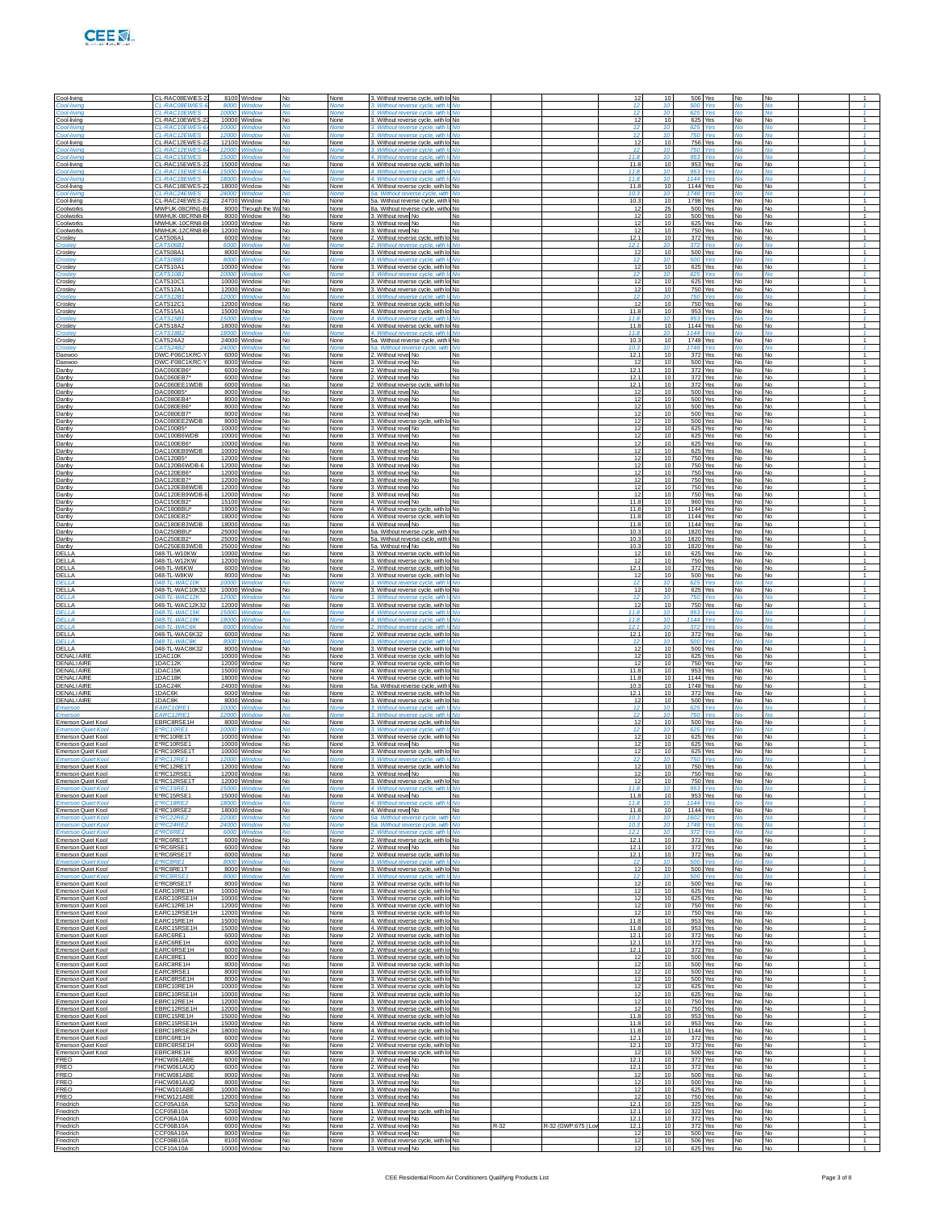| | | | | | | | | | | | | | | | | | | |
|---|---|---|---|---|---|---|---|---|---|---|---|---|---|---|---|---|---|---|
| Cool-living | CL-RAC08EWIES-2 | 8100 | Window | No | None | 3. Without reverse cycle, with lo | | No | | | 12 | 10 | 506 | Yes | No | No | | 1 |
| Cool-living | CL-RAC08EWIES-6 | 8000 | Window | No | None | 3. Without reverse cycle, with lo | | No | | | 12 | 10 | 500 | Yes | No | No | | 1 |
| Cool-living | CL-RAC10EWIES | 10000 | Window | No | None | 3. Without reverse cycle, with lo | | No | | | 12 | 10 | 625 | Yes | No | No | | 1 |
| Cool-living | CL-RAC10EWES-22 | 10000 | Window | No | None | 3. Without reverse cycle, with lo | | No | | | 12 | 10 | 625 | Yes | No | No | | 1 |
| Cool-living | CL-RAC10EWES-6 | 10000 | Window | No | None | 3. Without reverse cycle, with lo | | No | | | 12 | 10 | 625 | Yes | No | No | | 1 |
| Cool-living | CL-RAC12EWIES | 12000 | Window | No | None | 3. Without reverse cycle, with lo | | No | | | 12 | 10 | 750 | Yes | No | No | | 1 |
| Cool-living | CL-RAC12EWES-22 | 12100 | Window | No | None | 3. Without reverse cycle, with lo | | No | | | 12 | 10 | 756 | Yes | No | No | | 1 |
| Cool-living | CL-RAC12EWES-6 | 12000 | Window | No | None | 3. Without reverse cycle, with lo | | No | | | 12 | 10 | 750 | Yes | No | No | | 1 |
| Cool-living | CL-RAC15EWIES | 15000 | Window | No | None | 4. Without reverse cycle, with lo | | No | | | 11.8 | 10 | 953 | Yes | No | No | | 1 |
| Cool-living | CL-RAC15EWES-22 | 15000 | Window | No | None | 4. Without reverse cycle, with lo | | No | | | 11.8 | 10 | 953 | Yes | No | No | | 1 |
| Cool-living | CL-RAC15EWES-6 | 15000 | Window | No | None | 4. Without reverse cycle, with lo | | No | | | 11.8 | 10 | 953 | Yes | No | No | | 1 |
| Cool-living | CL-RAC18EWIES | 18000 | Window | No | None | 4. Without reverse cycle, with lo | | No | | | 11.8 | 10 | 1144 | Yes | No | No | | 1 |
| Cool-living | CL-RAC18EWES-22 | 18000 | Window | No | None | 4. Without reverse cycle, with lo | | No | | | 11.8 | 10 | 1144 | Yes | No | No | | 1 |
| Cool-living | CL-RAC24EWIES | 24000 | Window | No | None | 5a. Without reverse cycle, with | | No | | | 10.3 | 10 | 1748 | Yes | No | No | | 1 |
| Cool-living | CL-RAC24EWES-22 | 24700 | Window | No | None | 5a. Without reverse cycle, with l | | No | | | 10.3 | 10 | 1798 | Yes | No | No | | 1 |
| Coolworks | MWFUK-08CRN1-B | 8000 | Through the Wa | No | None | 8a. Without reverse cycle, witho | | No | | | 12 | 25 | 500 | Yes | No | No | | 1 |
| Coolworks | MWHUK-08CRN8-B | 8000 | Window | No | None | 3. Without reve | No | No | | | 12 | 10 | 500 | Yes | No | No | | 1 |
| Coolworks | MWHUK-10CRN8-B | 10000 | Window | No | None | 3. Without reve | No | No | | | 12 | 10 | 625 | Yes | No | No | | 1 |
| Coolworks | MWHUK-12CRN8-B | 12000 | Window | No | None | 3. Without reve | No | No | | | 12 | 10 | 750 | Yes | No | No | | 1 |
| Crosley | CATS06A1 | 6000 | Window | No | None | 2. Without reverse cycle, with lo | | No | | | 12.1 | 10 | 372 | Yes | No | No | | 1 |
| Crosley | CATS06B1 | 6000 | Window | No | None | 2. Without reverse cycle, with lo | | No | | | 12.1 | 10 | 372 | Yes | No | No | | 1 |
| Crosley | CATS08A1 | 8000 | Window | No | None | 3. Without reverse cycle, with lo | | No | | | 12 | 10 | 500 | Yes | No | No | | 1 |
| Crosley | CATS08B1 | 8000 | Window | No | None | 3. Without reverse cycle, with lo | | No | | | 12 | 10 | 500 | Yes | No | No | | 1 |
| Crosley | CATS10A1 | 10000 | Window | No | None | 3. Without reverse cycle, with lo | | No | | | 12 | 10 | 625 | Yes | No | No | | 1 |
| Crosley | CATS10B1 | 10000 | Window | No | None | 3. Without reverse cycle, with lo | | No | | | 12 | 10 | 625 | Yes | No | No | | 1 |
| Crosley | CATS10C1 | 10000 | Window | No | None | 3. Without reverse cycle, with lo | | No | | | 12 | 10 | 625 | Yes | No | No | | 1 |
| Crosley | CATS12A1 | 12000 | Window | No | None | 3. Without reverse cycle, with lo | | No | | | 12 | 10 | 750 | Yes | No | No | | 1 |
| Crosley | CATS12B1 | 12000 | Window | No | None | 3. Without reverse cycle, with lo | | No | | | 12 | 10 | 750 | Yes | No | No | | 1 |
| Crosley | CATS12C1 | 12000 | Window | No | None | 3. Without reverse cycle, with lo | | No | | | 12 | 10 | 750 | Yes | No | No | | 1 |
| Crosley | CATS15A1 | 15000 | Window | No | None | 4. Without reverse cycle, with lo | | No | | | 11.8 | 10 | 953 | Yes | No | No | | 1 |
| Crosley | CATS15B1 | 15000 | Window | No | None | 4. Without reverse cycle, with lo | | No | | | 11.8 | 10 | 953 | Yes | No | No | | 1 |
| Crosley | CATS18A2 | 18000 | Window | No | None | 4. Without reverse cycle, with lo | | No | | | 11.8 | 10 | 1144 | Yes | No | No | | 1 |
| Crosley | CATS18B2 | 18000 | Window | No | None | 4. Without reverse cycle, with lo | | No | | | 11.8 | 10 | 1144 | Yes | No | No | | 1 |
| Crosley | CATS24A2 | 24000 | Window | No | None | 5a. Without reverse cycle, with l | | No | | | 10.3 | 10 | 1748 | Yes | No | No | | 1 |
| Crosley | CATS24B2 | 24000 | Window | No | None | 5a. Without reverse cycle, with | | No | | | 10.3 | 10 | 1748 | Yes | No | No | | 1 |
| Daewoo | DWC-F06C1KRC-Y | 6000 | Window | No | None | 2. Without reve | No | No | | | 12.1 | 10 | 372 | Yes | No | No | | 1 |
| Daewoo | DWC-F08C1KRC-Y | 8000 | Window | No | None | 3. Without reve | No | No | | | 12 | 10 | 500 | Yes | No | No | | 1 |
| Danby | DAC060EB6* | 6000 | Window | No | None | 2. Without reve | No | No | | | 12.1 | 10 | 372 | Yes | No | No | | 1 |
| Danby | DAC060EB7* | 6000 | Window | No | None | 2. Without reve | No | No | | | 12.1 | 10 | 372 | Yes | No | No | | 1 |
| Danby | DAC060EE1WDB | 6000 | Window | No | None | 2. Without reverse cycle, with lo | | No | | | 12.1 | 10 | 372 | Yes | No | No | | 1 |
| Danby | DAC080B5* | 8000 | Window | No | None | 3. Without reve | No | No | | | 12 | 10 | 500 | Yes | No | No | | 1 |
| Danby | DAC080EB4* | 8000 | Window | No | None | 3. Without reve | No | No | | | 12 | 10 | 500 | Yes | No | No | | 1 |
| Danby | DAC080EB6* | 8000 | Window | No | None | 3. Without reve | No | No | | | 12 | 10 | 500 | Yes | No | No | | 1 |
| Danby | DAC080EB7* | 8000 | Window | No | None | 3. Without reve | No | No | | | 12 | 10 | 500 | Yes | No | No | | 1 |
| Danby | DAC080EE2WDB | 8000 | Window | No | None | 3. Without reverse cycle, with lo | | No | | | 12 | 10 | 500 | Yes | No | No | | 1 |
| Danby | DAC100B5* | 10000 | Window | No | None | 3. Without reve | No | No | | | 12 | 10 | 625 | Yes | No | No | | 1 |
| Danby | DAC100B6WDB | 10000 | Window | No | None | 3. Without reve | No | No | | | 12 | 10 | 625 | Yes | No | No | | 1 |
| Danby | DAC100EB6* | 10000 | Window | No | None | 3. Without reve | No | No | | | 12 | 10 | 625 | Yes | No | No | | 1 |
| Danby | DAC100EB9WDB | 10000 | Window | No | None | 3. Without reve | No | No | | | 12 | 10 | 625 | Yes | No | No | | 1 |
| Danby | DAC120B5* | 12000 | Window | No | None | 3. Without reve | No | No | | | 12 | 10 | 750 | Yes | No | No | | 1 |
| Danby | DAC120B6WDB-6 | 12000 | Window | No | None | 3. Without reve | No | No | | | 12 | 10 | 750 | Yes | No | No | | 1 |
| Danby | DAC120EB6* | 12000 | Window | No | None | 3. Without reve | No | No | | | 12 | 10 | 750 | Yes | No | No | | 1 |
| Danby | DAC120EB7* | 12000 | Window | No | None | 3. Without reve | No | No | | | 12 | 10 | 750 | Yes | No | No | | 1 |
| Danby | DAC120EB8WDB | 12000 | Window | No | None | 3. Without reve | No | No | | | 12 | 10 | 750 | Yes | No | No | | 1 |
| Danby | DAC120EB9WDB-6 | 12000 | Window | No | None | 3. Without reve | No | No | | | 12 | 10 | 750 | Yes | No | No | | 1 |
| Danby | DAC150EB2* | 15100 | Window | No | None | 4. Without reve | No | No | | | 11.8 | 10 | 960 | Yes | No | No | | 1 |
| Danby | DAC180BBU* | 18000 | Window | No | None | 4. Without reverse cycle, with lo | | No | | | 11.8 | 10 | 1144 | Yes | No | No | | 1 |
| Danby | DAC180EB2* | 18000 | Window | No | None | 4. Without reverse cycle, with lo | | No | | | 11.8 | 10 | 1144 | Yes | No | No | | 1 |
| Danby | DAC180EB3WDB | 18000 | Window | No | None | 4. Without reve | No | No | | | 11.8 | 10 | 1144 | Yes | No | No | | 1 |
| Danby | DAC250BBU* | 25000 | Window | No | None | 5a. Without reverse cycle, with l | | No | | | 10.3 | 10 | 1820 | Yes | No | No | | 1 |
| Danby | DAC250EB2* | 25000 | Window | No | None | 5a. Without reverse cycle, with l | | No | | | 10.3 | 10 | 1820 | Yes | No | No | | 1 |
| Danby | DAC250EB3WDB | 25000 | Window | No | None | 5a. Without rev | No | No | | | 10.3 | 10 | 1820 | Yes | No | No | | 1 |
| DELLA | 048-TL-W10KW | 10000 | Window | No | None | 3. Without reverse cycle, with lo | | No | | | 12 | 10 | 625 | Yes | No | No | | 1 |
| DELLA | 048-TL-W12KW | 12000 | Window | No | None | 3. Without reverse cycle, with lo | | No | | | 12 | 10 | 750 | Yes | No | No | | 1 |
| DELLA | 048-TL-W6KW | 6000 | Window | No | None | 2. Without reverse cycle, with lo | | No | | | 12.1 | 10 | 372 | Yes | No | No | | 1 |
| DELLA | 048-TL-W8KW | 8000 | Window | No | None | 3. Without reverse cycle, with lo | | No | | | 12 | 10 | 500 | Yes | No | No | | 1 |
| DELLA | 048-TL-WAC10K | 10000 | Window | No | None | 3. Without reverse cycle, with lo | | No | | | 12 | 10 | 625 | Yes | No | No | | 1 |
| DELLA | 048-TL-WAC10K32 | 10000 | Window | No | None | 3. Without reverse cycle, with lo | | No | | | 12 | 10 | 625 | Yes | No | No | | 1 |
| DELLA | 048-TL-WAC12K | 12000 | Window | No | None | 3. Without reverse cycle, with lo | | No | | | 12 | 10 | 750 | Yes | No | No | | 1 |
| DELLA | 048-TL-WAC12K32 | 12000 | Window | No | None | 3. Without reverse cycle, with lo | | No | | | 12 | 10 | 750 | Yes | No | No | | 1 |
| DELLA | 048-TL-WAC15K | 15000 | Window | No | None | 4. Without reverse cycle, with lo | | No | | | 11.8 | 10 | 953 | Yes | No | No | | 1 |
| DELLA | 048-TL-WAC18K | 18000 | Window | No | None | 4. Without reverse cycle, with lo | | No | | | 11.8 | 10 | 1144 | Yes | No | No | | 1 |
| DELLA | 048-TL-WAC6K | 6000 | Window | No | None | 2. Without reverse cycle, with lo | | No | | | 12.1 | 10 | 372 | Yes | No | No | | 1 |
| DELLA | 048-TL-WAC6K32 | 6000 | Window | No | None | 2. Without reverse cycle, with lo | | No | | | 12.1 | 10 | 372 | Yes | No | No | | 1 |
| DELLA | 048-TL-WAC8K | 8000 | Window | No | None | 3. Without reverse cycle, with lo | | No | | | 12 | 10 | 500 | Yes | No | No | | 1 |
| DELLA | 048-TL-WAC8K32 | 8000 | Window | No | None | 3. Without reverse cycle, with lo | | No | | | 12 | 10 | 500 | Yes | No | No | | 1 |
| DENALI AIRE | 1DAC10K | 10000 | Window | No | None | 3. Without reverse cycle, with lo | | No | | | 12 | 10 | 625 | Yes | No | No | | 1 |
| DENALI AIRE | 1DAC12K | 12000 | Window | No | None | 3. Without reverse cycle, with lo | | No | | | 12 | 10 | 750 | Yes | No | No | | 1 |
| DENALI AIRE | 1DAC15K | 15000 | Window | No | None | 4. Without reverse cycle, with lo | | No | | | 11.8 | 10 | 953 | Yes | No | No | | 1 |
| DENALI AIRE | 1DAC18K | 18000 | Window | No | None | 4. Without reverse cycle, with lo | | No | | | 11.8 | 10 | 1144 | Yes | No | No | | 1 |
| DENALI AIRE | 1DAC24K | 24000 | Window | No | None | 5a. Without reverse cycle, with l | | No | | | 10.3 | 10 | 1748 | Yes | No | No | | 1 |
| DENALI AIRE | 1DAC6K | 6000 | Window | No | None | 2. Without reverse cycle, with lo | | No | | | 12.1 | 10 | 372 | Yes | No | No | | 1 |
| DENALI AIRE | 1DAC8K | 8000 | Window | No | None | 3. Without reverse cycle, with lo | | No | | | 12 | 10 | 500 | Yes | No | No | | 1 |
| Emerson | EARC10RE1 | 10000 | Window | No | None | 3. Without reverse cycle, with lo | | No | | | 12 | 10 | 625 | Yes | No | No | | 1 |
| Emerson | EARC12RE1 | 12000 | Window | No | None | 3. Without reverse cycle, with lo | | No | | | 12 | 10 | 750 | Yes | No | No | | 1 |
| Emerson Quiet Kool | EBRC8RSE1H | 8000 | Window | No | None | 3. Without reverse cycle, with lo | | No | | | 12 | 10 | 500 | Yes | No | No | | 1 |
| Emerson Quiet Kool | E*RC10RE1 | 10000 | Window | No | None | 3. Without reverse cycle, with lo | | No | | | 12 | 10 | 625 | Yes | No | No | | 1 |
| Emerson Quiet Kool | E*RC10RE1T | 10000 | Window | No | None | 3. Without reverse cycle, with lo | | No | | | 12 | 10 | 625 | Yes | No | No | | 1 |
| Emerson Quiet Kool | E*RC10RSE1 | 10000 | Window | No | None | 3. Without reve | No | No | | | 12 | 10 | 625 | Yes | No | No | | 1 |
| Emerson Quiet Kool | E*RC10RSE1T | 10000 | Window | No | None | 3. Without reverse cycle, with lo | | No | | | 12 | 10 | 625 | Yes | No | No | | 1 |
| Emerson Quiet Kool | E*RC12RE1 | 12000 | Window | No | None | 3. Without reverse cycle, with lo | | No | | | 12 | 10 | 750 | Yes | No | No | | 1 |
| Emerson Quiet Kool | E*RC12RE1T | 12000 | Window | No | None | 3. Without reverse cycle, with lo | | No | | | 12 | 10 | 750 | Yes | No | No | | 1 |
| Emerson Quiet Kool | E*RC12RSE1 | 12000 | Window | No | None | 3. Without reve | No | No | | | 12 | 10 | 750 | Yes | No | No | | 1 |
| Emerson Quiet Kool | E*RC12RSE1T | 12000 | Window | No | None | 3. Without reverse cycle, with lo | | No | | | 12 | 10 | 750 | Yes | No | No | | 1 |
| Emerson Quiet Kool | E*RC15RE1 | 15000 | Window | No | None | 4. Without reverse cycle, with lo | | No | | | 11.8 | 10 | 953 | Yes | No | No | | 1 |
| Emerson Quiet Kool | E*RC15RSE1 | 15000 | Window | No | None | 4. Without reve | No | No | | | 11.8 | 10 | 953 | Yes | No | No | | 1 |
| Emerson Quiet Kool | E*RC18RE2 | 18000 | Window | No | None | 4. Without reverse cycle, with lo | | No | | | 11.8 | 10 | 1144 | Yes | No | No | | 1 |
| Emerson Quiet Kool | E*RC18RSE2 | 18000 | Window | No | None | 4. Without reve | No | No | | | 11.8 | 10 | 1144 | Yes | No | No | | 1 |
| Emerson Quiet Kool | E*RC22RE2 | 22000 | Window | No | None | 5a. Without reverse cycle, with | | No | | | 10.3 | 10 | 1602 | Yes | No | No | | 1 |
| Emerson Quiet Kool | E*RC24RE2 | 24000 | Window | No | None | 5a. Without reverse cycle, with | | No | | | 10.3 | 10 | 1748 | Yes | No | No | | 1 |
| Emerson Quiet Kool | E*RC6RE1 | 6000 | Window | No | None | 2. Without reverse cycle, with lo | | No | | | 12.1 | 10 | 372 | Yes | No | No | | 1 |
| Emerson Quiet Kool | E*RC6RE1T | 6000 | Window | No | None | 2. Without reverse cycle, with lo | | No | | | 12.1 | 10 | 372 | Yes | No | No | | 1 |
| Emerson Quiet Kool | E*RC6RSE1 | 6000 | Window | No | None | 2. Without reve | No | No | | | 12.1 | 10 | 372 | Yes | No | No | | 1 |
| Emerson Quiet Kool | E*RC6RSE1T | 6000 | Window | No | None | 2. Without reverse cycle, with lo | | No | | | 12.1 | 10 | 372 | Yes | No | No | | 1 |
| Emerson Quiet Kool | E*RC8RE1 | 8000 | Window | No | None | 3. Without reverse cycle, with lo | | No | | | 12 | 10 | 500 | Yes | No | No | | 1 |
| Emerson Quiet Kool | E*RC8RE1T | 8000 | Window | No | None | 3. Without reverse cycle, with lo | | No | | | 12 | 10 | 500 | Yes | No | No | | 1 |
| Emerson Quiet Kool | E*RC8RSE1 | 8000 | Window | No | None | 3. Without reverse cycle, with lo | | No | | | 12 | 10 | 500 | Yes | No | No | | 1 |
| Emerson Quiet Kool | E*RC8RSE1T | 8000 | Window | No | None | 3. Without reverse cycle, with lo | | No | | | 12 | 10 | 500 | Yes | No | No | | 1 |
| Emerson Quiet Kool | EARC10RE1H | 10000 | Window | No | None | 3. Without reverse cycle, with lo | | No | | | 12 | 10 | 625 | Yes | No | No | | 1 |
| Emerson Quiet Kool | EARC10RSE1H | 10000 | Window | No | None | 3. Without reverse cycle, with lo | | No | | | 12 | 10 | 625 | Yes | No | No | | 1 |
| Emerson Quiet Kool | EARC12RE1H | 12000 | Window | No | None | 3. Without reverse cycle, with lo | | No | | | 12 | 10 | 750 | Yes | No | No | | 1 |
| Emerson Quiet Kool | EARC12RSE1H | 12000 | Window | No | None | 3. Without reverse cycle, with lo | | No | | | 12 | 10 | 750 | Yes | No | No | | 1 |
| Emerson Quiet Kool | EARC15RE1H | 15000 | Window | No | None | 4. Without reverse cycle, with lo | | No | | | 11.8 | 10 | 953 | Yes | No | No | | 1 |
| Emerson Quiet Kool | EARC15RSE1H | 15000 | Window | No | None | 4. Without reverse cycle, with lo | | No | | | 11.8 | 10 | 953 | Yes | No | No | | 1 |
| Emerson Quiet Kool | EARC6RE1 | 6000 | Window | No | None | 2. Without reverse cycle, with lo | | No | | | 12.1 | 10 | 372 | Yes | No | No | | 1 |
| Emerson Quiet Kool | EARC6RE1H | 6000 | Window | No | None | 2. Without reverse cycle, with lo | | No | | | 12.1 | 10 | 372 | Yes | No | No | | 1 |
| Emerson Quiet Kool | EARC6RSE1H | 6000 | Window | No | None | 2. Without reverse cycle, with lo | | No | | | 12.1 | 10 | 372 | Yes | No | No | | 1 |
| Emerson Quiet Kool | EARC8RE1 | 8000 | Window | No | None | 3. Without reverse cycle, with lo | | No | | | 12 | 10 | 500 | Yes | No | No | | 1 |
| Emerson Quiet Kool | EARC8RE1H | 8000 | Window | No | None | 3. Without reverse cycle, with lo | | No | | | 12 | 10 | 500 | Yes | No | No | | 1 |
| Emerson Quiet Kool | EARC8RSE1 | 8000 | Window | No | None | 3. Without reverse cycle, with lo | | No | | | 12 | 10 | 500 | Yes | No | No | | 1 |
| Emerson Quiet Kool | EARC8RSE1H | 8000 | Window | No | None | 3. Without reverse cycle, with lo | | No | | | 12 | 10 | 500 | Yes | No | No | | 1 |
| Emerson Quiet Kool | EBRC10RE1H | 10000 | Window | No | None | 3. Without reverse cycle, with lo | | No | | | 12 | 10 | 625 | Yes | No | No | | 1 |
| Emerson Quiet Kool | EBRC10RSE1H | 10000 | Window | No | None | 3. Without reverse cycle, with lo | | No | | | 12 | 10 | 625 | Yes | No | No | | 1 |
| Emerson Quiet Kool | EBRC12RE1H | 12000 | Window | No | None | 3. Without reverse cycle, with lo | | No | | | 12 | 10 | 750 | Yes | No | No | | 1 |
| Emerson Quiet Kool | EBRC12RSE1H | 12000 | Window | No | None | 3. Without reverse cycle, with lo | | No | | | 12 | 10 | 750 | Yes | No | No | | 1 |
| Emerson Quiet Kool | EBRC15RE1H | 15000 | Window | No | None | 4. Without reverse cycle, with lo | | No | | | 11.8 | 10 | 953 | Yes | No | No | | 1 |
| Emerson Quiet Kool | EBRC15RSE1H | 15000 | Window | No | None | 4. Without reverse cycle, with lo | | No | | | 11.8 | 10 | 953 | Yes | No | No | | 1 |
| Emerson Quiet Kool | EBRC18RSE2H | 18000 | Window | No | None | 4. Without reverse cycle, with lo | | No | | | 11.8 | 10 | 1144 | Yes | No | No | | 1 |
| Emerson Quiet Kool | EBRC6RE1H | 6000 | Window | No | None | 2. Without reverse cycle, with lo | | No | | | 12.1 | 10 | 372 | Yes | No | No | | 1 |
| Emerson Quiet Kool | EBRC6RSE1H | 6000 | Window | No | None | 2. Without reverse cycle, with lo | | No | | | 12.1 | 10 | 372 | Yes | No | No | | 1 |
| Emerson Quiet Kool | EBRC8RE1H | 8000 | Window | No | None | 3. Without reverse cycle, with lo | | No | | | 12 | 10 | 500 | Yes | No | No | | 1 |
| FREO | FHCW061ABE | 6000 | Window | No | None | 2. Without reve | No | No | | | 12.1 | 10 | 372 | Yes | No | No | | 1 |
| FREO | FHCW061AUQ | 6000 | Window | No | None | 2. Without reve | No | No | | | 12.1 | 10 | 372 | Yes | No | No | | 1 |
| FREO | FHCW081ABE | 8000 | Window | No | None | 3. Without reve | No | No | | | 12 | 10 | 500 | Yes | No | No | | 1 |
| FREO | FHCW081AUQ | 8000 | Window | No | None | 3. Without reve | No | No | | | 12 | 10 | 500 | Yes | No | No | | 1 |
| FREO | FHCW101ABE | 10000 | Window | No | None | 3. Without reve | No | No | | | 12 | 10 | 625 | Yes | No | No | | 1 |
| FREO | FHCW121ABE | 12000 | Window | No | None | 3. Without reve | No | No | | | 12 | 10 | 750 | Yes | No | No | | 1 |
| Friedrich | CCF05A10A | 5250 | Window | No | None | 1. Without reve | No | No | | | 12.1 | 10 | 325 | Yes | No | No | | 1 |
| Friedrich | CCF05B10A | 5200 | Window | No | None | 1. Without reverse cycle, with lo | | No | | | 12.1 | 10 | 322 | Yes | No | No | | 1 |
| Friedrich | CCF06A10A | 6000 | Window | No | None | 2. Without reve | No | No | | | 12.1 | 10 | 372 | Yes | No | No | | 1 |
| Friedrich | CCF06B10A | 6000 | Window | No | None | 2. Without reve | No | No | R-32 | R-32 (GWP:675 \| Lo | 12.1 | 10 | 372 | Yes | No | No | | 1 |
| Friedrich | CCF08A10A | 8000 | Window | No | None | 3. Without reve | No | No | | | 12 | 10 | 500 | Yes | No | No | | 1 |
| Friedrich | CCF08B10A | 8100 | Window | No | None | 3. Without reverse cycle, with lo | | No | | | 12 | 10 | 506 | Yes | No | No | | 1 |
| Friedrich | CCF10A10A | 10000 | Window | No | None | 3. Without reve | No | No | | | 12 | 10 | 625 | Yes | No | No | | 1 |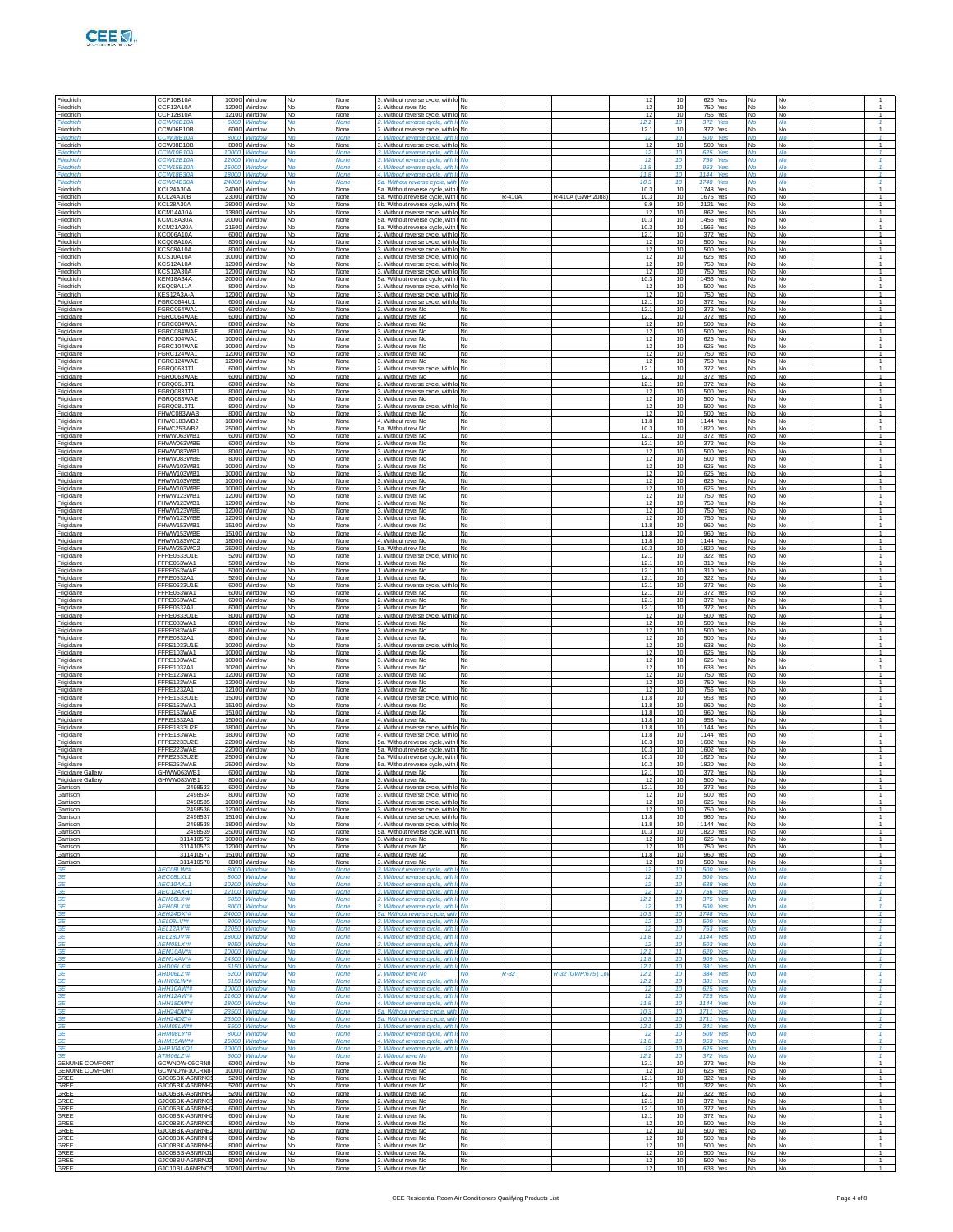| | | | | | | | | | | | | | | | | | |
|---|---|---|---|---|---|---|---|---|---|---|---|---|---|---|---|---|---|
| Friedrich | CCF10B10A | 10000 | Window | No | None | 3. Without reverse cycle, with lo | No | | | 12 | 10 | 625 | Yes | No | No | | 1 |
| Friedrich | CCF12A10A | 12000 | Window | No | None | 3. Without revel | No | No | | 12 | 10 | 750 | Yes | No | No | | 1 |
| Friedrich | CCF12B10A | 12100 | Window | No | None | 3. Without reverse cycle, with lo | No | | | 12 | 10 | 756 | Yes | No | No | | 1 |
| Friedrich | CCW06B10A | 6000 | Window | No | None | 2. Without reverse cycle, with lo | No | | | 12.1 | 10 | 372 | Yes | No | No | | 1 |
| Friedrich | CCW06B10B | 6000 | Window | No | None | 2. Without reverse cycle, with lo | No | | | 12.1 | 10 | 372 | Yes | No | No | | 1 |
| Friedrich | CCW08B10A | 8000 | Window | No | None | 3. Without reverse cycle, with lo | No | | | 12 | 10 | 500 | Yes | No | No | | 1 |
| Friedrich | CCW08B10B | 8000 | Window | No | None | 3. Without reverse cycle, with lo | No | | | 12 | 10 | 500 | Yes | No | No | | 1 |
| Friedrich | CCW10B10A | 10000 | Window | No | None | 3. Without reverse cycle, with lo | No | | | 12 | 10 | 625 | Yes | No | No | | 1 |
| Friedrich | CCW12B10A | 12000 | Window | No | None | 3. Without reverse cycle, with lo | No | | | 12 | 10 | 750 | Yes | No | No | | 1 |
| Friedrich | CCW15B10A | 15000 | Window | No | None | 4. Without reverse cycle, with lo | No | | | 11.8 | 10 | 953 | Yes | No | No | | 1 |
| Friedrich | CCW18B30A | 18000 | Window | No | None | 4. Without reverse cycle, with lo | No | | | 11.8 | 10 | 1144 | Yes | No | No | | 1 |
| Friedrich | CCW24B30A | 24000 | Window | No | None | 5a. Without reverse cycle, with l | No | | | 10.3 | 10 | 1748 | Yes | No | No | | 1 |
| Friedrich | KCL24A30A | 24000 | Window | No | None | 5a. Without reverse cycle, with l | No | | | 10.3 | 10 | 1748 | Yes | No | No | | 1 |
| Friedrich | KCL24A30B | 23000 | Window | No | None | 5a. Without reverse cycle, with l | No | R-410A | R-410A (GWP:2088) | 10.3 | 10 | 1675 | Yes | No | No | | 1 |
| Friedrich | KCL28A30A | 28000 | Window | No | None | 5b. Without reverse cycle, with l | No | | | 9.9 | 10 | 2121 | Yes | No | No | | 1 |
| Friedrich | KCM14A10A | 13800 | Window | No | None | 3. Without reverse cycle, with lo | No | | | 12 | 10 | 862 | Yes | No | No | | 1 |
| Friedrich | KCM18A30A | 20000 | Window | No | None | 5a. Without reverse cycle, with l | No | | | 10.3 | 10 | 1456 | Yes | No | No | | 1 |
| Friedrich | KCM21A30A | 21500 | Window | No | None | 5a. Without reverse cycle, with l | No | | | 10.3 | 10 | 1566 | Yes | No | No | | 1 |
| Friedrich | KCQ06A10A | 6000 | Window | No | None | 2. Without reverse cycle, with lo | No | | | 12.1 | 10 | 372 | Yes | No | No | | 1 |
| Friedrich | KCQ08A10A | 8000 | Window | No | None | 3. Without reverse cycle, with lo | No | | | 12 | 10 | 500 | Yes | No | No | | 1 |
| Friedrich | KCS08A10A | 8000 | Window | No | None | 3. Without reverse cycle, with lo | No | | | 12 | 10 | 500 | Yes | No | No | | 1 |
| Friedrich | KCS10A10A | 10000 | Window | No | None | 3. Without reverse cycle, with lo | No | | | 12 | 10 | 625 | Yes | No | No | | 1 |
| Friedrich | KCS12A10A | 12000 | Window | No | None | 3. Without reverse cycle, with lo | No | | | 12 | 10 | 750 | Yes | No | No | | 1 |
| Friedrich | KCS12A30A | 12000 | Window | No | None | 3. Without reverse cycle, with lo | No | | | 12 | 10 | 750 | Yes | No | No | | 1 |
| Friedrich | KEM18A34A | 20000 | Window | No | None | 5a. Without reverse cycle, with l | No | | | 10.3 | 10 | 1456 | Yes | No | No | | 1 |
| Friedrich | KEQ08A11A | 8000 | Window | No | None | 3. Without reverse cycle, with lo | No | | | 12 | 10 | 500 | Yes | No | No | | 1 |
| Friedrich | KES12A3A-A | 12000 | Window | No | None | 3. Without reverse cycle, with lo | No | | | 12 | 10 | 750 | Yes | No | No | | 1 |
| Frigidaire | FGRC0644U1 | 6000 | Window | No | None | 2. Without reverse cycle, with lo | No | | | 12.1 | 10 | 372 | Yes | No | No | | 1 |
| Frigidaire | FGRC064WA1 | 6000 | Window | No | None | 2. Without revel | No | No | | 12.1 | 10 | 372 | Yes | No | No | | 1 |
| Frigidaire | FGRC064WAE | 6000 | Window | No | None | 2. Without revel | No | No | | 12.1 | 10 | 372 | Yes | No | No | | 1 |
| Frigidaire | FGRC084WA1 | 8000 | Window | No | None | 3. Without revel | No | No | | 12 | 10 | 500 | Yes | No | No | | 1 |
| Frigidaire | FGRC084WAE | 8000 | Window | No | None | 3. Without revel | No | No | | 12 | 10 | 500 | Yes | No | No | | 1 |
| Frigidaire | FGRC104WA1 | 10000 | Window | No | None | 3. Without revel | No | No | | 12 | 10 | 625 | Yes | No | No | | 1 |
| Frigidaire | FGRC104WAE | 10000 | Window | No | None | 3. Without revel | No | No | | 12 | 10 | 625 | Yes | No | No | | 1 |
| Frigidaire | FGRC124WA1 | 12000 | Window | No | None | 3. Without revel | No | No | | 12 | 10 | 750 | Yes | No | No | | 1 |
| Frigidaire | FGRC124WAE | 12000 | Window | No | None | 3. Without revel | No | No | | 12 | 10 | 750 | Yes | No | No | | 1 |
| Frigidaire | FGRQ0633T1 | 6000 | Window | No | None | 2. Without reverse cycle, with lo | No | | | 12.1 | 10 | 372 | Yes | No | No | | 1 |
| Frigidaire | FGRQ063WAE | 6000 | Window | No | None | 2. Without revel | No | No | | 12.1 | 10 | 372 | Yes | No | No | | 1 |
| Frigidaire | FGRQ06L3T1 | 6000 | Window | No | None | 2. Without reverse cycle, with lo | No | | | 12.1 | 10 | 372 | Yes | No | No | | 1 |
| Frigidaire | FGRQ0833T1 | 8000 | Window | No | None | 3. Without reverse cycle, with lo | No | | | 12 | 10 | 500 | Yes | No | No | | 1 |
| Frigidaire | FGRQ083WAE | 8000 | Window | No | None | 3. Without revel | No | No | | 12 | 10 | 500 | Yes | No | No | | 1 |
| Frigidaire | FGRQ08L3T1 | 8000 | Window | No | None | 3. Without reverse cycle, with lo | No | | | 12 | 10 | 500 | Yes | No | No | | 1 |
| Frigidaire | FHWC083WAB | 8000 | Window | No | None | 3. Without revel | No | No | | 12 | 10 | 500 | Yes | No | No | | 1 |
| Frigidaire | FHWC183WB2 | 18000 | Window | No | None | 4. Without revel | No | No | | 11.8 | 10 | 1144 | Yes | No | No | | 1 |
| Frigidaire | FHWC253WB2 | 25000 | Window | No | None | 5a. Without revel | No | No | | 10.3 | 10 | 1820 | Yes | No | No | | 1 |
| Frigidaire | FHWW063WB1 | 6000 | Window | No | None | 2. Without revel | No | No | | 12.1 | 10 | 372 | Yes | No | No | | 1 |
| Frigidaire | FHWW063WBE | 6000 | Window | No | None | 2. Without revel | No | No | | 12.1 | 10 | 372 | Yes | No | No | | 1 |
| Frigidaire | FHWW083WB1 | 8000 | Window | No | None | 3. Without revel | No | No | | 12 | 10 | 500 | Yes | No | No | | 1 |
| Frigidaire | FHWW083WBE | 8000 | Window | No | None | 3. Without revel | No | No | | 12 | 10 | 500 | Yes | No | No | | 1 |
| Frigidaire | FHWW103WB1 | 10000 | Window | No | None | 3. Without revel | No | No | | 12 | 10 | 625 | Yes | No | No | | 1 |
| Frigidaire | FHWW103WB1 | 10000 | Window | No | None | 3. Without revel | No | No | | 12 | 10 | 625 | Yes | No | No | | 1 |
| Frigidaire | FHWW103WBE | 10000 | Window | No | None | 3. Without revel | No | No | | 12 | 10 | 625 | Yes | No | No | | 1 |
| Frigidaire | FHWW103WBE | 10000 | Window | No | None | 3. Without revel | No | No | | 12 | 10 | 625 | Yes | No | No | | 1 |
| Frigidaire | FHWW123WB1 | 12000 | Window | No | None | 3. Without revel | No | No | | 12 | 10 | 750 | Yes | No | No | | 1 |
| Frigidaire | FHWW123WB1 | 12000 | Window | No | None | 3. Without revel | No | No | | 12 | 10 | 750 | Yes | No | No | | 1 |
| Frigidaire | FHWW123WBE | 12000 | Window | No | None | 3. Without revel | No | No | | 12 | 10 | 750 | Yes | No | No | | 1 |
| Frigidaire | FHWW123WBE | 12000 | Window | No | None | 3. Without revel | No | No | | 12 | 10 | 750 | Yes | No | No | | 1 |
| Frigidaire | FHWW153WB1 | 15100 | Window | No | None | 4. Without revel | No | No | | 11.8 | 10 | 960 | Yes | No | No | | 1 |
| Frigidaire | FHWW153WBE | 15100 | Window | No | None | 4. Without revel | No | No | | 11.8 | 10 | 960 | Yes | No | No | | 1 |
| Frigidaire | FHWW183WC2 | 18000 | Window | No | None | 4. Without revel | No | No | | 11.8 | 10 | 1144 | Yes | No | No | | 1 |
| Frigidaire | FHWW253WC2 | 25000 | Window | No | None | 5a. Without revel | No | No | | 10.3 | 10 | 1820 | Yes | No | No | | 1 |
| Frigidaire | FFRE0533U1E | 5200 | Window | No | None | 1. Without reverse cycle, with lo | No | | | 12.1 | 10 | 322 | Yes | No | No | | 1 |
| Frigidaire | FFRE053WA1 | 5000 | Window | No | None | 1. Without revel | No | No | | 12.1 | 10 | 310 | Yes | No | No | | 1 |
| Frigidaire | FFRE053WAE | 5000 | Window | No | None | 1. Without revel | No | No | | 12.1 | 10 | 310 | Yes | No | No | | 1 |
| Frigidaire | FFRE053ZA1 | 5200 | Window | No | None | 1. Without revel | No | No | | 12.1 | 10 | 322 | Yes | No | No | | 1 |
| Frigidaire | FFRE0633U1E | 6000 | Window | No | None | 2. Without reverse cycle, with lo | No | | | 12.1 | 10 | 372 | Yes | No | No | | 1 |
| Frigidaire | FFRE063WA1 | 6000 | Window | No | None | 2. Without revel | No | No | | 12.1 | 10 | 372 | Yes | No | No | | 1 |
| Frigidaire | FFRE063WAE | 6000 | Window | No | None | 2. Without revel | No | No | | 12.1 | 10 | 372 | Yes | No | No | | 1 |
| Frigidaire | FFRE063ZA1 | 6000 | Window | No | None | 2. Without revel | No | No | | 12.1 | 10 | 372 | Yes | No | No | | 1 |
| Frigidaire | FFRE0833U1E | 8000 | Window | No | None | 3. Without reverse cycle, with lo | No | | | 12 | 10 | 500 | Yes | No | No | | 1 |
| Frigidaire | FFRE083WA1 | 8000 | Window | No | None | 3. Without revel | No | No | | 12 | 10 | 500 | Yes | No | No | | 1 |
| Frigidaire | FFRE083WAE | 8000 | Window | No | None | 3. Without revel | No | No | | 12 | 10 | 500 | Yes | No | No | | 1 |
| Frigidaire | FFRE083ZA1 | 8000 | Window | No | None | 3. Without revel | No | No | | 12 | 10 | 500 | Yes | No | No | | 1 |
| Frigidaire | FFRE1033U1E | 10200 | Window | No | None | 3. Without reverse cycle, with lo | No | | | 12 | 10 | 638 | Yes | No | No | | 1 |
| Frigidaire | FFRE103WA1 | 10000 | Window | No | None | 3. Without revel | No | No | | 12 | 10 | 625 | Yes | No | No | | 1 |
| Frigidaire | FFRE103WAE | 10000 | Window | No | None | 3. Without revel | No | No | | 12 | 10 | 625 | Yes | No | No | | 1 |
| Frigidaire | FFRE103ZA1 | 10200 | Window | No | None | 3. Without revel | No | No | | 12 | 10 | 638 | Yes | No | No | | 1 |
| Frigidaire | FFRE123WA1 | 12000 | Window | No | None | 3. Without revel | No | No | | 12 | 10 | 750 | Yes | No | No | | 1 |
| Frigidaire | FFRE123WAE | 12000 | Window | No | None | 3. Without revel | No | No | | 12 | 10 | 750 | Yes | No | No | | 1 |
| Frigidaire | FFRE123ZA1 | 12100 | Window | No | None | 3. Without revel | No | No | | 12 | 10 | 756 | Yes | No | No | | 1 |
| Frigidaire | FFRE1533U1E | 15000 | Window | No | None | 4. Without reverse cycle, with lo | No | | | 11.8 | 10 | 953 | Yes | No | No | | 1 |
| Frigidaire | FFRE153WA1 | 15100 | Window | No | None | 4. Without revel | No | No | | 11.8 | 10 | 960 | Yes | No | No | | 1 |
| Frigidaire | FFRE153WAE | 15100 | Window | No | None | 4. Without revel | No | No | | 11.8 | 10 | 960 | Yes | No | No | | 1 |
| Frigidaire | FFRE153ZA1 | 15000 | Window | No | None | 4. Without revel | No | No | | 11.8 | 10 | 953 | Yes | No | No | | 1 |
| Frigidaire | FFRE1833U2E | 18000 | Window | No | None | 4. Without reverse cycle, with lo | No | | | 11.8 | 10 | 1144 | Yes | No | No | | 1 |
| Frigidaire | FFRE183WAE | 18000 | Window | No | None | 4. Without reverse cycle, with lo | No | | | 11.8 | 10 | 1144 | Yes | No | No | | 1 |
| Frigidaire | FFRE2233U2E | 22000 | Window | No | None | 5a. Without reverse cycle, with l | No | | | 10.3 | 10 | 1602 | Yes | No | No | | 1 |
| Frigidaire | FFRE223WAE | 22000 | Window | No | None | 5a. Without reverse cycle, with l | No | | | 10.3 | 10 | 1602 | Yes | No | No | | 1 |
| Frigidaire | FFRE2533U2E | 25000 | Window | No | None | 5a. Without reverse cycle, with l | No | | | 10.3 | 10 | 1820 | Yes | No | No | | 1 |
| Frigidaire | FFRE253WAE | 25000 | Window | No | None | 5a. Without reverse cycle, with l | No | | | 10.3 | 10 | 1820 | Yes | No | No | | 1 |
| Frigidaire Gallery | GHWW063WB1 | 6000 | Window | No | None | 2. Without revel | No | No | | 12.1 | 10 | 372 | Yes | No | No | | 1 |
| Frigidaire Gallery | GHWW083WB1 | 8000 | Window | No | None | 3. Without revel | No | No | | 12 | 10 | 500 | Yes | No | No | | 1 |
| Garrison | 2498533 | 6000 | Window | No | None | 2. Without reverse cycle, with lo | No | | | 12.1 | 10 | 372 | Yes | No | No | | 1 |
| Garrison | 2498534 | 8000 | Window | No | None | 3. Without reverse cycle, with lo | No | | | 12 | 10 | 500 | Yes | No | No | | 1 |
| Garrison | 2498535 | 10000 | Window | No | None | 3. Without reverse cycle, with lo | No | | | 12 | 10 | 625 | Yes | No | No | | 1 |
| Garrison | 2498536 | 12000 | Window | No | None | 3. Without reverse cycle, with lo | No | | | 12 | 10 | 750 | Yes | No | No | | 1 |
| Garrison | 2498537 | 15100 | Window | No | None | 4. Without reverse cycle, with lo | No | | | 11.8 | 10 | 960 | Yes | No | No | | 1 |
| Garrison | 2498538 | 18000 | Window | No | None | 4. Without reverse cycle, with lo | No | | | 11.8 | 10 | 1144 | Yes | No | No | | 1 |
| Garrison | 2498539 | 25000 | Window | No | None | 5a. Without reverse cycle, with l | No | | | 10.3 | 10 | 1820 | Yes | No | No | | 1 |
| Garrison | 311410572 | 10000 | Window | No | None | 3. Without revel | No | No | | 12 | 10 | 625 | Yes | No | No | | 1 |
| Garrison | 311410573 | 12000 | Window | No | None | 3. Without revel | No | No | | 12 | 10 | 750 | Yes | No | No | | 1 |
| Garrison | 311410577 | 15100 | Window | No | None | 4. Without revel | No | No | | 11.8 | 10 | 960 | Yes | No | No | | 1 |
| Garrison | 311410578 | 8000 | Window | No | None | 3. Without revel | No | No | | 12 | 10 | 500 | Yes | No | No | | 1 |
| GE | AEC08LW*# | 8000 | Window | No | None | 3. Without reverse cycle, with lo | No | | | 12 | 10 | 500 | Yes | No | No | | 1 |
| GE | AEC08LXL1 | 8000 | Window | No | None | 3. Without reverse cycle, with lo | No | | | 12 | 10 | 500 | Yes | No | No | | 1 |
| GE | AEC10AXL1 | 10200 | Window | No | None | 3. Without reverse cycle, with lo | No | | | 12 | 10 | 638 | Yes | No | No | | 1 |
| GE | AEC12AXH1 | 12100 | Window | No | None | 3. Without reverse cycle, with lo | No | | | 12 | 10 | 756 | Yes | No | No | | 1 |
| GE | AEH06LX*# | 6050 | Window | No | None | 2. Without reverse cycle, with lo | No | | | 12.1 | 10 | 375 | Yes | No | No | | 1 |
| GE | AEH08LX*# | 8000 | Window | No | None | 3. Without reverse cycle, with lo | No | | | 12 | 10 | 500 | Yes | No | No | | 1 |
| GE | AEH24DX*# | 24000 | Window | No | None | 5a. Without reverse cycle, with l | No | | | 10.3 | 10 | 1748 | Yes | No | No | | 1 |
| GE | AEL08LV*# | 8000 | Window | No | None | 3. Without reverse cycle, with lo | No | | | 12 | 10 | 500 | Yes | No | No | | 1 |
| GE | AEL12AV*# | 12050 | Window | No | None | 3. Without reverse cycle, with lo | No | | | 12 | 10 | 753 | Yes | No | No | | 1 |
| GE | AEL18DV*# | 18000 | Window | No | None | 4. Without reverse cycle, with lo | No | | | 11.8 | 10 | 1144 | Yes | No | No | | 1 |
| GE | AEM08LX*# | 8050 | Window | No | None | 3. Without reverse cycle, with lo | No | | | 12 | 10 | 503 | Yes | No | No | | 1 |
| GE | AEM10AV*# | 10000 | Window | No | None | 3. Without reverse cycle, with lo | No | | | 12.1 | 11 | 620 | Yes | No | No | | 1 |
| GE | AEM14AV*# | 14300 | Window | No | None | 4. Without reverse cycle, with lo | No | | | 11.8 | 10 | 909 | Yes | No | No | | 1 |
| GE | AHD06LX*# | 6150 | Window | No | None | 2. Without reverse cycle, with lo | No | | | 12.1 | 10 | 381 | Yes | No | No | | 1 |
| GE | AHD06LZ*# | 6200 | Window | No | None | 2. Without revel | No | No | R-32 | R-32 (GWP:675 | Lo | 12.1 | 10 | 384 | Yes | No | No | 1 |
| GE | AHH06LW*# | 6150 | Window | No | None | 2. Without reverse cycle, with lo | No | | | 12.1 | 10 | 381 | Yes | No | No | | 1 |
| GE | AHH10AW*# | 10000 | Window | No | None | 3. Without reverse cycle, with lo | No | | | 12 | 10 | 625 | Yes | No | No | | 1 |
| GE | AHH12AW*# | 11600 | Window | No | None | 3. Without reverse cycle, with lo | No | | | 12 | 10 | 725 | Yes | No | No | | 1 |
| GE | AHH18DW*# | 18000 | Window | No | None | 4. Without reverse cycle, with lo | No | | | 11.8 | 10 | 1144 | Yes | No | No | | 1 |
| GE | AHH24DW*# | 23500 | Window | No | None | 5a. Without reverse cycle, with l | No | | | 10.3 | 10 | 1711 | Yes | No | No | | 1 |
| GE | AHH24DZ*# | 23500 | Window | No | None | 5a. Without reverse cycle, with l | No | | | 10.3 | 10 | 1711 | Yes | No | No | | 1 |
| GE | AHM05LW*# | 5500 | Window | No | None | 1. Without reverse cycle, with lo | No | | | 12.1 | 10 | 341 | Yes | No | No | | 1 |
| GE | AHM08LY*# | 8000 | Window | No | None | 3. Without reverse cycle, with lo | No | | | 12 | 10 | 500 | Yes | No | No | | 1 |
| GE | AHM15AW*# | 15000 | Window | No | None | 4. Without reverse cycle, with lo | No | | | 11.8 | 10 | 953 | Yes | No | No | | 1 |
| GE | AHP10AXQ1 | 10000 | Window | No | None | 3. Without reverse cycle, with lo | No | | | 12 | 10 | 625 | Yes | No | No | | 1 |
| GE | ATM06LZ*# | 6000 | Window | No | None | 2. Without revel | No | No | | 12.1 | 10 | 372 | Yes | No | No | | 1 |
| GENUINE COMFORT | GCWNDW-06CRN8 | 6000 | Window | No | None | 2. Without revel | No | No | | 12.1 | 10 | 372 | Yes | No | No | | 1 |
| GENUINE COMFORT | GCWNDW-10CRN8 | 10000 | Window | No | None | 3. Without revel | No | No | | 12 | 10 | 625 | Yes | No | No | | 1 |
| GREE | GJC05BK-A6NRNC | 5200 | Window | No | None | 1. Without revel | No | No | | 12.1 | 10 | 322 | Yes | No | No | | 1 |
| GREE | GJC05BK-A6NRNH | 5200 | Window | No | None | 1. Without revel | No | No | | 12.1 | 10 | 322 | Yes | No | No | | 1 |
| GREE | GJC05BK-A6NRNH | 5200 | Window | No | None | 1. Without revel | No | No | | 12.1 | 10 | 322 | Yes | No | No | | 1 |
| GREE | GJC06BK-A6NRNC | 6000 | Window | No | None | 2. Without revel | No | No | | 12.1 | 10 | 372 | Yes | No | No | | 1 |
| GREE | GJC06BK-A6NRNH | 6000 | Window | No | None | 2. Without revel | No | No | | 12.1 | 10 | 372 | Yes | No | No | | 1 |
| GREE | GJC06BK-A6NRNH | 6000 | Window | No | None | 2. Without revel | No | No | | 12.1 | 10 | 372 | Yes | No | No | | 1 |
| GREE | GJC08BK-A6NRNC | 8000 | Window | No | None | 3. Without revel | No | No | | 12 | 10 | 500 | Yes | No | No | | 1 |
| GREE | GJC08BK-A6NRNE | 8000 | Window | No | None | 3. Without revel | No | No | | 12 | 10 | 500 | Yes | No | No | | 1 |
| GREE | GJC08BK-A6NRNH | 8000 | Window | No | None | 3. Without revel | No | No | | 12 | 10 | 500 | Yes | No | No | | 1 |
| GREE | GJC08BK-A6NRNH | 8000 | Window | No | None | 3. Without revel | No | No | | 12 | 10 | 500 | Yes | No | No | | 1 |
| GREE | GJC08BS-A3NRNJ | 8000 | Window | No | None | 3. Without revel | No | No | | 12 | 10 | 500 | Yes | No | No | | 1 |
| GREE | GJC08BU-A3NRNJ | 8000 | Window | No | None | 3. Without revel | No | No | | 12 | 10 | 500 | Yes | No | No | | 1 |
| GREE | GJC10BL-A6NRNC | 10200 | Window | No | None | 3. Without revel | No | No | | 12 | 10 | 638 | Yes | No | No | | 1 |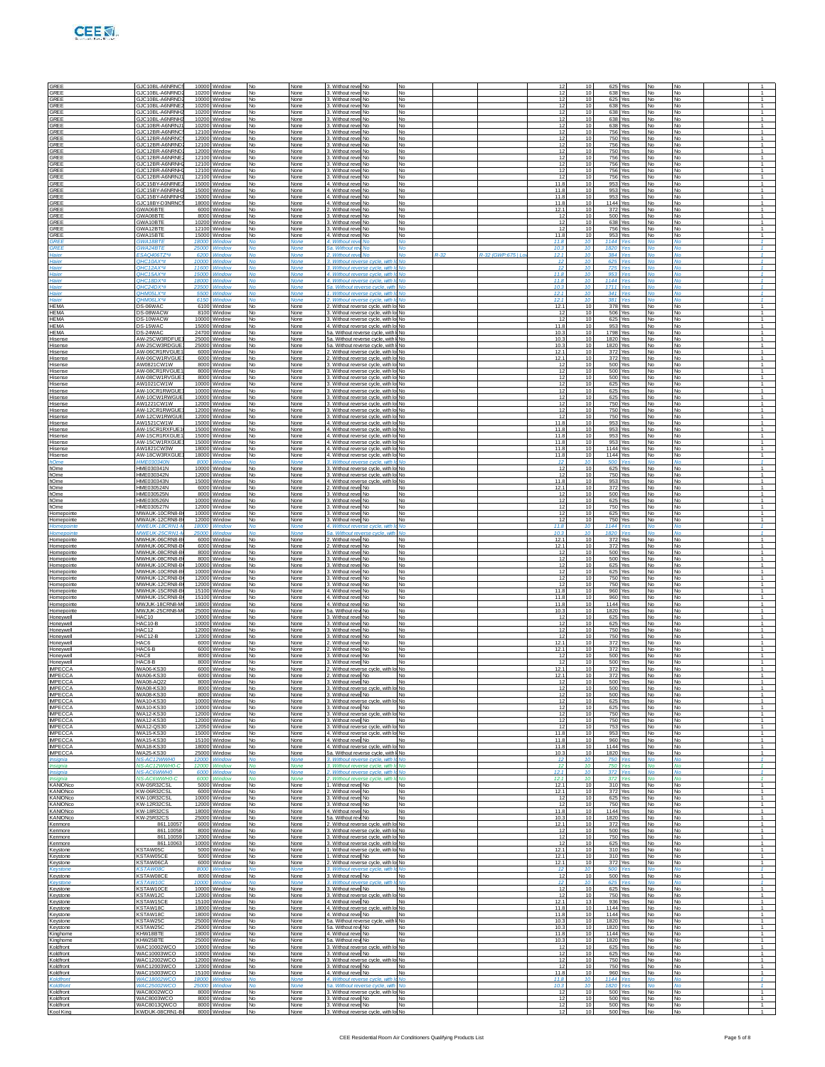| | | | | | | | | | | | | | | | | | | |
|---|---|---|---|---|---|---|---|---|---|---|---|---|---|---|---|---|---|---|
| GREE | GJC10BL-A6NRNC5 | 10000 | Window | No | None | 3. Without revel | No | No | | | 12 | 10 | 625 | Yes | No | No | | 1 |
| GREE | GJC10BL-A6NRND2 | 10200 | Window | No | None | 3. Without revel | No | No | | | 12 | 10 | 638 | Yes | No | No | | 1 |
| GREE | GJC10BL-A6NRND2 | 10000 | Window | No | None | 3. Without revel | No | No | | | 12 | 10 | 625 | Yes | No | No | | 1 |
| GREE | GJC10BL-A6NRNE2 | 10200 | Window | No | None | 3. Without revel | No | No | | | 12 | 10 | 638 | Yes | No | No | | 1 |
| GREE | GJC10BL-A6NRNH2 | 10200 | Window | No | None | 3. Without revel | No | No | | | 12 | 10 | 638 | Yes | No | No | | 1 |
| GREE | GJC10BL-A6NRNH3 | 10200 | Window | No | None | 3. Without revel | No | No | | | 12 | 10 | 638 | Yes | No | No | | 1 |
| GREE | GJC10BR-A6NRNJ1 | 10200 | Window | No | None | 3. Without revel | No | No | | | 12 | 10 | 638 | Yes | No | No | | 1 |
| GREE | GJC12BR-A6NRNC5 | 12100 | Window | No | None | 3. Without revel | No | No | | | 12 | 10 | 756 | Yes | No | No | | 1 |
| GREE | GJC12BR-A6NRNC1 | 12000 | Window | No | None | 3. Without revel | No | No | | | 12 | 10 | 750 | Yes | No | No | | 1 |
| GREE | GJC12BR-A6NRND2 | 12100 | Window | No | None | 3. Without revel | No | No | | | 12 | 10 | 756 | Yes | No | No | | 1 |
| GREE | GJC12BR-A6NRND2 | 12000 | Window | No | None | 3. Without revel | No | No | | | 12 | 10 | 750 | Yes | No | No | | 1 |
| GREE | GJC12BR-A6NRNE2 | 12100 | Window | No | None | 3. Without revel | No | No | | | 12 | 10 | 756 | Yes | No | No | | 1 |
| GREE | GJC12BR-A6NRNH2 | 12100 | Window | No | None | 3. Without revel | No | No | | | 12 | 10 | 756 | Yes | No | No | | 1 |
| GREE | GJC12BR-A6NRNH3 | 12100 | Window | No | None | 3. Without revel | No | No | | | 12 | 10 | 756 | Yes | No | No | | 1 |
| GREE | GJC12BR-A6NRNJ1 | 12100 | Window | No | None | 3. Without revel | No | No | | | 12 | 10 | 756 | Yes | No | No | | 1 |
| GREE | GJC15BY-A6NRNE2 | 15000 | Window | No | None | 4. Without revel | No | No | | | 11.8 | 10 | 953 | Yes | No | No | | 1 |
| GREE | GJC15BY-A6NRNH2 | 15000 | Window | No | None | 4. Without revel | No | No | | | 11.8 | 10 | 953 | Yes | No | No | | 1 |
| GREE | GJC15BY-A6NRNH3 | 15000 | Window | No | None | 4. Without revel | No | No | | | 11.8 | 10 | 953 | Yes | No | No | | 1 |
| GREE | GJC18BY-D3NRNC5 | 18000 | Window | No | None | 4. Without revel | No | No | | | 11.8 | 10 | 1144 | Yes | No | No | | 1 |
| GREE | GWA06BTE | 6000 | Window | No | None | 2. Without revel | No | No | | | 12.1 | 10 | 372 | Yes | No | No | | 1 |
| GREE | GWA08BTE | 8000 | Window | No | None | 3. Without revel | No | No | | | 12 | 10 | 500 | Yes | No | No | | 1 |
| GREE | GWA10BTE | 10200 | Window | No | None | 3. Without revel | No | No | | | 12 | 10 | 638 | Yes | No | No | | 1 |
| GREE | GWA12BTE | 12100 | Window | No | None | 3. Without revel | No | No | | | 12 | 10 | 756 | Yes | No | No | | 1 |
| GREE | GWA15BTE | 15000 | Window | No | None | 4. Without revel | No | No | | | 11.8 | 10 | 953 | Yes | No | No | | 1 |
| GREE | GWA18BTE | 18000 | Window | No | None | 4. Without revel | No | No | | | 11.8 | 10 | 1144 | Yes | No | No | | 1 |
| GREE | GWA24BTE | 25000 | Window | No | None | 5a. Without revel | No | No | | | 10.3 | 10 | 1820 | Yes | No | No | | 1 |
| Haier | ESAQ406TZ*# | 6200 | Window | No | None | 2. Without revel | No | No | R-32 | R-32 (GWP:675 \| Lo | 12.1 | 10 | 384 | Yes | No | No | | 1 |
| Haier | QHC10AX*# | 10000 | Window | No | None | 3. Without reverse cycle, with lo | No | | | | 12 | 10 | 625 | Yes | No | No | | 1 |
| Haier | QHC12AX*# | 11600 | Window | No | None | 3. Without reverse cycle, with lo | No | | | | 12 | 10 | 725 | Yes | No | No | | 1 |
| Haier | QHC15AX*# | 15000 | Window | No | None | 4. Without reverse cycle, with lo | No | | | | 11.8 | 10 | 953 | Yes | No | No | | 1 |
| Haier | QHC18DX*# | 18000 | Window | No | None | 4. Without reverse cycle, with lo | No | | | | 11.8 | 10 | 1144 | Yes | No | No | | 1 |
| Haier | QHC24DX*# | 23500 | Window | No | None | 5a. Without reverse cycle, with | No | | | | 10.3 | 10 | 1711 | Yes | No | No | | 1 |
| Haier | QHM05LX*# | 5500 | Window | No | None | 1. Without reverse cycle, with lo | No | | | | 12.1 | 10 | 341 | Yes | No | No | | 1 |
| Haier | QHM06LX*# | 6150 | Window | No | None | 2. Without reverse cycle, with lo | No | | | | 12.1 | 10 | 381 | Yes | No | No | | 1 |
| HEMA | DS-06WAC | 6100 | Window | No | None | 2. Without reverse cycle, with lo | No | | | | 12.1 | 10 | 378 | Yes | No | No | | 1 |
| HEMA | DS-08WACW | 8100 | Window | No | None | 3. Without reverse cycle, with lo | No | | | | 12 | 10 | 506 | Yes | No | No | | 1 |
| HEMA | DS-10WAC | 10000 | Window | No | None | 3. Without reverse cycle, with lo | No | | | | 12 | 10 | 625 | Yes | No | No | | 1 |
| HEMA | DS-15WAC | 15000 | Window | No | None | 4. Without reverse cycle, with lo | No | | | | 11.8 | 10 | 953 | Yes | No | No | | 1 |
| HEMA | DS-24WAC | 24700 | Window | No | None | 5a. Without reverse cycle, with l | No | | | | 10.3 | 10 | 1798 | Yes | No | No | | 1 |
| Hisense | AW-25CW3RDFUE1 | 25000 | Window | No | None | 5a. Without reverse cycle, with l | No | | | | 10.3 | 10 | 1820 | Yes | No | No | | 1 |
| Hisense | AW-25CW3RDGUE1 | 25000 | Window | No | None | 5a. Without reverse cycle, with l | No | | | | 10.3 | 10 | 1820 | Yes | No | No | | 1 |
| Hisense | AW-06CR1RVGUE1 | 6000 | Window | No | None | 2. Without reverse cycle, with lo | No | | | | 12.1 | 10 | 372 | Yes | No | No | | 1 |
| Hisense | AW-06CW1RVGUE1 | 6000 | Window | No | None | 2. Without reverse cycle, with lo | No | | | | 12.1 | 10 | 372 | Yes | No | No | | 1 |
| Hisense | AW0821CW1W | 8000 | Window | No | None | 3. Without reverse cycle, with lo | No | | | | 12 | 10 | 500 | Yes | No | No | | 1 |
| Hisense | AW-08CR1RVGUE1 | 8000 | Window | No | None | 3. Without reverse cycle, with lo | No | | | | 12 | 10 | 500 | Yes | No | No | | 1 |
| Hisense | AW-08CW1RVGUE1 | 8000 | Window | No | None | 3. Without reverse cycle, with lo | No | | | | 12 | 10 | 500 | Yes | No | No | | 1 |
| Hisense | AW1021CW1W | 10000 | Window | No | None | 3. Without reverse cycle, with lo | No | | | | 12 | 10 | 625 | Yes | No | No | | 1 |
| Hisense | AW-10CR1RWGUE1 | 10000 | Window | No | None | 3. Without reverse cycle, with lo | No | | | | 12 | 10 | 625 | Yes | No | No | | 1 |
| Hisense | AW-10CW1RWGUE | 10000 | Window | No | None | 3. Without reverse cycle, with lo | No | | | | 12 | 10 | 625 | Yes | No | No | | 1 |
| Hisense | AW1221CW1W | 12000 | Window | No | None | 3. Without reverse cycle, with lo | No | | | | 12 | 10 | 750 | Yes | No | No | | 1 |
| Hisense | AW-12CR1RWGUE1 | 12000 | Window | No | None | 3. Without reverse cycle, with lo | No | | | | 12 | 10 | 750 | Yes | No | No | | 1 |
| Hisense | AW-12CW1RWGUE | 12000 | Window | No | None | 3. Without reverse cycle, with lo | No | | | | 12 | 10 | 750 | Yes | No | No | | 1 |
| Hisense | AW1521CW1W | 15000 | Window | No | None | 4. Without reverse cycle, with lo | No | | | | 11.8 | 10 | 953 | Yes | No | No | | 1 |
| Hisense | AW-15CR1RXFUE1 | 15000 | Window | No | None | 4. Without reverse cycle, with lo | No | | | | 11.8 | 10 | 953 | Yes | No | No | | 1 |
| Hisense | AW-15CR1RXGUE1 | 15000 | Window | No | None | 4. Without reverse cycle, with lo | No | | | | 11.8 | 10 | 953 | Yes | No | No | | 1 |
| Hisense | AW-15CW1RXGUE1 | 15000 | Window | No | None | 4. Without reverse cycle, with lo | No | | | | 11.8 | 10 | 953 | Yes | No | No | | 1 |
| Hisense | AW1821CW3W | 18000 | Window | No | None | 4. Without reverse cycle, with lo | No | | | | 11.8 | 10 | 1144 | Yes | No | No | | 1 |
| Hisense | AW-18CW3RXGUE1 | 18000 | Window | No | None | 4. Without reverse cycle, with lo | No | | | | 11.8 | 10 | 1144 | Yes | No | No | | 1 |
| hOme | HME030340N | 8000 | Window | No | None | 3. Without reverse cycle, with lo | No | | | | 12 | 10 | 500 | Yes | No | No | | 1 |
| hOme | HME030341N | 10000 | Window | No | None | 3. Without reverse cycle, with lo | No | | | | 12 | 10 | 625 | Yes | No | No | | 1 |
| hOme | HME030342N | 12000 | Window | No | None | 3. Without reverse cycle, with lo | No | | | | 12 | 10 | 750 | Yes | No | No | | 1 |
| hOme | HME030343N | 15000 | Window | No | None | 4. Without reverse cycle, with lo | No | | | | 11.8 | 10 | 953 | Yes | No | No | | 1 |
| hOme | HME030524N | 6000 | Window | No | None | 2. Without revel | No | No | | | 12.1 | 10 | 372 | Yes | No | No | | 1 |
| hOme | HME030525N | 8000 | Window | No | None | 3. Without revel | No | No | | | 12 | 10 | 500 | Yes | No | No | | 1 |
| hOme | HME030526N | 10000 | Window | No | None | 3. Without revel | No | No | | | 12 | 10 | 625 | Yes | No | No | | 1 |
| hOme | HME030527N | 12000 | Window | No | None | 3. Without revel | No | No | | | 12 | 10 | 750 | Yes | No | No | | 1 |
| Homepointe | MWAUK-10CRN8-B | 10000 | Window | No | None | 3. Without revel | No | No | | | 12 | 10 | 625 | Yes | No | No | | 1 |
| Homepointe | MWAUK-12CRN8-B | 12000 | Window | No | None | 3. Without revel | No | No | | | 12 | 10 | 750 | Yes | No | No | | 1 |
| Homepointe | MWEUK-18CRN1-M | 18000 | Window | No | None | 4. Without reverse cycle, with lo | No | | | | 11.8 | 10 | 1144 | Yes | No | No | | 1 |
| Homepointe | MWEUK-25CRN1-M | 25000 | Window | No | None | 5a. Without reverse cycle, with | No | | | | 10.3 | 10 | 1820 | Yes | No | No | | 1 |
| Homepointe | MWHUK-06CRN8-B | 6000 | Window | No | None | 2. Without revel | No | No | | | 12.1 | 10 | 372 | Yes | No | No | | 1 |
| Homepointe | MWHUK-06CRN8-B | 6000 | Window | No | None | 2. Without revel | No | No | | | 12.1 | 10 | 372 | Yes | No | No | | 1 |
| Homepointe | MWHUK-08CRN8-B | 8000 | Window | No | None | 3. Without revel | No | No | | | 12 | 10 | 500 | Yes | No | No | | 1 |
| Homepointe | MWHUK-08CRN8-B | 8000 | Window | No | None | 3. Without revel | No | No | | | 12 | 10 | 500 | Yes | No | No | | 1 |
| Homepointe | MWHUK-10CRN8-B | 10000 | Window | No | None | 3. Without revel | No | No | | | 12 | 10 | 625 | Yes | No | No | | 1 |
| Homepointe | MWHUK-10CRN8-B | 10000 | Window | No | None | 3. Without revel | No | No | | | 12 | 10 | 625 | Yes | No | No | | 1 |
| Homepointe | MWHUK-12CRN8-B | 12000 | Window | No | None | 3. Without revel | No | No | | | 12 | 10 | 750 | Yes | No | No | | 1 |
| Homepointe | MWHUK-12CRN8-B | 12000 | Window | No | None | 3. Without revel | No | No | | | 12 | 10 | 750 | Yes | No | No | | 1 |
| Homepointe | MWHUK-15CRN8-B | 15100 | Window | No | None | 4. Without revel | No | No | | | 11.8 | 10 | 960 | Yes | No | No | | 1 |
| Homepointe | MWHUK-15CRN8-B | 15100 | Window | No | None | 4. Without revel | No | No | | | 11.8 | 10 | 960 | Yes | No | No | | 1 |
| Homepointe | MWJUK-18CRN8-M | 18000 | Window | No | None | 4. Without revel | No | No | | | 11.8 | 10 | 1144 | Yes | No | No | | 1 |
| Homepointe | MWJUK-25CRN8-M | 25000 | Window | No | None | 5a. Without revel | No | No | | | 10.3 | 10 | 1820 | Yes | No | No | | 1 |
| Honeywell | HAC10 | 10000 | Window | No | None | 3. Without revel | No | No | | | 12 | 10 | 625 | Yes | No | No | | 1 |
| Honeywell | HAC10-B | 10000 | Window | No | None | 3. Without revel | No | No | | | 12 | 10 | 625 | Yes | No | No | | 1 |
| Honeywell | HAC12 | 12000 | Window | No | None | 3. Without revel | No | No | | | 12 | 10 | 750 | Yes | No | No | | 1 |
| Honeywell | HAC12-B | 12000 | Window | No | None | 3. Without revel | No | No | | | 12 | 10 | 750 | Yes | No | No | | 1 |
| Honeywell | HAC6 | 6000 | Window | No | None | 2. Without revel | No | No | | | 12.1 | 10 | 372 | Yes | No | No | | 1 |
| Honeywell | HAC6-B | 6000 | Window | No | None | 2. Without revel | No | No | | | 12.1 | 10 | 372 | Yes | No | No | | 1 |
| Honeywell | HAC8 | 8000 | Window | No | None | 3. Without revel | No | No | | | 12 | 10 | 500 | Yes | No | No | | 1 |
| Honeywell | HAC8-B | 8000 | Window | No | None | 3. Without revel | No | No | | | 12 | 10 | 500 | Yes | No | No | | 1 |
| IMPECCA | MWA06-KS30 | 6000 | Window | No | None | 2. Without reverse cycle, with lo | No | | | | 12.1 | 10 | 372 | Yes | No | No | | 1 |
| IMPECCA | MWA06-KS30 | 6000 | Window | No | None | 2. Without revel | No | No | | | 12.1 | 10 | 372 | Yes | No | No | | 1 |
| IMPECCA | MWA08-AQ22 | 8000 | Window | No | None | 3. Without revel | No | No | | | 12 | 10 | 500 | Yes | No | No | | 1 |
| IMPECCA | MWA08-KS30 | 8000 | Window | No | None | 3. Without reverse cycle, with lo | No | | | | 12 | 10 | 500 | Yes | No | No | | 1 |
| IMPECCA | MWA08-KS30 | 8000 | Window | No | None | 3. Without revel | No | No | | | 12 | 10 | 500 | Yes | No | No | | 1 |
| IMPECCA | MWA10-KS30 | 10000 | Window | No | None | 3. Without reverse cycle, with lo | No | | | | 12 | 10 | 625 | Yes | No | No | | 1 |
| IMPECCA | MWA10-KS30 | 10000 | Window | No | None | 3. Without revel | No | No | | | 12 | 10 | 625 | Yes | No | No | | 1 |
| IMPECCA | MWA12-KS30 | 12000 | Window | No | None | 3. Without reverse cycle, with lo | No | | | | 12 | 10 | 750 | Yes | No | No | | 1 |
| IMPECCA | MWA12-KS30 | 12000 | Window | No | None | 3. Without revel | No | No | | | 12 | 10 | 750 | Yes | No | No | | 1 |
| IMPECCA | MWA12-QS30 | 12050 | Window | No | None | 3. Without reverse cycle, with lo | No | | | | 12 | 10 | 753 | Yes | No | No | | 1 |
| IMPECCA | MWA15-KS30 | 15000 | Window | No | None | 4. Without reverse cycle, with lo | No | | | | 11.8 | 10 | 953 | Yes | No | No | | 1 |
| IMPECCA | MWA15-KS30 | 15100 | Window | No | None | 4. Without revel | No | No | | | 11.8 | 10 | 960 | Yes | No | No | | 1 |
| IMPECCA | MWA18-KS30 | 18000 | Window | No | None | 4. Without reverse cycle, with lo | No | | | | 11.8 | 10 | 1144 | Yes | No | No | | 1 |
| IMPECCA | MWA25-KS30 | 25000 | Window | No | None | 5a. Without reverse cycle, with l | No | | | | 10.3 | 10 | 1820 | Yes | No | No | | 1 |
| Insignia | NS-AC12WWH0 | 12000 | Window | No | None | 3. Without reverse cycle, with lo | No | | | | 12 | 10 | 750 | Yes | No | No | | 1 |
| Insignia | NS-AC12WWH0-C | 12000 | Window | No | None | 3. Without reverse cycle, with lo | No | | | | 12 | 10 | 750 | Yes | No | No | | 1 |
| Insignia | NS-AC6WWH0 | 6000 | Window | No | None | 2. Without reverse cycle, with lo | No | | | | 12.1 | 10 | 372 | Yes | No | No | | 1 |
| Insignia | NS-AC6WWH0-C | 6000 | Window | No | None | 2. Without reverse cycle, with lo | No | | | | 12.1 | 10 | 372 | Yes | No | No | | 1 |
| KANIONco | KW-05R32CSL | 5000 | Window | No | None | 1. Without revel | No | No | | | 12.1 | 10 | 310 | Yes | No | No | | 1 |
| KANIONco | KW-06R32CSL | 6000 | Window | No | None | 2. Without revel | No | No | | | 12.1 | 10 | 372 | Yes | No | No | | 1 |
| KANIONco | KW-10R32CSL | 10000 | Window | No | None | 3. Without revel | No | No | | | 12 | 10 | 625 | Yes | No | No | | 1 |
| KANIONco | KW-12R32CSL | 12000 | Window | No | None | 3. Without revel | No | No | | | 12 | 10 | 750 | Yes | No | No | | 1 |
| KANIONco | KW-18R32CS | 18000 | Window | No | None | 4. Without revel | No | No | | | 11.8 | 10 | 1144 | Yes | No | No | | 1 |
| KANIONco | KW-25R32CS | 25000 | Window | No | None | 5a. Without revel | No | No | | | 10.3 | 10 | 1820 | Yes | No | No | | 1 |
| Kenmore | 861.10057 | 6000 | Window | No | None | 2. Without reverse cycle, with lo | No | | | | 12.1 | 10 | 372 | Yes | No | No | | 1 |
| Kenmore | 861.10058 | 8000 | Window | No | None | 3. Without reverse cycle, with lo | No | | | | 12 | 10 | 500 | Yes | No | No | | 1 |
| Kenmore | 861.10059 | 12000 | Window | No | None | 3. Without reverse cycle, with lo | No | | | | 12 | 10 | 750 | Yes | No | No | | 1 |
| Kenmore | 861.10063 | 10000 | Window | No | None | 3. Without reverse cycle, with lo | No | | | | 12 | 10 | 625 | Yes | No | No | | 1 |
| Keystone | KSTAW05C | 5000 | Window | No | None | 1. Without reverse cycle, with lo | No | | | | 12.1 | 10 | 310 | Yes | No | No | | 1 |
| Keystone | KSTAW05CE | 5000 | Window | No | None | 1. Without revel | No | No | | | 12.1 | 10 | 310 | Yes | No | No | | 1 |
| Keystone | KSTAW06CA | 6000 | Window | No | None | 2. Without reverse cycle, with lo | No | | | | 12.1 | 10 | 372 | Yes | No | No | | 1 |
| Keystone | KSTAW08C | 8000 | Window | No | None | 3. Without reverse cycle, with lo | No | | | | 12 | 10 | 500 | Yes | No | No | | 1 |
| Keystone | KSTAW08CE | 8000 | Window | No | None | 3. Without revel | No | No | | | 12 | 10 | 500 | Yes | No | No | | 1 |
| Keystone | KSTAW10C | 10000 | Window | No | None | 3. Without reverse cycle, with lo | No | | | | 12 | 10 | 625 | Yes | No | No | | 1 |
| Keystone | KSTAW10CE | 10000 | Window | No | None | 3. Without revel | No | No | | | 12 | 10 | 625 | Yes | No | No | | 1 |
| Keystone | KSTAW12C | 12000 | Window | No | None | 3. Without reverse cycle, with lo | No | | | | 12 | 10 | 750 | Yes | No | No | | 1 |
| Keystone | KSTAW15CE | 15100 | Window | No | None | 4. Without revel | No | No | | | 12.1 | 13 | 936 | Yes | No | No | | 1 |
| Keystone | KSTAW18C | 18000 | Window | No | None | 4. Without reverse cycle, with lo | No | | | | 11.8 | 10 | 1144 | Yes | No | No | | 1 |
| Keystone | KSTAW18C | 18000 | Window | No | None | 4. Without revel | No | No | | | 11.8 | 10 | 1144 | Yes | No | No | | 1 |
| Keystone | KSTAW25C | 25000 | Window | No | None | 5a. Without reverse cycle, with l | No | | | | 10.3 | 10 | 1820 | Yes | No | No | | 1 |
| Keystone | KSTAW25C | 25000 | Window | No | None | 5a. Without revel | No | No | | | 10.3 | 10 | 1820 | Yes | No | No | | 1 |
| Kinghome | KHW18BTE | 18000 | Window | No | None | 4. Without revel | No | No | | | 11.8 | 10 | 1144 | Yes | No | No | | 1 |
| Kinghome | KHW25BTE | 25000 | Window | No | None | 5a. Without revel | No | No | | | 10.3 | 10 | 1820 | Yes | No | No | | 1 |
| Koldfront | WAC10002WCO | 10000 | Window | No | None | 3. Without reverse cycle, with lo | No | | | | 12 | 10 | 625 | Yes | No | No | | 1 |
| Koldfront | WAC10003WCO | 10000 | Window | No | None | 3. Without revel | No | No | | | 12 | 10 | 625 | Yes | No | No | | 1 |
| Koldfront | WAC12002WCO | 12000 | Window | No | None | 3. Without reverse cycle, with lo | No | | | | 12 | 10 | 750 | Yes | No | No | | 1 |
| Koldfront | WAC12003WCO | 12000 | Window | No | None | 3. Without revel | No | No | | | 12 | 10 | 750 | Yes | No | No | | 1 |
| Koldfront | WAC15003WCO | 15100 | Window | No | None | 4. Without revel | No | No | | | 11.8 | 10 | 960 | Yes | No | No | | 1 |
| Koldfront | WAC18002WCO | 18000 | Window | No | None | 4. Without reverse cycle, with lo | No | | | | 11.8 | 10 | 1144 | Yes | No | No | | 1 |
| Koldfront | WAC25002WCO | 25000 | Window | No | None | 5a. Without reverse cycle, with | No | | | | 10.3 | 10 | 1820 | Yes | No | No | | 1 |
| Koldfront | WAC8002WCO | 8000 | Window | No | None | 3. Without reverse cycle, with lo | No | | | | 12 | 10 | 500 | Yes | No | No | | 1 |
| Koldfront | WAC8003WCO | 8000 | Window | No | None | 3. Without revel | No | No | | | 12 | 10 | 500 | Yes | No | No | | 1 |
| Koldfront | WAC8013QWCO | 8000 | Window | No | None | 3. Without revel | No | No | | | 12 | 10 | 500 | Yes | No | No | | 1 |
| Kool King | KWDUK-08CRN1-B | 8000 | Window | No | None | 3. Without reverse cycle, with lo | No | | | | 12 | 10 | 500 | Yes | No | No | | 1 |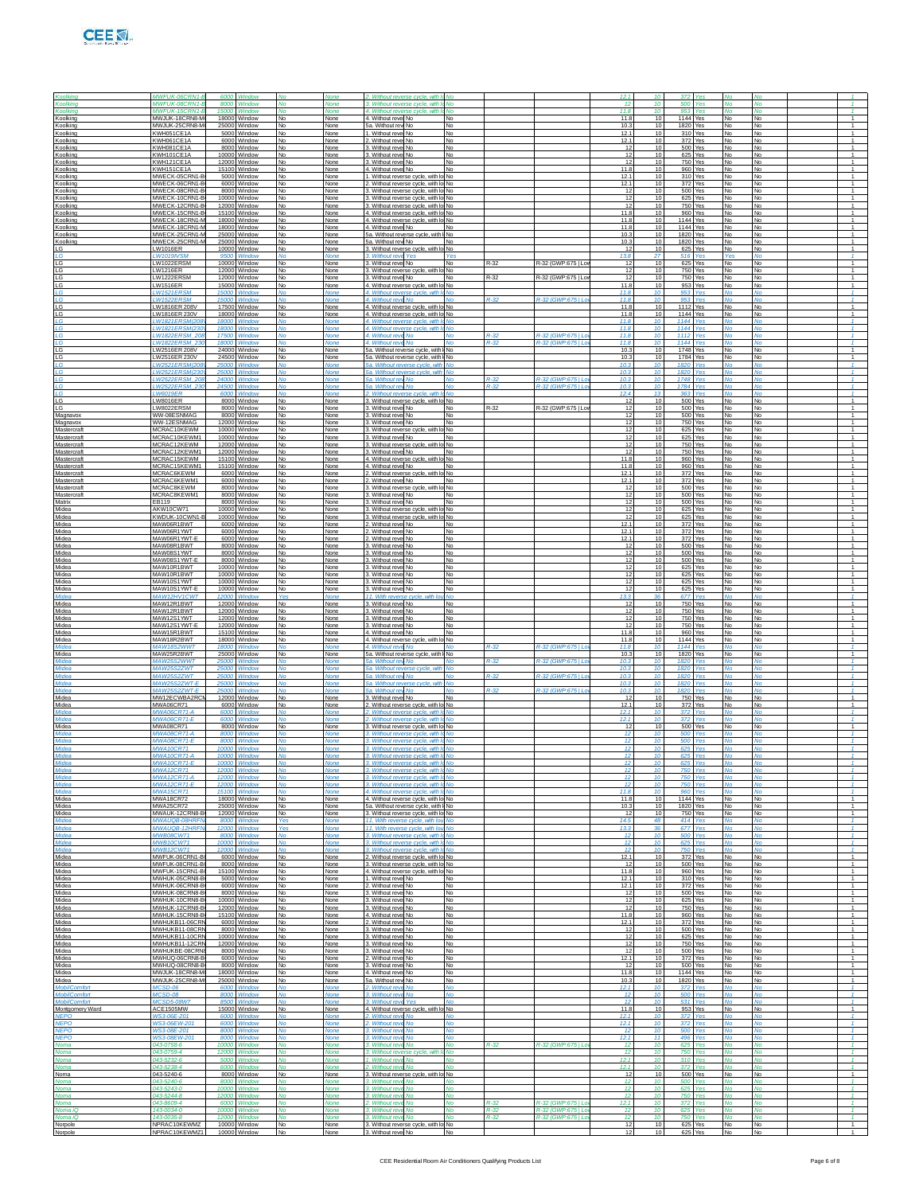| | | | | | | | | | | | | | | | | | |
|---|---|---|---|---|---|---|---|---|---|---|---|---|---|---|---|---|---|
| Koolking | MWFUK-06CRN1-B | 6000 | Window | No | None | 2. Without reverse cycle, with lo | No | | | 12.1 | 10 | 372 | Yes | No | No | | 1 |
| Koolking | MWFUK-08CRN1-B | 8000 | Window | No | None | 3. Without reverse cycle, with lo | No | | | 12 | 10 | 500 | Yes | No | No | | 1 |
| Koolking | MWFUK-15CRN1-B | 15000 | Window | No | None | 4. Without reverse cycle, with lo | No | | | 11.8 | 10 | 953 | Yes | No | No | | 1 |
| Koolking | MWJUK-18CRN8-M | 18000 | Window | No | None | 4. Without reve No | No | | | 11.8 | 10 | 1144 | Yes | No | No | | 1 |
| Koolking | MWJUK-25CRN8-M | 25000 | Window | No | None | 5a. Without reve No | No | | | 10.3 | 10 | 1820 | Yes | No | No | | 1 |
| Koolking | KWH051CE1A | 5000 | Window | No | None | 1. Without reve No | No | | | 12.1 | 10 | 310 | Yes | No | No | | 1 |
| Koolking | KWH061CE1A | 6000 | Window | No | None | 2. Without reve No | No | | | 12.1 | 10 | 372 | Yes | No | No | | 1 |
| Koolking | KWH081CE1A | 8000 | Window | No | None | 3. Without reve No | No | | | 12 | 10 | 500 | Yes | No | No | | 1 |
| Koolking | KWH101CE1A | 10000 | Window | No | None | 3. Without reve No | No | | | 12 | 10 | 625 | Yes | No | No | | 1 |
| Koolking | KWH121CE1A | 12000 | Window | No | None | 3. Without reve No | No | | | 12 | 10 | 750 | Yes | No | No | | 1 |
| Koolking | KWH151CE1A | 15100 | Window | No | None | 4. Without reve No | No | | | 11.8 | 10 | 960 | Yes | No | No | | 1 |
| Koolking | MWECK-05CRN1-B | 5000 | Window | No | None | 1. Without reverse cycle, with lo | No | | | 12.1 | 10 | 310 | Yes | No | No | | 1 |
| Koolking | MWECK-06CRN1-B | 6000 | Window | No | None | 2. Without reverse cycle, with lo | No | | | 12.1 | 10 | 372 | Yes | No | No | | 1 |
| Koolking | MWECK-08CRN1-B | 8000 | Window | No | None | 3. Without reverse cycle, with lo | No | | | 12 | 10 | 500 | Yes | No | No | | 1 |
| Koolking | MWECK-10CRN1-B | 10000 | Window | No | None | 3. Without reverse cycle, with lo | No | | | 12 | 10 | 625 | Yes | No | No | | 1 |
| Koolking | MWECK-12CRN1-B | 12000 | Window | No | None | 3. Without reverse cycle, with lo | No | | | 12 | 10 | 750 | Yes | No | No | | 1 |
| Koolking | MWECK-15CRN1-B | 15100 | Window | No | None | 4. Without reverse cycle, with lo | No | | | 11.8 | 10 | 960 | Yes | No | No | | 1 |
| Koolking | MWECK-18CRN1-M | 18000 | Window | No | None | 4. Without reverse cycle, with lo | No | | | 11.8 | 10 | 1144 | Yes | No | No | | 1 |
| Koolking | MWECK-18CRN1-M | 18000 | Window | No | None | 4. Without reve No | No | | | 11.8 | 10 | 1144 | Yes | No | No | | 1 |
| Koolking | MWECK-25CRN1-M | 25000 | Window | No | None | 5a. Without reverse cycle, with l | No | | | 10.3 | 10 | 1820 | Yes | No | No | | 1 |
| Koolking | MWECK-25CRN1-M | 25000 | Window | No | None | 5a. Without reve No | No | | | 10.3 | 10 | 1820 | Yes | No | No | | 1 |
| LG | LW1016ER | 10000 | Window | No | None | 3. Without reverse cycle, with lo | No | | | 12 | 10 | 625 | Yes | No | No | | 1 |
| LG | LW1019IVSM | 9500 | Window | No | None | 3. Without reve Yes | Yes | | | 13.8 | 27 | 516 | Yes | Yes | No | | 1 |
| LG | LW1022ERSM | 10000 | Window | No | None | 3. Without reve No | No | R-32 | R-32 (GWP:675 \| Low | 12 | 10 | 625 | Yes | No | No | | 1 |
| LG | LW1216ER | 12000 | Window | No | None | 3. Without reverse cycle, with lo | No | | | 12 | 10 | 750 | Yes | No | No | | 1 |
| LG | LW1222ERSM | 12000 | Window | No | None | 3. Without reve No | No | R-32 | R-32 (GWP:675 \| Low | 12 | 10 | 750 | Yes | No | No | | 1 |
| LG | LW1516ER | 15000 | Window | No | None | 4. Without reverse cycle, with lo | No | | | 11.8 | 10 | 953 | Yes | No | No | | 1 |
| LG | LW1521ERSM | 15000 | Window | No | None | 4. Without reverse cycle, with lo | No | | | 11.8 | 10 | 953 | Yes | No | No | | 1 |
| LG | LW1522ERSM | 15000 | Window | No | None | 4. Without reve No | No | R-32 | R-32 (GWP:675 \| Low | 11.8 | 10 | 953 | Yes | No | No | | 1 |
| LG | LW1816ER 208V | 17500 | Window | No | None | 4. Without reverse cycle, with lo | No | | | 11.8 | 10 | 1112 | Yes | No | No | | 1 |
| LG | LW1816ER 230V | 18000 | Window | No | None | 4. Without reverse cycle, with lo | No | | | 11.8 | 10 | 1144 | Yes | No | No | | 1 |
| LG | LW1821ERSM(208) | 18000 | Window | No | None | 4. Without reverse cycle, with lo | No | | | 11.8 | 10 | 1144 | Yes | No | No | | 1 |
| LG | LW1821ERSM(230) | 18000 | Window | No | None | 4. Without reverse cycle, with lo | No | | | 11.8 | 10 | 1144 | Yes | No | No | | 1 |
| LG | LW1822ERSM_208 | 17500 | Window | No | None | 4. Without reve No | No | R-32 | R-32 (GWP:675 \| Low | 11.8 | 10 | 1112 | Yes | No | No | | 1 |
| LG | LW1822ERSM_230 | 18000 | Window | No | None | 4. Without reve No | No | R-32 | R-32 (GWP:675 \| Low | 11.8 | 10 | 1144 | Yes | No | No | | 1 |
| LG | LW2516ER 208V | 24000 | Window | No | None | 5a. Without reverse cycle, with l | No | | | 10.3 | 10 | 1748 | Yes | No | No | | 1 |
| LG | LW2516ER 230V | 24500 | Window | No | None | 5a. Without reverse cycle, with l | No | | | 10.3 | 10 | 1784 | Yes | No | No | | 1 |
| LG | LW2521ERSM(208) | 25000 | Window | No | None | 5a. Without reverse cycle, with | No | | | 10.3 | 10 | 1820 | Yes | No | No | | 1 |
| LG | LW2521ERSM(230) | 25000 | Window | No | None | 5a. Without reverse cycle, with | No | | | 10.3 | 10 | 1820 | Yes | No | No | | 1 |
| LG | LW2522ERSM_208 | 24000 | Window | No | None | 5a. Without reve No | No | R-32 | R-32 (GWP:675 \| Low | 10.3 | 10 | 1748 | Yes | No | No | | 1 |
| LG | LW2522ERSM_230 | 24500 | Window | No | None | 5a. Without reve No | No | R-32 | R-32 (GWP:675 \| Low | 10.3 | 10 | 1784 | Yes | No | No | | 1 |
| LG | LW6019ER | 6000 | Window | No | None | 2. Without reverse cycle, with lo | No | | | 12.4 | 13 | 363 | Yes | No | No | | 1 |
| LG | LW8016ER | 8000 | Window | No | None | 3. Without reverse cycle, with lo | No | | | 12 | 10 | 500 | Yes | No | No | | 1 |
| LG | LW8022ERSM | 8000 | Window | No | None | 3. Without reve No | No | R-32 | R-32 (GWP:675 \| Low | 12 | 10 | 500 | Yes | No | No | | 1 |
| Magnavox | WW-08ESNMAG | 8000 | Window | No | None | 3. Without reve No | No | | | 12 | 10 | 500 | Yes | No | No | | 1 |
| Magnavox | WW-12ESNMAG | 12000 | Window | No | None | 3. Without reve No | No | | | 12 | 10 | 750 | Yes | No | No | | 1 |
| Mastercraft | MCRAC10KEWM | 10000 | Window | No | None | 3. Without reverse cycle, with lo | No | | | 12 | 10 | 625 | Yes | No | No | | 1 |
| Mastercraft | MCRAC10KEWM1 | 10000 | Window | No | None | 3. Without reve No | No | | | 12 | 10 | 625 | Yes | No | No | | 1 |
| Mastercraft | MCRAC12KEWM | 12000 | Window | No | None | 3. Without reverse cycle, with lo | No | | | 12 | 10 | 750 | Yes | No | No | | 1 |
| Mastercraft | MCRAC12KEWM1 | 12000 | Window | No | None | 3. Without reve No | No | | | 12 | 10 | 750 | Yes | No | No | | 1 |
| Mastercraft | MCRAC15KEWM | 15100 | Window | No | None | 4. Without reverse cycle, with lo | No | | | 11.8 | 10 | 960 | Yes | No | No | | 1 |
| Mastercraft | MCRAC15KEWM1 | 15100 | Window | No | None | 4. Without reve No | No | | | 11.8 | 10 | 960 | Yes | No | No | | 1 |
| Mastercraft | MCRAC6KEWM | 6000 | Window | No | None | 2. Without reverse cycle, with lo | No | | | 12.1 | 10 | 372 | Yes | No | No | | 1 |
| Mastercraft | MCRAC6KEWM1 | 6000 | Window | No | None | 2. Without reve No | No | | | 12.1 | 10 | 372 | Yes | No | No | | 1 |
| Mastercraft | MCRAC8KEWM | 8000 | Window | No | None | 3. Without reverse cycle, with lo | No | | | 12 | 10 | 500 | Yes | No | No | | 1 |
| Mastercraft | MCRAC8KEWM1 | 8000 | Window | No | None | 3. Without reve No | No | | | 12 | 10 | 500 | Yes | No | No | | 1 |
| Matrix | EB119 | 8000 | Window | No | None | 3. Without reve No | No | | | 12 | 10 | 500 | Yes | No | No | | 1 |
| Midea | AKW10CW71 | 10000 | Window | No | None | 3. Without reverse cycle, with lo | No | | | 12 | 10 | 625 | Yes | No | No | | 1 |
| Midea | KWDUK-10CWN1-B | 10000 | Window | No | None | 3. Without reverse cycle, with lo | No | | | 12 | 10 | 625 | Yes | No | No | | 1 |
| Midea | MAW06R1BWT | 6000 | Window | No | None | 2. Without reve No | No | | | 12.1 | 10 | 372 | Yes | No | No | | 1 |
| Midea | MAW06R1YWT | 6000 | Window | No | None | 2. Without reve No | No | | | 12.1 | 10 | 372 | Yes | No | No | | 1 |
| Midea | MAW06R1YWT-E | 6000 | Window | No | None | 2. Without reve No | No | | | 12.1 | 10 | 372 | Yes | No | No | | 1 |
| Midea | MAW08R1BWT | 8000 | Window | No | None | 3. Without reve No | No | | | 12 | 10 | 500 | Yes | No | No | | 1 |
| Midea | MAW08S1YWT | 8000 | Window | No | None | 3. Without reve No | No | | | 12 | 10 | 500 | Yes | No | No | | 1 |
| Midea | MAW08S1YWT-E | 8000 | Window | No | None | 3. Without reve No | No | | | 12 | 10 | 500 | Yes | No | No | | 1 |
| Midea | MAW10R1BWT | 10000 | Window | No | None | 3. Without reve No | No | | | 12 | 10 | 625 | Yes | No | No | | 1 |
| Midea | MAW10R1BWT | 10000 | Window | No | None | 3. Without reve No | No | | | 12 | 10 | 625 | Yes | No | No | | 1 |
| Midea | MAW10S1YWT | 10000 | Window | No | None | 3. Without reve No | No | | | 12 | 10 | 625 | Yes | No | No | | 1 |
| Midea | MAW10S1YWT-E | 10000 | Window | No | None | 3. Without reve No | No | | | 12 | 10 | 625 | Yes | No | No | | 1 |
| Midea | MAW12HV1CWT | 12000 | Window | Yes | None | 11. With reverse cycle, with lou | No | | | 13.3 | 36 | 677 | Yes | No | No | | 1 |
| Midea | MAW12R1BWT | 12000 | Window | No | None | 3. Without reve No | No | | | 12 | 10 | 750 | Yes | No | No | | 1 |
| Midea | MAW12R1BWT | 12000 | Window | No | None | 3. Without reve No | No | | | 12 | 10 | 750 | Yes | No | No | | 1 |
| Midea | MAW12S1YWT | 12000 | Window | No | None | 3. Without reve No | No | | | 12 | 10 | 750 | Yes | No | No | | 1 |
| Midea | MAW12S1YWT-E | 12000 | Window | No | None | 3. Without reve No | No | | | 12 | 10 | 750 | Yes | No | No | | 1 |
| Midea | MAW15R1BWT | 15100 | Window | No | None | 4. Without reve No | No | | | 11.8 | 10 | 960 | Yes | No | No | | 1 |
| Midea | MAW18R2BWT | 18000 | Window | No | None | 4. Without reverse cycle, with lo | No | | | 11.8 | 10 | 1144 | Yes | No | No | | 1 |
| Midea | MAW18S2WWT | 18000 | Window | No | None | 4. Without reve No | No | R-32 | R-32 (GWP:675 \| Low | 11.8 | 10 | 1144 | Yes | No | No | | 1 |
| Midea | MAW25R2BWT | 25000 | Window | No | None | 5a. Without reverse cycle, with l | No | | | 10.3 | 10 | 1820 | Yes | No | No | | 1 |
| Midea | MAW25S2WWT | 25000 | Window | No | None | 5a. Without reve No | No | R-32 | R-32 (GWP:675 \| Low | 10.3 | 10 | 1820 | Yes | No | No | | 1 |
| Midea | MAW25S2ZWT | 25000 | Window | No | None | 5a. Without reverse cycle, with | No | | | 10.3 | 10 | 1820 | Yes | No | No | | 1 |
| Midea | MAW25S2ZWT | 25000 | Window | No | None | 5a. Without reve No | No | R-32 | R-32 (GWP:675 \| Low | 10.3 | 10 | 1820 | Yes | No | No | | 1 |
| Midea | MAW25S2ZWT-E | 25000 | Window | No | None | 5a. Without reverse cycle, with | No | | | 10.3 | 10 | 1820 | Yes | No | No | | 1 |
| Midea | MAW25S2ZWT-E | 25000 | Window | No | None | 5a. Without reve No | No | R-32 | R-32 (GWP:675 \| Low | 10.3 | 10 | 1820 | Yes | No | No | | 1 |
| Midea | MW12ECWBA2RCN | 12000 | Window | No | None | 3. Without reve No | No | | | 12 | 10 | 750 | Yes | No | No | | 1 |
| Midea | MWA06CR71 | 6000 | Window | No | None | 2. Without reverse cycle, with lo | No | | | 12.1 | 10 | 372 | Yes | No | No | | 1 |
| Midea | MWA06CR71-A | 6000 | Window | No | None | 2. Without reverse cycle, with lo | No | | | 12.1 | 10 | 372 | Yes | No | No | | 1 |
| Midea | MWA06CR71-E | 6000 | Window | No | None | 2. Without reverse cycle, with lo | No | | | 12.1 | 10 | 372 | Yes | No | No | | 1 |
| Midea | MWA08CR71 | 8000 | Window | No | None | 3. Without reverse cycle, with lo | No | | | 12 | 10 | 500 | Yes | No | No | | 1 |
| Midea | MWA08CR71-A | 8000 | Window | No | None | 3. Without reverse cycle, with lo | No | | | 12 | 10 | 500 | Yes | No | No | | 1 |
| Midea | MWA08CR71-E | 8000 | Window | No | None | 3. Without reverse cycle, with lo | No | | | 12 | 10 | 500 | Yes | No | No | | 1 |
| Midea | MWA10CR71 | 10000 | Window | No | None | 3. Without reverse cycle, with lo | No | | | 12 | 10 | 625 | Yes | No | No | | 1 |
| Midea | MWA10CR71-A | 10000 | Window | No | None | 3. Without reverse cycle, with lo | No | | | 12 | 10 | 625 | Yes | No | No | | 1 |
| Midea | MWA10CR71-E | 10000 | Window | No | None | 3. Without reverse cycle, with lo | No | | | 12 | 10 | 625 | Yes | No | No | | 1 |
| Midea | MWA12CR71 | 12000 | Window | No | None | 3. Without reverse cycle, with lo | No | | | 12 | 10 | 750 | Yes | No | No | | 1 |
| Midea | MWA12CR71-A | 12000 | Window | No | None | 3. Without reverse cycle, with lo | No | | | 12 | 10 | 750 | Yes | No | No | | 1 |
| Midea | MWA12CR71-E | 12000 | Window | No | None | 3. Without reverse cycle, with lo | No | | | 12 | 10 | 750 | Yes | No | No | | 1 |
| Midea | MWA15CR71 | 15100 | Window | No | None | 4. Without reverse cycle, with lo | No | | | 11.8 | 10 | 960 | Yes | No | No | | 1 |
| Midea | MWA18CR72 | 18000 | Window | No | None | 4. Without reverse cycle, with lo | No | | | 11.8 | 10 | 1144 | Yes | No | No | | 1 |
| Midea | MWA25CR72 | 25000 | Window | No | None | 5a. Without reverse cycle, with l | No | | | 10.3 | 10 | 1820 | Yes | No | No | | 1 |
| Midea | MWAUK-12CRN8-B | 12000 | Window | No | None | 3. Without reverse cycle, with lo | No | | | 12 | 10 | 750 | Yes | No | No | | 1 |
| Midea | MWAUQB-08HRFN | 8000 | Window | Yes | None | 11. With reverse cycle, with lou | No | | | 14.5 | 48 | 414 | Yes | No | No | | 1 |
| Midea | MWAUQB-12HRFN | 12000 | Window | Yes | None | 11. With reverse cycle, with lou | No | | | 13.3 | 36 | 677 | Yes | No | No | | 1 |
| Midea | MWB08CW71 | 8000 | Window | No | None | 3. Without reverse cycle, with lo | No | | | 12 | 10 | 500 | Yes | No | No | | 1 |
| Midea | MWB10CW71 | 10000 | Window | No | None | 3. Without reverse cycle, with lo | No | | | 12 | 10 | 625 | Yes | No | No | | 1 |
| Midea | MWB12CW71 | 12000 | Window | No | None | 3. Without reverse cycle, with lo | No | | | 12 | 10 | 750 | Yes | No | No | | 1 |
| Midea | MWFUK-06CRN1-B | 6000 | Window | No | None | 2. Without reverse cycle, with lo | No | | | 12.1 | 10 | 372 | Yes | No | No | | 1 |
| Midea | MWFUK-08CRN1-B | 8000 | Window | No | None | 3. Without reverse cycle, with lo | No | | | 12 | 10 | 500 | Yes | No | No | | 1 |
| Midea | MWFUK-15CRN1-B | 15100 | Window | No | None | 4. Without reverse cycle, with lo | No | | | 11.8 | 10 | 960 | Yes | No | No | | 1 |
| Midea | MWHUK-05CRN8-B | 5000 | Window | No | None | 1. Without reve No | No | | | 12.1 | 10 | 310 | Yes | No | No | | 1 |
| Midea | MWHUK-06CRN8-B | 6000 | Window | No | None | 2. Without reve No | No | | | 12.1 | 10 | 372 | Yes | No | No | | 1 |
| Midea | MWHUK-08CRN8-B | 8000 | Window | No | None | 3. Without reve No | No | | | 12 | 10 | 500 | Yes | No | No | | 1 |
| Midea | MWHUK-10CRN8-B | 10000 | Window | No | None | 3. Without reve No | No | | | 12 | 10 | 625 | Yes | No | No | | 1 |
| Midea | MWHUK-12CRN8-B | 12000 | Window | No | None | 3. Without reve No | No | | | 12 | 10 | 750 | Yes | No | No | | 1 |
| Midea | MWHUK-15CRN8-B | 15100 | Window | No | None | 4. Without reve No | No | | | 11.8 | 10 | 960 | Yes | No | No | | 1 |
| Midea | MWHUKB11-06CRN | 6000 | Window | No | None | 2. Without reve No | No | | | 12.1 | 10 | 372 | Yes | No | No | | 1 |
| Midea | MWHUKB11-08CRN | 8000 | Window | No | None | 3. Without reve No | No | | | 12 | 10 | 500 | Yes | No | No | | 1 |
| Midea | MWHUKB11-10CRN | 10000 | Window | No | None | 3. Without reve No | No | | | 12 | 10 | 625 | Yes | No | No | | 1 |
| Midea | MWHUKB11-12CRN | 12000 | Window | No | None | 3. Without reve No | No | | | 12 | 10 | 750 | Yes | No | No | | 1 |
| Midea | MWHUKBE-08CRN8 | 8000 | Window | No | None | 3. Without reve No | No | | | 12 | 10 | 500 | Yes | No | No | | 1 |
| Midea | MWHUQ-06CRN8-B | 6000 | Window | No | None | 2. Without reve No | No | | | 12.1 | 10 | 372 | Yes | No | No | | 1 |
| Midea | MWHUQ-08CRN8-B | 8000 | Window | No | None | 3. Without reve No | No | | | 12 | 10 | 500 | Yes | No | No | | 1 |
| Midea | MWJUK-18CRN8-M | 18000 | Window | No | None | 4. Without reve No | No | | | 11.8 | 10 | 1144 | Yes | No | No | | 1 |
| Midea | MWJUK-25CRN8-M | 25000 | Window | No | None | 5a. Without reve No | No | | | 10.3 | 10 | 1820 | Yes | No | No | | 1 |
| MobilComfort | MCSD-06 | 6000 | Window | No | None | 2. Without reve No | No | | | 12.1 | 10 | 372 | Yes | No | No | | 1 |
| MobilComfort | MCSD-08 | 8000 | Window | No | None | 3. Without reve No | No | | | 12 | 10 | 500 | Yes | No | No | | 1 |
| MobilComfort | MCSD5-08W7 | 8500 | Window | No | None | 3. Without reve Yes | No | | | 12 | 10 | 531 | Yes | No | No | | 1 |
| Montgomery Ward | ACE1505MW | 15000 | Window | No | None | 4. Without reverse cycle, with lo | No | | | 11.8 | 10 | 953 | Yes | No | No | | 1 |
| NEPO | WS3-06E-201 | 6000 | Window | No | None | 2. Without reve No | No | | | 12.1 | 10 | 372 | Yes | No | No | | 1 |
| NEPO | WS3-06EW-201 | 6000 | Window | No | None | 2. Without reve No | No | | | 12.1 | 10 | 372 | Yes | No | No | | 1 |
| NEPO | WS3-08E-201 | 8000 | Window | No | None | 3. Without reve No | No | | | 12 | 10 | 500 | Yes | No | No | | 1 |
| NEPO | WS3-08EW-201 | 8000 | Window | No | None | 3. Without reve No | No | | | 12.1 | 11 | 496 | Yes | No | No | | 1 |
| Noma | 043-0758-6 | 10000 | Window | No | None | 3. Without reve No | No | R-32 | R-32 (GWP:675 \| Low | 12 | 10 | 625 | Yes | No | No | | 1 |
| Noma | 043-0759-4 | 12000 | Window | No | None | 3. Without reverse cycle, with lo | No | | | 12 | 10 | 750 | Yes | No | No | | 1 |
| Noma | 043-5232-6 | 5000 | Window | No | None | 1. Without reve No | No | | | 12.1 | 10 | 310 | Yes | No | No | | 1 |
| Noma | 043-5238-4 | 6000 | Window | No | None | 2. Without reve No | No | | | 12.1 | 10 | 372 | Yes | No | No | | 1 |
| Noma | 043-5240-6 | 8000 | Window | No | None | 3. Without reverse cycle, with lo | No | | | 12 | 10 | 500 | Yes | No | No | | 1 |
| Noma | 043-5240-6 | 8000 | Window | No | None | 3. Without reve No | No | | | 12 | 10 | 500 | Yes | No | No | | 1 |
| Noma | 043-5243-0 | 10000 | Window | No | None | 3. Without reve No | No | | | 12 | 10 | 625 | Yes | No | No | | 1 |
| Noma | 043-5244-8 | 12000 | Window | No | None | 3. Without reve No | No | | | 12 | 10 | 750 | Yes | No | No | | 1 |
| Noma | 043-8609-4 | 6000 | Window | No | None | 2. Without reve No | No | R-32 | R-32 (GWP:675 \| Low | 12.1 | 10 | 372 | Yes | No | No | | 1 |
| Noma iQ | 143-0034-0 | 10000 | Window | No | None | 3. Without reve No | No | R-32 | R-32 (GWP:675 \| Low | 12 | 10 | 625 | Yes | No | No | | 1 |
| Noma iQ | 143-0035-8 | 12000 | Window | No | None | 3. Without reve No | No | R-32 | R-32 (GWP:675 \| Low | 12 | 10 | 750 | Yes | No | No | | 1 |
| Norpole | NPRAC10KEWMZ | 10000 | Window | No | None | 3. Without reverse cycle, with lo | No | | | 12 | 10 | 625 | Yes | No | No | | 1 |
| Norpole | NPRAC10KEWMZ1 | 10000 | Window | No | None | 3. Without reve No | No | | | 12 | 10 | 625 | Yes | No | No | | 1 |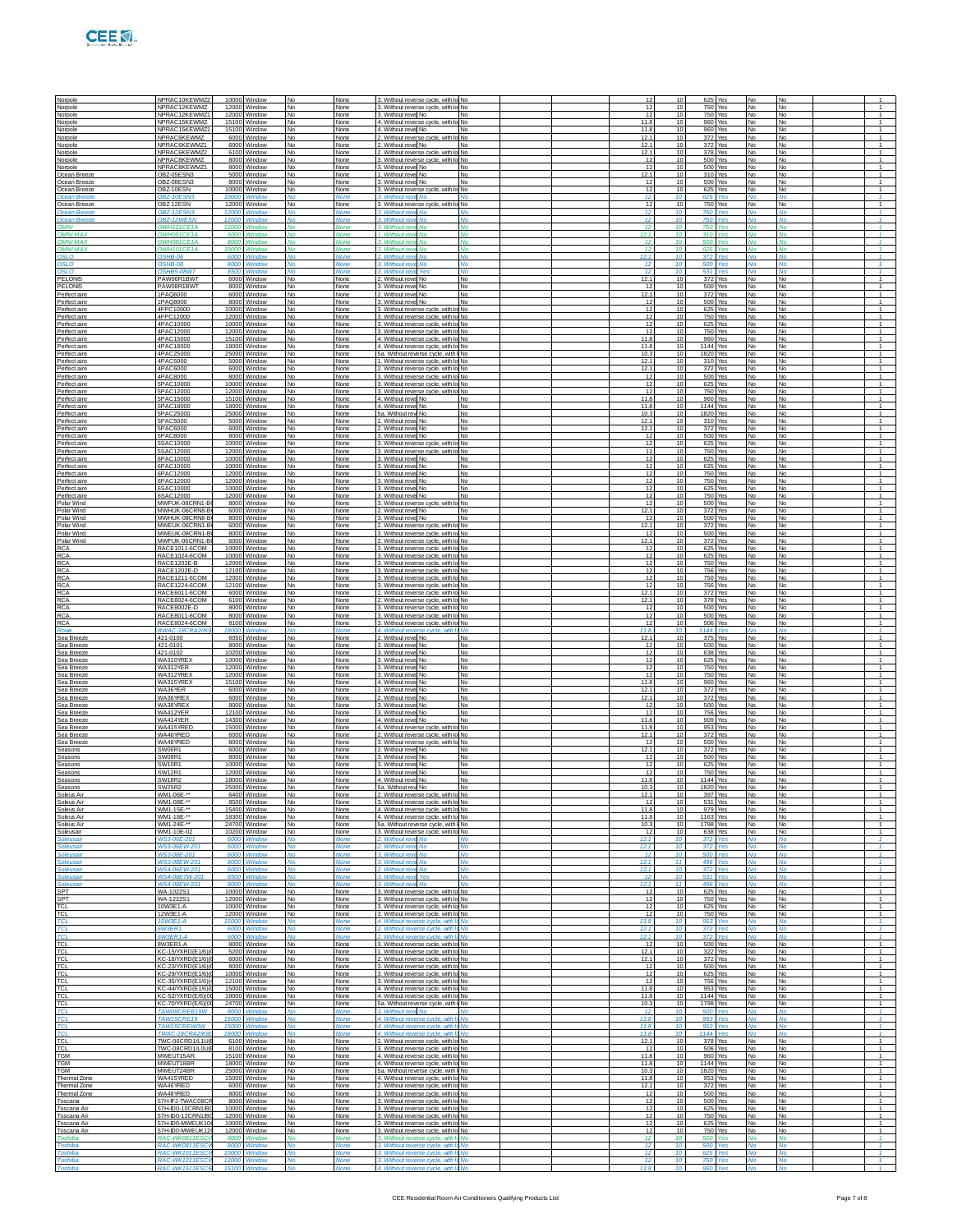| | | | | | | | | | | | | | | | | | |
|---|---|---|---|---|---|---|---|---|---|---|---|---|---|---|---|---|---|
| Norpole | NPRAC10EKWMZ2 | 10000 | Window | No | None | 3. Without reverse cycle, with lo | No | | | 12 | 10 | 625 | Yes | No | No | | 1 |
| Norpole | NPRAC12KEWMZ | 12000 | Window | No | None | 3. Without reverse cycle, with lo | No | | | 12 | 10 | 750 | Yes | No | No | | 1 |
| Norpole | NPRAC12KEWMZ1 | 12000 | Window | No | None | 3. Without reve | No | No | | 12 | 10 | 750 | Yes | No | No | | 1 |
| Norpole | NPRAC15KEWMZ | 15100 | Window | No | None | 4. Without reverse cycle, with lo | No | | | 11.8 | 10 | 960 | Yes | No | No | | 1 |
| Norpole | NPRAC15KEWMZ1 | 15100 | Window | No | None | 4. Without reve | No | No | | 11.8 | 10 | 960 | Yes | No | No | | 1 |
| Norpole | NPRAC6KEWMZ | 6000 | Window | No | None | 2. Without reverse cycle, with lo | No | | | 12.1 | 10 | 372 | Yes | No | No | | 1 |
| Norpole | NPRAC6KEWMZ1 | 6000 | Window | No | None | 2. Without reve | No | No | | 12.1 | 10 | 372 | Yes | No | No | | 1 |
| Norpole | NPRAC6KEWMZ2 | 6100 | Window | No | None | 2. Without reverse cycle, with lo | No | | | 12.1 | 10 | 378 | Yes | No | No | | 1 |
| Norpole | NPRAC8KEWMZ | 8000 | Window | No | None | 3. Without reverse cycle, with lo | No | | | 12 | 10 | 500 | Yes | No | No | | 1 |
| Norpole | NPRAC8KEWMZ1 | 8000 | Window | No | None | 3. Without reve | No | No | | 12 | 10 | 500 | Yes | No | No | | 1 |
| Ocean Breeze | OBZ-05ESN3 | 5000 | Window | No | None | 1. Without reve | No | No | | 12.1 | 10 | 310 | Yes | No | No | | 1 |
| Ocean Breeze | OBZ-08ESN3 | 8000 | Window | No | None | 3. Without reve | No | No | | 12 | 10 | 500 | Yes | No | No | | 1 |
| Ocean Breeze | OBZ-10ESN | 10000 | Window | No | None | 3. Without reverse cycle, with lo | No | | | 12 | 10 | 625 | Yes | No | No | | 1 |
| Ocean Breeze | OBZ-10ESN3 | 10000 | Window | No | None | 3. Without reve | No | No | | 12 | 10 | 625 | Yes | No | No | | 1 |
| Ocean Breeze | OBZ-12ESN | 12000 | Window | No | None | 3. Without reverse cycle, with lo | No | | | 12 | 10 | 750 | Yes | No | No | | 1 |
| Ocean Breeze | OBZ-12ESN3 | 12000 | Window | No | None | 3. Without reve | No | No | | 12 | 10 | 750 | Yes | No | No | | 1 |
| Ocean Breeze | OBZ-12WESN | 12000 | Window | No | None | 3. Without reve | No | No | | 12 | 10 | 750 | Yes | No | No | | 1 |
| OMNI | OWH121CE1A | 12000 | Window | No | None | 3. Without reve | No | No | | 12 | 10 | 750 | Yes | No | No | | 1 |
| OMNI MAX | OWH051CE1A | 5000 | Window | No | None | 1. Without reve | No | No | | 12.1 | 10 | 310 | Yes | No | No | | 1 |
| OMNI MAX | OWH081CE1A | 8000 | Window | No | None | 3. Without reve | No | No | | 12 | 10 | 500 | Yes | No | No | | 1 |
| OMNI MAX | OWH101CE1A | 10000 | Window | No | None | 3. Without reve | No | No | | 12 | 10 | 625 | Yes | No | No | | 1 |
| OSLO | OSHB-06 | 6000 | Window | No | None | 2. Without reve | No | No | | 12.1 | 10 | 372 | Yes | No | No | | 1 |
| OSLO | OSHB-08 | 8000 | Window | No | None | 3. Without reve | No | No | | 12 | 10 | 500 | Yes | No | No | | 1 |
| OSLO | OSHB5-08W7 | 8500 | Window | No | None | 3. Without reve | Yes | No | | 12 | 10 | 531 | Yes | No | No | | 1 |
| PELONIS | PAW06R1BWT | 6000 | Window | No | None | 2. Without reve | No | No | | 12.1 | 10 | 372 | Yes | No | No | | 1 |
| PELONIS | PAW08R1BWT | 8000 | Window | No | None | 3. Without reve | No | No | | 12 | 10 | 500 | Yes | No | No | | 1 |
| Perfect aire | 1PAQ6000 | 6000 | Window | No | None | 2. Without reve | No | No | | 12.1 | 10 | 372 | Yes | No | No | | 1 |
| Perfect aire | 1PAQ8000 | 8000 | Window | No | None | 3. Without reve | No | No | | 12 | 10 | 500 | Yes | No | No | | 1 |
| Perfect aire | 4FPC10000 | 10000 | Window | No | None | 3. Without reverse cycle, with lo | No | | | 12 | 10 | 625 | Yes | No | No | | 1 |
| Perfect aire | 4FPC12000 | 12000 | Window | No | None | 3. Without reverse cycle, with lo | No | | | 12 | 10 | 750 | Yes | No | No | | 1 |
| Perfect aire | 4PAC10000 | 10000 | Window | No | None | 3. Without reverse cycle, with lo | No | | | 12 | 10 | 625 | Yes | No | No | | 1 |
| Perfect aire | 4PAC12000 | 12000 | Window | No | None | 3. Without reverse cycle, with lo | No | | | 12 | 10 | 750 | Yes | No | No | | 1 |
| Perfect aire | 4PAC15000 | 15100 | Window | No | None | 4. Without reverse cycle, with lo | No | | | 11.8 | 10 | 960 | Yes | No | No | | 1 |
| Perfect aire | 4PAC18000 | 18000 | Window | No | None | 4. Without reverse cycle, with lo | No | | | 11.8 | 10 | 1144 | Yes | No | No | | 1 |
| Perfect aire | 4PAC25000 | 25000 | Window | No | None | 5a. Without reverse cycle, with l | No | | | 10.3 | 10 | 1820 | Yes | No | No | | 1 |
| Perfect aire | 4PAC5000 | 5000 | Window | No | None | 1. Without reverse cycle, with lo | No | | | 12.1 | 10 | 310 | Yes | No | No | | 1 |
| Perfect aire | 4PAC6000 | 6000 | Window | No | None | 2. Without reverse cycle, with lo | No | | | 12.1 | 10 | 372 | Yes | No | No | | 1 |
| Perfect aire | 4PAC8000 | 8000 | Window | No | None | 3. Without reverse cycle, with lo | No | | | 12 | 10 | 500 | Yes | No | No | | 1 |
| Perfect aire | 5PAC10000 | 10000 | Window | No | None | 3. Without reverse cycle, with lo | No | | | 12 | 10 | 625 | Yes | No | No | | 1 |
| Perfect aire | 5PAC12000 | 12000 | Window | No | None | 3. Without reverse cycle, with lo | No | | | 12 | 10 | 750 | Yes | No | No | | 1 |
| Perfect aire | 5PAC15000 | 15100 | Window | No | None | 4. Without reve | No | No | | 11.8 | 10 | 960 | Yes | No | No | | 1 |
| Perfect aire | 5PAC18000 | 18000 | Window | No | None | 4. Without reve | No | No | | 11.8 | 10 | 1144 | Yes | No | No | | 1 |
| Perfect aire | 5PAC25000 | 25000 | Window | No | None | 5a. Without reve | No | No | | 10.3 | 10 | 1820 | Yes | No | No | | 1 |
| Perfect aire | 5PAC5000 | 5000 | Window | No | None | 1. Without reve | No | No | | 12.1 | 10 | 310 | Yes | No | No | | 1 |
| Perfect aire | 5PAC6000 | 6000 | Window | No | None | 2. Without reve | No | No | | 12.1 | 10 | 372 | Yes | No | No | | 1 |
| Perfect aire | 5PAC8000 | 8000 | Window | No | None | 3. Without reve | No | No | | 12 | 10 | 500 | Yes | No | No | | 1 |
| Perfect aire | 5SAC10000 | 10000 | Window | No | None | 3. Without reverse cycle, with lo | No | | | 12 | 10 | 625 | Yes | No | No | | 1 |
| Perfect aire | 5SAC12000 | 12000 | Window | No | None | 3. Without reverse cycle, with lo | No | | | 12 | 10 | 750 | Yes | No | No | | 1 |
| Perfect aire | 6PAC10000 | 10000 | Window | No | None | 3. Without reve | No | No | | 12 | 10 | 625 | Yes | No | No | | 1 |
| Perfect aire | 6PAC10000 | 10000 | Window | No | None | 3. Without reve | No | No | | 12 | 10 | 625 | Yes | No | No | | 1 |
| Perfect aire | 6PAC12000 | 12000 | Window | No | None | 3. Without reve | No | No | | 12 | 10 | 750 | Yes | No | No | | 1 |
| Perfect aire | 6PAC12000 | 12000 | Window | No | None | 3. Without reve | No | No | | 12 | 10 | 750 | Yes | No | No | | 1 |
| Perfect aire | 6SAC10000 | 10000 | Window | No | None | 3. Without reve | No | No | | 12 | 10 | 625 | Yes | No | No | | 1 |
| Perfect aire | 6SAC12000 | 12000 | Window | No | None | 3. Without reve | No | No | | 12 | 10 | 750 | Yes | No | No | | 1 |
| Polar Wind | MWFUK-08CRN1-B | 8000 | Window | No | None | 3. Without reverse cycle, with lo | No | | | 12 | 10 | 500 | Yes | No | No | | 1 |
| Polar Wind | MWHUK-06CRN8-B | 6000 | Window | No | None | 2. Without reve | No | No | | 12.1 | 10 | 372 | Yes | No | No | | 1 |
| Polar Wind | MWHUK-08CRN8-B | 8000 | Window | No | None | 3. Without reve | No | No | | 12 | 10 | 500 | Yes | No | No | | 1 |
| Polar Wind | MWEUK-06CRN1-B | 6000 | Window | No | None | 2. Without reverse cycle, with lo | No | | | 12.1 | 10 | 372 | Yes | No | No | | 1 |
| Polar Wind | MWEUK-08CRN1-B | 8000 | Window | No | None | 3. Without reverse cycle, with lo | No | | | 12 | 10 | 500 | Yes | No | No | | 1 |
| Polar Wind | MWFUK-06CRN1-B | 6000 | Window | No | None | 2. Without reverse cycle, with lo | No | | | 12.1 | 10 | 372 | Yes | No | No | | 1 |
| RCA | RACE1011-6COM | 10000 | Window | No | None | 3. Without reverse cycle, with lo | No | | | 12 | 10 | 625 | Yes | No | No | | 1 |
| RCA | RACE1024-6COM | 10000 | Window | No | None | 3. Without reverse cycle, with lo | No | | | 12 | 10 | 625 | Yes | No | No | | 1 |
| RCA | RACE1202E-B | 12000 | Window | No | None | 3. Without reverse cycle, with lo | No | | | 12 | 10 | 750 | Yes | No | No | | 1 |
| RCA | RACE1202E-D | 12100 | Window | No | None | 3. Without reverse cycle, with lo | No | | | 12 | 10 | 756 | Yes | No | No | | 1 |
| RCA | RACE1211-6COM | 12000 | Window | No | None | 3. Without reverse cycle, with lo | No | | | 12 | 10 | 750 | Yes | No | No | | 1 |
| RCA | RACE1224-6COM | 12100 | Window | No | None | 3. Without reverse cycle, with lo | No | | | 12 | 10 | 756 | Yes | No | No | | 1 |
| RCA | RACE6011-6COM | 6000 | Window | No | None | 2. Without reverse cycle, with lo | No | | | 12.1 | 10 | 372 | Yes | No | No | | 1 |
| RCA | RACE6024-6COM | 6100 | Window | No | None | 2. Without reverse cycle, with lo | No | | | 12.1 | 10 | 378 | Yes | No | No | | 1 |
| RCA | RACE8002E-D | 8000 | Window | No | None | 3. Without reverse cycle, with lo | No | | | 12 | 10 | 500 | Yes | No | No | | 1 |
| RCA | RACE8011-6COM | 8000 | Window | No | None | 3. Without reverse cycle, with lo | No | | | 12 | 10 | 500 | Yes | No | No | | 1 |
| RCA | RACE8024-6COM | 8100 | Window | No | None | 3. Without reverse cycle, with lo | No | | | 12 | 10 | 506 | Yes | No | No | | 1 |
| Rova | RWAC-18CRA2/K8 | 18000 | Window | No | None | 4. Without reverse cycle, with l | No | | | 11.8 | 10 | 1144 | Yes | No | No | | 1 |
| Sea Breeze | 421-0100 | 6050 | Window | No | None | 2. Without reve | No | No | | 12.1 | 10 | 375 | Yes | No | No | | 1 |
| Sea Breeze | 421-0101 | 8000 | Window | No | None | 3. Without reve | No | No | | 12 | 10 | 500 | Yes | No | No | | 1 |
| Sea Breeze | 421-0102 | 10200 | Window | No | None | 3. Without reve | No | No | | 12 | 10 | 638 | Yes | No | No | | 1 |
| Sea Breeze | WA310YREX | 10000 | Window | No | None | 3. Without reve | No | No | | 12 | 10 | 625 | Yes | No | No | | 1 |
| Sea Breeze | WA312YER | 12000 | Window | No | None | 3. Without reve | No | No | | 12 | 10 | 750 | Yes | No | No | | 1 |
| Sea Breeze | WA312YREX | 12000 | Window | No | None | 3. Without reve | No | No | | 12 | 10 | 750 | Yes | No | No | | 1 |
| Sea Breeze | WA315YREX | 15100 | Window | No | None | 4. Without reve | No | No | | 11.8 | 10 | 960 | Yes | No | No | | 1 |
| Sea Breeze | WA36YER | 6000 | Window | No | None | 2. Without reve | No | No | | 12.1 | 10 | 372 | Yes | No | No | | 1 |
| Sea Breeze | WA36YREX | 6000 | Window | No | None | 2. Without reve | No | No | | 12.1 | 10 | 372 | Yes | No | No | | 1 |
| Sea Breeze | WA38YREX | 8000 | Window | No | None | 3. Without reve | No | No | | 12 | 10 | 500 | Yes | No | No | | 1 |
| Sea Breeze | WA412YER | 12100 | Window | No | None | 3. Without reve | No | No | | 12 | 10 | 756 | Yes | No | No | | 1 |
| Sea Breeze | WA414YER | 14300 | Window | No | None | 4. Without reve | No | No | | 11.8 | 10 | 909 | Yes | No | No | | 1 |
| Sea Breeze | WA415YRED | 15000 | Window | No | None | 4. Without reverse cycle, with lo | No | | | 11.8 | 10 | 953 | Yes | No | No | | 1 |
| Sea Breeze | WA46YRED | 6000 | Window | No | None | 2. Without reverse cycle, with lo | No | | | 12.1 | 10 | 372 | Yes | No | No | | 1 |
| Sea Breeze | WA48YRED | 8000 | Window | No | None | 3. Without reverse cycle, with lo | No | | | 12 | 10 | 500 | Yes | No | No | | 1 |
| Seasons | SW06R1 | 6000 | Window | No | None | 2. Without reve | No | No | | 12.1 | 10 | 372 | Yes | No | No | | 1 |
| Seasons | SW08R1 | 8000 | Window | No | None | 3. Without reve | No | No | | 12 | 10 | 500 | Yes | No | No | | 1 |
| Seasons | SW10R1 | 10000 | Window | No | None | 3. Without reve | No | No | | 12 | 10 | 625 | Yes | No | No | | 1 |
| Seasons | SW12R1 | 12000 | Window | No | None | 3. Without reve | No | No | | 12 | 10 | 750 | Yes | No | No | | 1 |
| Seasons | SW18R2 | 18000 | Window | No | None | 4. Without reve | No | No | | 11.8 | 10 | 1144 | Yes | No | No | | 1 |
| Seasons | SW25R2 | 25000 | Window | No | None | 5a. Without reve | No | No | | 10.3 | 10 | 1820 | Yes | No | No | | 1 |
| Soleus Air | WM1-06E-** | 6400 | Window | No | None | 2. Without reverse cycle, with lo | No | | | 12.1 | 10 | 397 | Yes | No | No | | 1 |
| Soleus Air | WM1-08E-** | 8500 | Window | No | None | 3. Without reverse cycle, with lo | No | | | 12 | 10 | 531 | Yes | No | No | | 1 |
| Soleus Air | WM1-15E-** | 15400 | Window | No | None | 4. Without reverse cycle, with lo | No | | | 11.8 | 10 | 979 | Yes | No | No | | 1 |
| Soleus Air | WM1-18E-** | 18300 | Window | No | None | 4. Without reverse cycle, with lo | No | | | 11.8 | 10 | 1163 | Yes | No | No | | 1 |
| Soleus Air | WM1-24E-** | 24700 | Window | No | None | 5a. Without reverse cycle, with l | No | | | 10.3 | 10 | 1798 | Yes | No | No | | 1 |
| Soleusair | WM1-10E-02 | 10200 | Window | No | None | 3. Without reverse cycle, with lo | No | | | 12 | 10 | 638 | Yes | No | No | | 1 |
| Soleusair | WS3-06E-201 | 6000 | Window | No | None | 2. Without reve | No | No | | 12.1 | 10 | 372 | Yes | No | No | | 1 |
| Soleusair | WS3-06EW-201 | 6000 | Window | No | None | 2. Without reve | No | No | | 12.1 | 10 | 372 | Yes | No | No | | 1 |
| Soleusair | WS3-08E-201 | 8000 | Window | No | None | 3. Without reve | No | No | | 12 | 10 | 500 | Yes | No | No | | 1 |
| Soleusair | WS3-08EW-201 | 8000 | Window | No | None | 3. Without reve | No | No | | 12.1 | 11 | 496 | Yes | No | No | | 1 |
| Soleusair | WS4-06EW-201 | 6000 | Window | No | None | 2. Without reve | No | No | | 12.1 | 10 | 372 | Yes | No | No | | 1 |
| Soleusair | WS4-08E7W-201 | 8500 | Window | No | None | 3. Without reve | Yes | No | | 12 | 10 | 531 | Yes | No | No | | 1 |
| Soleusair | WS4-08EW-201 | 8000 | Window | No | None | 3. Without reve | No | No | | 12.1 | 11 | 496 | Yes | No | No | | 1 |
| SPT | WA-1022S1 | 10000 | Window | No | None | 3. Without reverse cycle, with lo | No | | | 12 | 10 | 625 | Yes | No | No | | 1 |
| SPT | WA-1222S1 | 12000 | Window | No | None | 3. Without reverse cycle, with lo | No | | | 12 | 10 | 750 | Yes | No | No | | 1 |
| TCL | 10W3E1-A | 10000 | Window | No | None | 3. Without reverse cycle, with lo | No | | | 12 | 10 | 625 | Yes | No | No | | 1 |
| TCL | 12W3E1-A | 12000 | Window | No | None | 3. Without reverse cycle, with lo | No | | | 12 | 10 | 750 | Yes | No | No | | 1 |
| TCL | 15W3E1-A | 15000 | Window | No | None | 4. Without reverse cycle, with l | No | | | 11.8 | 10 | 953 | Yes | No | No | | 1 |
| TCL | 6W3ER1 | 6000 | Window | No | None | 2. Without reverse cycle, with l | No | | | 12.1 | 10 | 372 | Yes | No | No | | 1 |
| TCL | 6W3ER1-A | 6000 | Window | No | None | 2. Without reverse cycle, with l | No | | | 12.1 | 10 | 372 | Yes | No | No | | 1 |
| TCL | 8W3ER1-A | 8000 | Window | No | None | 3. Without reverse cycle, with lo | No | | | 12 | 10 | 500 | Yes | No | No | | 1 |
| TCL | KC-15/YXRD(E1/6)( | 5200 | Window | No | None | 1. Without reverse cycle, with lo | No | | | 12.1 | 10 | 322 | Yes | No | No | | 1 |
| TCL | KC-18/YXRD(E1/6)( | 6000 | Window | No | None | 2. Without reverse cycle, with lo | No | | | 12.1 | 10 | 372 | Yes | No | No | | 1 |
| TCL | KC-23/YXRD(E1/6)( | 8000 | Window | No | None | 3. Without reverse cycle, with lo | No | | | 12 | 10 | 500 | Yes | No | No | | 1 |
| TCL | KC-29/YXRD(E1/6)( | 10000 | Window | No | None | 3. Without reverse cycle, with lo | No | | | 12 | 10 | 625 | Yes | No | No | | 1 |
| TCL | KC-35/YXRD(E1/6)( | 12100 | Window | No | None | 3. Without reverse cycle, with lo | No | | | 12 | 10 | 756 | Yes | No | No | | 1 |
| TCL | KC-44/YXRD(E1/6)( | 15000 | Window | No | None | 4. Without reverse cycle, with lo | No | | | 11.8 | 10 | 953 | Yes | No | No | | 1 |
| TCL | KC-52/YXRD(E/6)(0 | 18000 | Window | No | None | 4. Without reverse cycle, with lo | No | | | 11.8 | 10 | 1144 | Yes | No | No | | 1 |
| TCL | KC-70/YXRD(E/6)(0 | 24700 | Window | No | None | 5a. Without reverse cycle, with l | No | | | 10.3 | 10 | 1798 | Yes | No | No | | 1 |
| TCL | TAW08CRE19W | 8000 | Window | No | None | 3. Without reve | No | No | | 12 | 10 | 500 | Yes | No | No | | 1 |
| TCL | TAW15CRE19 | 15000 | Window | No | None | 4. Without reverse cycle, with l | No | | | 11.8 | 10 | 953 | Yes | No | No | | 1 |
| TCL | TAW15CREW0W | 15000 | Window | No | None | 4. Without reverse cycle, with l | No | | | 11.8 | 10 | 953 | Yes | No | No | | 1 |
| TCL | TWAC-18CRA2/K8 | 18000 | Window | No | None | 4. Without reverse cycle, with l | No | | | 11.8 | 10 | 1144 | Yes | No | No | | 1 |
| TCL | TWC-06CRD1/L1U | 6100 | Window | No | None | 2. Without reverse cycle, with lo | No | | | 12.1 | 10 | 378 | Yes | No | No | | 1 |
| TCL | TWC-08CRD1/L0U | 8100 | Window | No | None | 3. Without reverse cycle, with lo | No | | | 12 | 10 | 506 | Yes | No | No | | 1 |
| TGM | MWEUT15AR | 15100 | Window | No | None | 4. Without reverse cycle, with lo | No | | | 11.8 | 10 | 960 | Yes | No | No | | 1 |
| TGM | MWEUT18BR | 18000 | Window | No | None | 4. Without reverse cycle, with lo | No | | | 11.8 | 10 | 1144 | Yes | No | No | | 1 |
| TGM | MWEUT24BR | 25000 | Window | No | None | 5a. Without reverse cycle, with l | No | | | 10.3 | 10 | 1820 | Yes | No | No | | 1 |
| Thermal Zone | WA415YRED | 15000 | Window | No | None | 4. Without reverse cycle, with lo | No | | | 11.8 | 10 | 953 | Yes | No | No | | 1 |
| Thermal Zone | WA46YRED | 6000 | Window | No | None | 2. Without reverse cycle, with lo | No | | | 12.1 | 10 | 372 | Yes | No | No | | 1 |
| Thermal Zone | WA48YRED | 8000 | Window | No | None | 3. Without reverse cycle, with lo | No | | | 12 | 10 | 500 | Yes | No | No | | 1 |
| Toscana | 57H-FJ-TWAC08CR | 8000 | Window | No | None | 3. Without reverse cycle, with lo | No | | | 12 | 10 | 500 | Yes | No | No | | 1 |
| Toscana Air | 57H-D0-10CRN1/BC | 10000 | Window | No | None | 3. Without reverse cycle, with lo | No | | | 12 | 10 | 625 | Yes | No | No | | 1 |
| Toscana Air | 57H-D0-12CRN1/BC | 12000 | Window | No | None | 3. Without reverse cycle, with lo | No | | | 12 | 10 | 750 | Yes | No | No | | 1 |
| Toscana Air | 57H-D0-MWEUK10 | 10000 | Window | No | None | 3. Without reverse cycle, with lo | No | | | 12 | 10 | 625 | Yes | No | No | | 1 |
| Toscana Air | 57H-D0-MWEUK12 | 12000 | Window | No | None | 3. Without reverse cycle, with lo | No | | | 12 | 10 | 750 | Yes | No | No | | 1 |
| Toshiba | RAC-WK0811ESCW | 8000 | Window | No | None | 3. Without reverse cycle, with l | No | | | 12 | 10 | 500 | Yes | No | No | | 1 |
| Toshiba | RAC-WK0812ESCW | 8000 | Window | No | None | 3. Without reverse cycle, with l | No | | | 12 | 10 | 500 | Yes | No | No | | 1 |
| Toshiba | RAC-WK1011ESCW | 10000 | Window | No | None | 3. Without reverse cycle, with l | No | | | 12 | 10 | 625 | Yes | No | No | | 1 |
| Toshiba | RAC-WK1211ESCW | 12000 | Window | No | None | 3. Without reverse cycle, with l | No | | | 12 | 10 | 750 | Yes | No | No | | 1 |
| Toshiba | RAC-WK1511ESCR | 15100 | Window | No | None | 4. Without reverse cycle, with l | No | | | 11.8 | 10 | 960 | Yes | No | No | | 1 |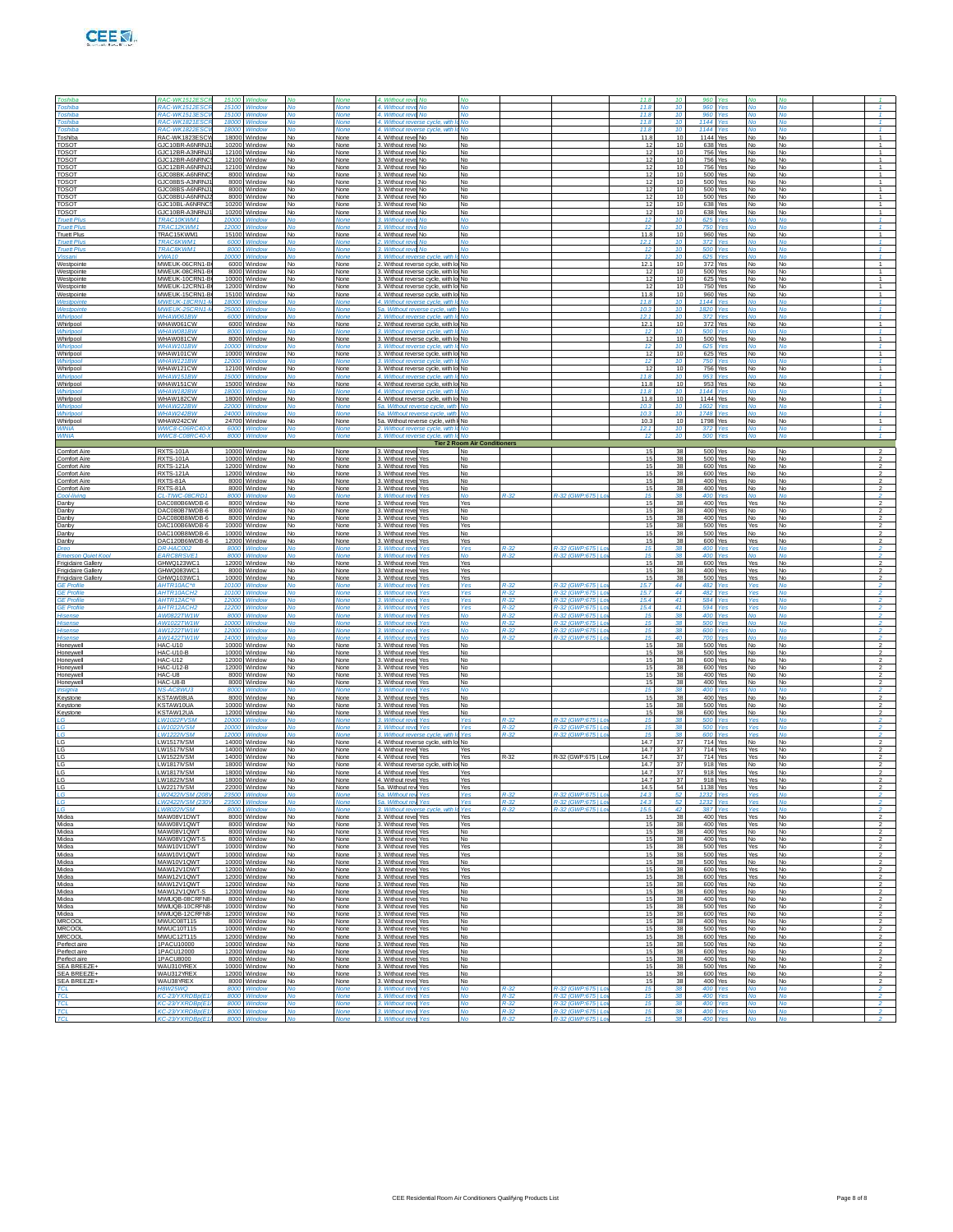| | | | | | | | | | | | | | | | | | | |
|---|---|---|---|---|---|---|---|---|---|---|---|---|---|---|---|---|---|---|
| Toshiba | RAC-WK1512ESCR | 15100 | Window | No | None | 4. Without reve | No | No | | | 11.8 | 10 | 960 | Yes | No | No | | 1 |
| Toshiba | RAC-WK1512ESCR | 15100 | Window | No | None | 4. Without reve | No | No | | | 11.8 | 10 | 960 | Yes | No | No | | 1 |
| Toshiba | RAC-WK1513ESCW | 15100 | Window | No | None | 4. Without reve | No | No | | | 11.8 | 10 | 960 | Yes | No | No | | 1 |
| Toshiba | RAC-WK1821ESCR | 18000 | Window | No | None | 4. Without reverse cycle, with lo | | No | | | 11.8 | 10 | 1144 | Yes | No | No | | 1 |
| Toshiba | RAC-WK1822ESCW | 18000 | Window | No | None | 4. Without reverse cycle, with lo | | No | | | 11.8 | 10 | 1144 | Yes | No | No | | 1 |
| Toshiba | RAC-WK1823ESCW | 18000 | Window | No | None | 4. Without reve | No | No | | | 11.8 | 10 | 1144 | Yes | No | No | | 1 |
| TOSOT | GJC10BR-A6NRNJ1 | 10200 | Window | No | None | 3. Without reve | No | No | | | 12 | 10 | 638 | Yes | No | No | | 1 |
| TOSOT | GJC12BR-A3NRNJ1 | 12100 | Window | No | None | 3. Without reve | No | No | | | 12 | 10 | 756 | Yes | No | No | | 1 |
| TOSOT | GJC12BR-A6NRNC1 | 12100 | Window | No | None | 3. Without reve | No | No | | | 12 | 10 | 756 | Yes | No | No | | 1 |
| TOSOT | GJC12BR-A3NRNJ1 | 12100 | Window | No | None | 3. Without reve | No | No | | | 12 | 10 | 756 | Yes | No | No | | 1 |
| TOSOT | GJC08BK-A6NRNC | 8000 | Window | No | None | 3. Without reve | No | No | | | 12 | 10 | 500 | Yes | No | No | | 1 |
| TOSOT | GJC08BS-A3NRNJ1 | 8000 | Window | No | None | 3. Without reve | No | No | | | 12 | 10 | 500 | Yes | No | No | | 1 |
| TOSOT | GJC08BS-A3NRNJ1 | 8000 | Window | No | None | 3. Without reve | No | No | | | 12 | 10 | 500 | Yes | No | No | | 1 |
| TOSOT | GJC08BU-A6NRNJ2 | 8000 | Window | No | None | 3. Without reve | No | No | | | 12 | 10 | 500 | Yes | No | No | | 1 |
| TOSOT | GJC10BL-A6NRNC5 | 10200 | Window | No | None | 3. Without reve | No | No | | | 12 | 10 | 638 | Yes | No | No | | 1 |
| TOSOT | GJC10BR-A3NRNJ1 | 10200 | Window | No | None | 3. Without reve | No | No | | | 12 | 10 | 638 | Yes | No | No | | 1 |
| Truett Plus | TRAC10KWM1 | 10000 | Window | No | None | 3. Without reve | No | No | | | 12 | 10 | 625 | Yes | No | No | | 1 |
| Truett Plus | TRAC12KWM1 | 12000 | Window | No | None | 3. Without reve | No | No | | | 12 | 10 | 750 | Yes | No | No | | 1 |
| Truett Plus | TRAC15KWM1 | 15100 | Window | No | None | 4. Without reve | No | No | | | 11.8 | 10 | 960 | Yes | No | No | | 1 |
| Truett Plus | TRAC6KWM1 | 6000 | Window | No | None | 2. Without reve | No | No | | | 12.1 | 10 | 372 | Yes | No | No | | 1 |
| Truett Plus | TRAC8KWM1 | 8000 | Window | No | None | 3. Without reve | No | No | | | 12 | 10 | 500 | Yes | No | No | | 1 |
| Vissani | VWA10 | 10000 | Window | No | None | 3. Without reverse cycle, with lo | | No | | | 12 | 10 | 625 | Yes | No | No | | 1 |
| Westpointe | MWEUK-06CRN1-B0 | 6000 | Window | No | None | 2. Without reverse cycle, with lo | | No | | | 12.1 | 10 | 372 | Yes | No | No | | 1 |
| Westpointe | MWEUK-08CRN1-B0 | 8000 | Window | No | None | 3. Without reverse cycle, with lo | | No | | | 12 | 10 | 500 | Yes | No | No | | 1 |
| Westpointe | MWEUK-10CRN1-B0 | 10000 | Window | No | None | 3. Without reverse cycle, with lo | | No | | | 12 | 10 | 625 | Yes | No | No | | 1 |
| Westpointe | MWEUK-12CRN1-B0 | 12000 | Window | No | None | 3. Without reverse cycle, with lo | | No | | | 12 | 10 | 750 | Yes | No | No | | 1 |
| Westpointe | MWEUK-15CRN1-B0 | 15100 | Window | No | None | 4. Without reverse cycle, with lo | | No | | | 11.8 | 10 | 960 | Yes | No | No | | 1 |
| Westpointe | MWEUK-18CRN1-M | 18000 | Window | No | None | 4. Without reverse cycle, with lo | | No | | | 11.8 | 10 | 1144 | Yes | No | No | | 1 |
| Westpointe | MWEUK-25CRN1-M | 25000 | Window | No | None | 5a. Without reverse cycle, with lo | | No | | | 10.3 | 10 | 1820 | Yes | No | No | | 1 |
| Whirlpool | WHAW061BW | 6000 | Window | No | None | 2. Without reverse cycle, with lo | | No | | | 12.1 | 10 | 372 | Yes | No | No | | 1 |
| Whirlpool | WHAW061CW | 6000 | Window | No | None | 2. Without reverse cycle, with lo | | No | | | 12.1 | 10 | 372 | Yes | No | No | | 1 |
| Whirlpool | WHAW081BW | 8000 | Window | No | None | 3. Without reverse cycle, with lo | | No | | | 12 | 10 | 500 | Yes | No | No | | 1 |
| Whirlpool | WHAW081CW | 8000 | Window | No | None | 3. Without reverse cycle, with lo | | No | | | 12 | 10 | 500 | Yes | No | No | | 1 |
| Whirlpool | WHAW101BW | 10000 | Window | No | None | 3. Without reverse cycle, with lo | | No | | | 12 | 10 | 625 | Yes | No | No | | 1 |
| Whirlpool | WHAW101CW | 10000 | Window | No | None | 3. Without reverse cycle, with lo | | No | | | 12 | 10 | 625 | Yes | No | No | | 1 |
| Whirlpool | WHAW121BW | 12000 | Window | No | None | 3. Without reverse cycle, with lo | | No | | | 12 | 10 | 750 | Yes | No | No | | 1 |
| Whirlpool | WHAW121CW | 12100 | Window | No | None | 3. Without reverse cycle, with lo | | No | | | 12 | 10 | 756 | Yes | No | No | | 1 |
| Whirlpool | WHAW151BW | 15000 | Window | No | None | 4. Without reverse cycle, with lo | | No | | | 11.8 | 10 | 953 | Yes | No | No | | 1 |
| Whirlpool | WHAW151CW | 15000 | Window | No | None | 4. Without reverse cycle, with lo | | No | | | 11.8 | 10 | 953 | Yes | No | No | | 1 |
| Whirlpool | WHAW182BW | 18000 | Window | No | None | 4. Without reverse cycle, with lo | | No | | | 11.8 | 10 | 1144 | Yes | No | No | | 1 |
| Whirlpool | WHAW182CW | 18000 | Window | No | None | 4. Without reverse cycle, with lo | | No | | | 11.8 | 10 | 1144 | Yes | No | No | | 1 |
| Whirlpool | WHAW222BW | 22000 | Window | No | None | 5a. Without reverse cycle, with | | No | | | 10.3 | 10 | 1602 | Yes | No | No | | 1 |
| Whirlpool | WHAW242BW | 24000 | Window | No | None | 5a. Without reverse cycle, with | | No | | | 10.3 | 10 | 1748 | Yes | No | No | | 1 |
| Whirlpool | WHAW242CW | 24700 | Window | No | None | 5a. Without reverse cycle, with l | | No | | | 10.3 | 10 | 1798 | Yes | No | No | | 1 |
| WINIA | WWCB-C06RC40-X | 6000 | Window | No | None | 2. Without reverse cycle, with lo | | No | | | 12.1 | 10 | 372 | Yes | No | No | | 1 |
| WINIA | WWCB-C08RC40-X | 8000 | Window | No | None | 3. Without reverse cycle, with lo | | No | | | 12 | 10 | 500 | Yes | No | No | | 1 |
| | | | | | | | | **Tier 2 Room Air Conditioners** | | | | | | | | | | |
| Comfort Aire | RXTS-101A | 10000 | Window | No | None | 3. Without reve | Yes | No | | | 15 | 38 | 500 | Yes | No | No | | 2 |
| Comfort Aire | RXTS-101A | 10000 | Window | No | None | 3. Without reve | Yes | No | | | 15 | 38 | 500 | Yes | No | No | | 2 |
| Comfort Aire | RXTS-121A | 12000 | Window | No | None | 3. Without reve | Yes | No | | | 15 | 38 | 600 | Yes | No | No | | 2 |
| Comfort Aire | RXTS-121A | 12000 | Window | No | None | 3. Without reve | Yes | No | | | 15 | 38 | 600 | Yes | No | No | | 2 |
| Comfort Aire | RXTS-81A | 8000 | Window | No | None | 3. Without reve | Yes | No | | | 15 | 38 | 400 | Yes | No | No | | 2 |
| Comfort Aire | RXTS-81A | 8000 | Window | No | None | 3. Without reve | Yes | No | | | 15 | 38 | 400 | Yes | No | No | | 2 |
| Cool-living | CL-TWC-08CRD1 | 8000 | Window | No | None | 3. Without reve | Yes | No | R-32 | R-32 (GWP:675 \| Lo | 15 | 38 | 400 | Yes | No | No | | 2 |
| Danby | DAC080B6WDB-6 | 8000 | Window | No | None | 3. Without reve | Yes | Yes | | | 15 | 38 | 400 | Yes | Yes | No | | 2 |
| Danby | DAC080B7WDB-6 | 8000 | Window | No | None | 3. Without reve | Yes | No | | | 15 | 38 | 400 | Yes | No | No | | 2 |
| Danby | DAC080B8WDB-6 | 8000 | Window | No | None | 3. Without reve | Yes | No | | | 15 | 38 | 400 | Yes | No | No | | 2 |
| Danby | DAC100B6WDB-6 | 10000 | Window | No | None | 3. Without reve | Yes | Yes | | | 15 | 38 | 500 | Yes | Yes | No | | 2 |
| Danby | DAC100B8WDB-6 | 10000 | Window | No | None | 3. Without reve | Yes | No | | | 15 | 38 | 500 | Yes | No | No | | 2 |
| Danby | DAC120B6WDB-6 | 12000 | Window | No | None | 3. Without reve | Yes | Yes | | | 15 | 38 | 600 | Yes | Yes | No | | 2 |
| Dreo | DR-HAC002 | 8000 | Window | No | None | 3. Without reve | Yes | Yes | R-32 | R-32 (GWP:675 \| Lo | 15 | 38 | 400 | Yes | Yes | No | | 2 |
| Emerson Quiet Kool | EARC8RSVE1 | 8000 | Window | No | None | 3. Without reve | Yes | No | R-32 | R-32 (GWP:675 \| Lo | 15 | 38 | 400 | Yes | No | No | | 2 |
| Frigidaire Gallery | GHWQ123WC1 | 12000 | Window | No | None | 3. Without reve | Yes | Yes | | | 15 | 38 | 600 | Yes | Yes | No | | 2 |
| Frigidaire Gallery | GHWQ083WC1 | 8000 | Window | No | None | 3. Without reve | Yes | Yes | | | 15 | 38 | 400 | Yes | Yes | No | | 2 |
| Frigidaire Gallery | GHWQ103WC1 | 10000 | Window | No | None | 3. Without reve | Yes | Yes | | | 15 | 38 | 500 | Yes | Yes | No | | 2 |
| GE Profile | AHTR10ACW1 | 10100 | Window | No | None | 3. Without reve | Yes | Yes | R-32 | R-32 (GWP:675 \| Lo | 15.7 | 44 | 482 | Yes | Yes | No | | 2 |
| GE Profile | AHTR10ACH2 | 10100 | Window | No | None | 3. Without reve | Yes | Yes | R-32 | R-32 (GWP:675 \| Lo | 15.7 | 44 | 482 | Yes | Yes | No | | 2 |
| GE Profile | AHTR12AC*# | 12000 | Window | No | None | 3. Without reve | Yes | Yes | R-32 | R-32 (GWP:675 \| Lo | 15.4 | 41 | 584 | Yes | Yes | No | | 2 |
| GE Profile | AHTR12ACH2 | 12200 | Window | No | None | 3. Without reve | Yes | Yes | R-32 | R-32 (GWP:675 \| Lo | 15.4 | 41 | 594 | Yes | Yes | No | | 2 |
| Hisense | AW0822TW1W | 8000 | Window | No | None | 3. Without reve | Yes | No | R-32 | R-32 (GWP:675 \| Lo | 15 | 38 | 400 | Yes | No | No | | 2 |
| Hisense | AW1022TW1W | 10000 | Window | No | None | 3. Without reve | Yes | No | R-32 | R-32 (GWP:675 \| Lo | 15 | 38 | 500 | Yes | No | No | | 2 |
| Hisense | AW1222TW1W | 12000 | Window | No | None | 3. Without reve | Yes | No | R-32 | R-32 (GWP:675 \| Lo | 15 | 38 | 600 | Yes | No | No | | 2 |
| Hisense | AW1422TW1W | 14000 | Window | No | None | 4. Without reve | Yes | No | R-32 | R-32 (GWP:675 \| Lo | 15 | 40 | 700 | Yes | No | No | | 2 |
| Honeywell | HAC-U10 | 10000 | Window | No | None | 3. Without reve | Yes | No | | | 15 | 38 | 500 | Yes | No | No | | 2 |
| Honeywell | HAC-U10-B | 10000 | Window | No | None | 3. Without reve | Yes | No | | | 15 | 38 | 500 | Yes | No | No | | 2 |
| Honeywell | HAC-U12 | 12000 | Window | No | None | 3. Without reve | Yes | No | | | 15 | 38 | 600 | Yes | No | No | | 2 |
| Honeywell | HAC-U12-B | 12000 | Window | No | None | 3. Without reve | Yes | No | | | 15 | 38 | 600 | Yes | No | No | | 2 |
| Honeywell | HAC-U8 | 8000 | Window | No | None | 3. Without reve | Yes | No | | | 15 | 38 | 400 | Yes | No | No | | 2 |
| Honeywell | HAC-U8-B | 8000 | Window | No | None | 3. Without reve | Yes | No | | | 15 | 38 | 400 | Yes | No | No | | 2 |
| Insignia | NS-AC8WU3 | 8000 | Window | No | None | 3. Without reve | Yes | No | | | 15 | 38 | 400 | Yes | No | No | | 2 |
| Keystone | KSTAW08UA | 8000 | Window | No | None | 3. Without reve | Yes | No | | | 15 | 38 | 400 | Yes | No | No | | 2 |
| Keystone | KSTAW10UA | 10000 | Window | No | None | 3. Without reve | Yes | No | | | 15 | 38 | 500 | Yes | No | No | | 2 |
| Keystone | KSTAW12UA | 12000 | Window | No | None | 3. Without reve | Yes | No | | | 15 | 38 | 600 | Yes | No | No | | 2 |
| LG | LW1022FVSM | 10000 | Window | No | None | 3. Without reve | Yes | Yes | R-32 | R-32 (GWP:675 \| Lo | 15 | 38 | 500 | Yes | Yes | No | | 2 |
| LG | LW1022IVSM | 10000 | Window | No | None | 3. Without reve | Yes | Yes | R-32 | R-32 (GWP:675 \| Lo | 15 | 38 | 500 | Yes | Yes | No | | 2 |
| LG | LW1222IVSM | 12000 | Window | No | None | 3. Without reverse cycle, with lo | | Yes | R-32 | R-32 (GWP:675 \| Lo | 15 | 38 | 600 | Yes | Yes | No | | 2 |
| LG | LW1517IVSM | 14000 | Window | No | None | 4. Without reverse cycle, with lo | | No | | | 14.7 | 37 | 714 | Yes | No | No | | 2 |
| LG | LW1517IVSM | 14000 | Window | No | None | 4. Without reve | Yes | Yes | | | 14.7 | 37 | 714 | Yes | Yes | No | | 2 |
| LG | LW1522IVSM | 14000 | Window | No | None | 4. Without reve | Yes | Yes | R-32 | R-32 (GWP:675 \| Low | 14.7 | 37 | 714 | Yes | Yes | No | | 2 |
| LG | LW1817IVSM | 18000 | Window | No | None | 4. Without reverse cycle, with lo | | No | | | 14.7 | 37 | 918 | Yes | No | No | | 2 |
| LG | LW1817IVSM | 18000 | Window | No | None | 4. Without reve | Yes | Yes | | | 14.7 | 37 | 918 | Yes | Yes | No | | 2 |
| LG | LW1822IVSM | 18000 | Window | No | None | 4. Without reve | Yes | Yes | | | 14.7 | 37 | 918 | Yes | Yes | No | | 2 |
| LG | LW2217IVSM | 22000 | Window | No | None | 5a. Without rev | Yes | Yes | | | 14.5 | 54 | 1138 | Yes | Yes | No | | 2 |
| LG | LW2422IVSM (208V | 23500 | Window | No | None | 5a. Without rev | Yes | Yes | R-32 | R-32 (GWP:675 \| Lo | 14.3 | 52 | 1232 | Yes | Yes | No | | 2 |
| LG | LW2422IVSM (230V | 23500 | Window | No | None | 5a. Without rev | Yes | Yes | R-32 | R-32 (GWP:675 \| Lo | 14.3 | 52 | 1232 | Yes | Yes | No | | 2 |
| LG | LW8022IVSM | 8000 | Window | No | None | 3. Without reverse cycle, with lo | | Yes | R-32 | R-32 (GWP:675 \| Lo | 15.5 | 42 | 387 | Yes | Yes | No | | 2 |
| Midea | MAW08V1DWT | 8000 | Window | No | None | 3. Without reve | Yes | Yes | | | 15 | 38 | 400 | Yes | Yes | No | | 2 |
| Midea | MAW08V1QWT | 8000 | Window | No | None | 3. Without reve | Yes | Yes | | | 15 | 38 | 400 | Yes | Yes | No | | 2 |
| Midea | MAW08V1QWT | 8000 | Window | No | None | 3. Without reve | Yes | No | | | 15 | 38 | 400 | Yes | No | No | | 2 |
| Midea | MAW08V1QWT-S | 8000 | Window | No | None | 3. Without reve | Yes | No | | | 15 | 38 | 400 | Yes | No | No | | 2 |
| Midea | MAW10V1DWT | 10000 | Window | No | None | 3. Without reve | Yes | Yes | | | 15 | 38 | 500 | Yes | Yes | No | | 2 |
| Midea | MAW10V1QWT | 10000 | Window | No | None | 3. Without reve | Yes | Yes | | | 15 | 38 | 500 | Yes | Yes | No | | 2 |
| Midea | MAW10V1QWT | 10000 | Window | No | None | 3. Without reve | Yes | No | | | 15 | 38 | 500 | Yes | No | No | | 2 |
| Midea | MAW12V1DWT | 12000 | Window | No | None | 3. Without reve | Yes | Yes | | | 15 | 38 | 600 | Yes | Yes | No | | 2 |
| Midea | MAW12V1QWT | 12000 | Window | No | None | 3. Without reve | Yes | Yes | | | 15 | 38 | 600 | Yes | Yes | No | | 2 |
| Midea | MAW12V1QWT | 12000 | Window | No | None | 3. Without reve | Yes | No | | | 15 | 38 | 600 | Yes | No | No | | 2 |
| Midea | MAW12V1QWT-S | 12000 | Window | No | None | 3. Without reve | Yes | No | | | 15 | 38 | 600 | Yes | No | No | | 2 |
| Midea | MWUQB-08CRFN8- | 8000 | Window | No | None | 3. Without reve | Yes | No | | | 15 | 38 | 400 | Yes | No | No | | 2 |
| Midea | MWUQB-10CRFN8- | 10000 | Window | No | None | 3. Without reve | Yes | No | | | 15 | 38 | 500 | Yes | No | No | | 2 |
| Midea | MWUQB-12CRFN8- | 12000 | Window | No | None | 3. Without reve | Yes | No | | | 15 | 38 | 600 | Yes | No | No | | 2 |
| MRCOOL | MWUC08T115 | 8000 | Window | No | None | 3. Without reve | Yes | No | | | 15 | 38 | 400 | Yes | No | No | | 2 |
| MRCOOL | MWUC10T115 | 10000 | Window | No | None | 3. Without reve | Yes | No | | | 15 | 38 | 500 | Yes | No | No | | 2 |
| MRCOOL | MWUC12T115 | 12000 | Window | No | None | 3. Without reve | Yes | No | | | 15 | 38 | 600 | Yes | No | No | | 2 |
| Perfect aire | 1PACU10000 | 10000 | Window | No | None | 3. Without reve | Yes | No | | | 15 | 38 | 500 | Yes | No | No | | 2 |
| Perfect aire | 1PACU12000 | 12000 | Window | No | None | 3. Without reve | Yes | No | | | 15 | 38 | 600 | Yes | No | No | | 2 |
| Perfect aire | 1PACU8000 | 8000 | Window | No | None | 3. Without reve | Yes | No | | | 15 | 38 | 400 | Yes | No | No | | 2 |
| SEA BREEZE+ | WAU310YREX | 10000 | Window | No | None | 3. Without reve | Yes | No | | | 15 | 38 | 500 | Yes | No | No | | 2 |
| SEA BREEZE+ | WAU312YREX | 12000 | Window | No | None | 3. Without reve | Yes | No | | | 15 | 38 | 600 | Yes | No | No | | 2 |
| SEA BREEZE+ | WAU38YREX | 8000 | Window | No | None | 3. Without reve | Yes | No | | | 15 | 38 | 400 | Yes | No | No | | 2 |
| TCL | H8W25WO | 8000 | Window | No | None | 3. Without reve | Yes | No | R-32 | R-32 (GWP:675 \| Lo | 15 | 38 | 400 | Yes | No | No | | 2 |
| TCL | KC-23/YXRDBp(E1) | 8000 | Window | No | None | 3. Without reve | Yes | No | R-32 | R-32 (GWP:675 \| Lo | 15 | 38 | 400 | Yes | No | No | | 2 |
| TCL | KC-23/YXRDBp(E1) | 8000 | Window | No | None | 3. Without reve | Yes | No | R-32 | R-32 (GWP:675 \| Lo | 15 | 38 | 400 | Yes | No | No | | 2 |
| TCL | KC-23/YXRDBp(E1) | 8000 | Window | No | None | 3. Without reve | Yes | No | R-32 | R-32 (GWP:675 \| Lo | 15 | 38 | 400 | Yes | No | No | | 2 |
| TCL | KC-23/YXRDBp(E1) | 8000 | Window | No | None | 3. Without reve | Yes | No | R-32 | R-32 (GWP:675 \| Lo | 15 | 38 | 400 | Yes | No | No | | 2 |